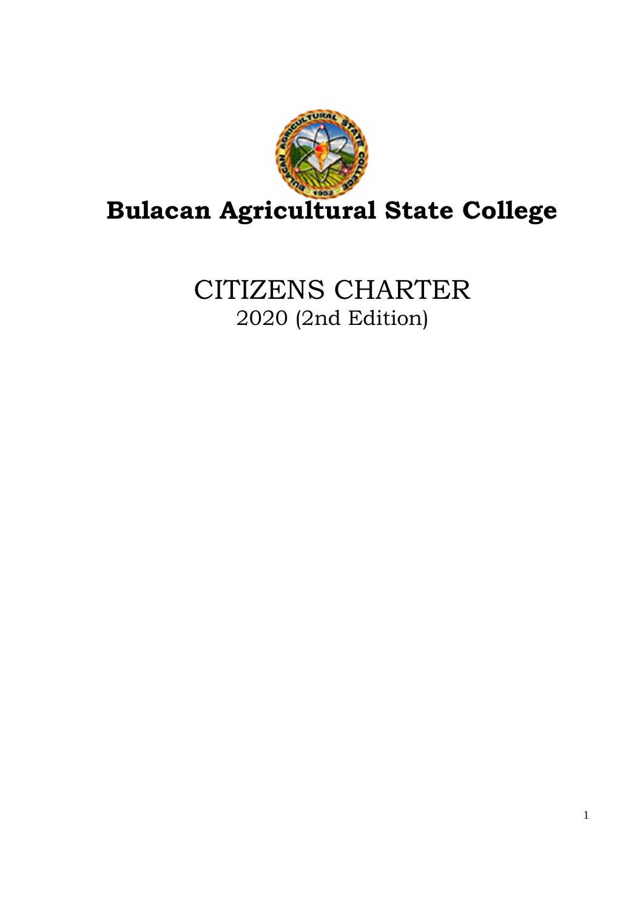# Bulacan Agricultural State College

## CITIZENS CHARTER

2020 (2nd Edition)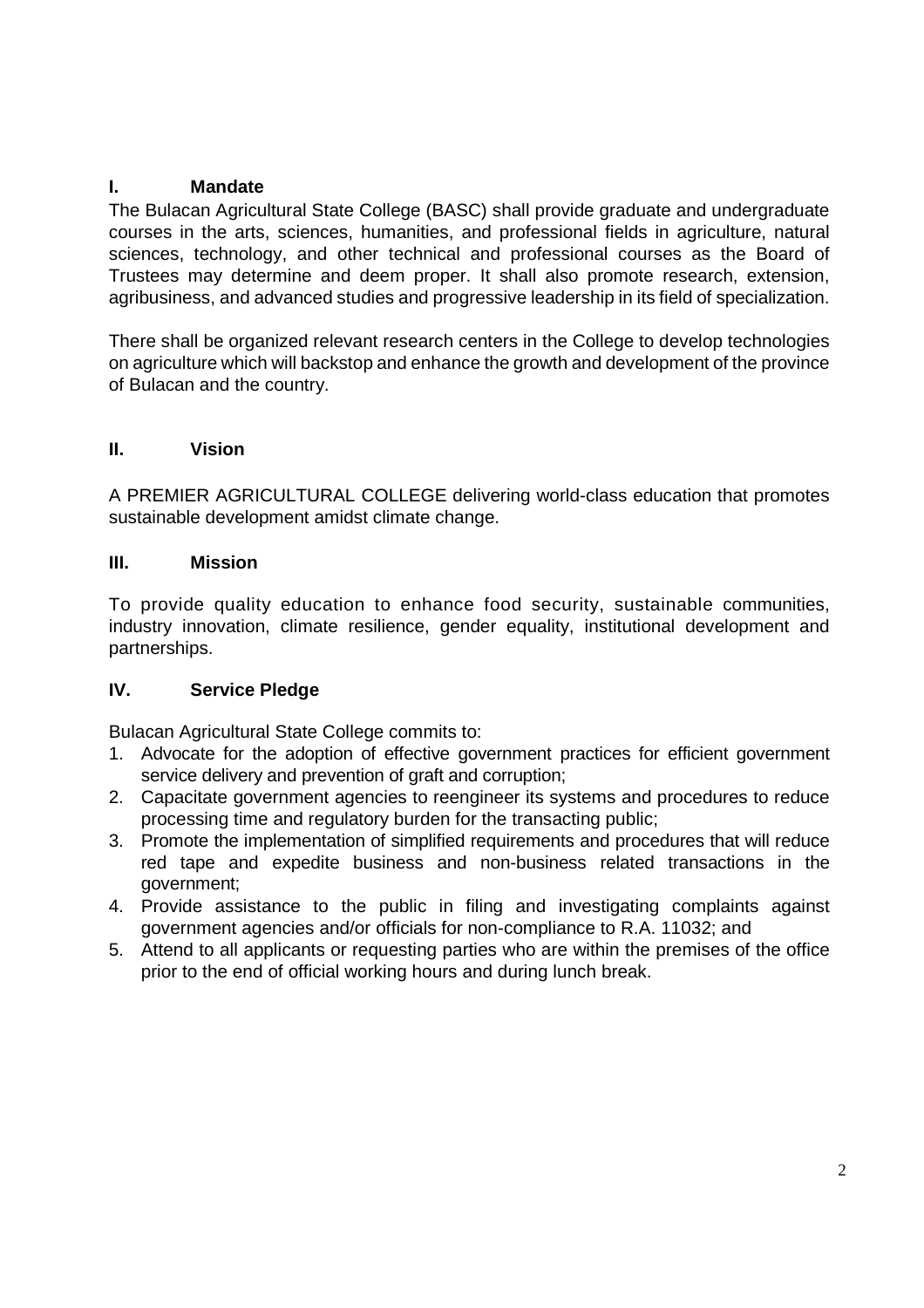## I. Mandate

The Bulacan Agricultural State College (BASC) shall provide graduate and undergraduate courses in the arts, sciences, humanities, and professional fields in agriculture, natural sciences, technology, and other technical and professional courses as the Board of Trustees may determine and deem proper. It shall also promote research, extension, agribusiness, and advanced studies and progressive leadership in its field of specialization.

There shall be organized relevant research centers in the College to develop technologies on agriculture which will backstop and enhance the growth and development of the province of Bulacan and the country.

## II. Vision

A PREMIER AGRICULTURAL COLLEGE delivering world-class education that promotes sustainable development amidst climate change.

## III. Mission

To provide quality education to enhance food security, sustainable communities, industry innovation, climate resilience, gender equality, institutional development and partnerships.

## IV. Service Pledge

Bulacan Agricultural State College commits to:

1. Advocate for the adoption of effective government practices for efficient government service delivery and prevention of graft and corruption;
2. Capacitate government agencies to reengineer its systems and procedures to reduce processing time and regulatory burden for the transacting public;
3. Promote the implementation of simplified requirements and procedures that will reduce red tape and expedite business and non-business related transactions in the government;
4. Provide assistance to the public in filing and investigating complaints against government agencies and/or officials for non-compliance to R.A. 11032; and
5. Attend to all applicants or requesting parties who are within the premises of the office prior to the end of official working hours and during lunch break.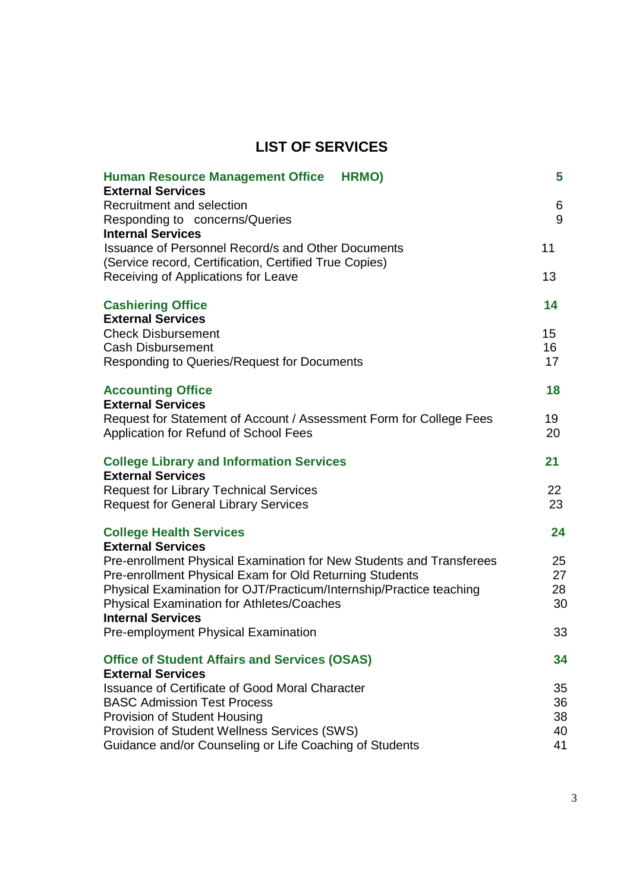# LIST OF SERVICES

| Service | Page |
|---|---|
| **Human Resource Management Office HRMO)** | **5** |
| **External Services** | |
| Recruitment and selection | 6 |
| Responding to concerns/Queries | 9 |
| **Internal Services** | |
| Issuance of Personnel Record/s and Other Documents (Service record, Certification, Certified True Copies) | 11 |
| Receiving of Applications for Leave | 13 |
| **Cashiering Office** | **14** |
| **External Services** | |
| Check Disbursement | 15 |
| Cash Disbursement | 16 |
| Responding to Queries/Request for Documents | 17 |
| **Accounting Office** | **18** |
| **External Services** | |
| Request for Statement of Account / Assessment Form for College Fees | 19 |
| Application for Refund of School Fees | 20 |
| **College Library and Information Services** | **21** |
| **External Services** | |
| Request for Library Technical Services | 22 |
| Request for General Library Services | 23 |
| **College Health Services** | **24** |
| **External Services** | |
| Pre-enrollment Physical Examination for New Students and Transferees | 25 |
| Pre-enrollment Physical Exam for Old Returning Students | 27 |
| Physical Examination for OJT/Practicum/Internship/Practice teaching | 28 |
| Physical Examination for Athletes/Coaches | 30 |
| **Internal Services** | |
| Pre-employment Physical Examination | 33 |
| **Office of Student Affairs and Services (OSAS)** | **34** |
| **External Services** | |
| Issuance of Certificate of Good Moral Character | 35 |
| BASC Admission Test Process | 36 |
| Provision of Student Housing | 38 |
| Provision of Student Wellness Services (SWS) | 40 |
| Guidance and/or Counseling or Life Coaching of Students | 41 |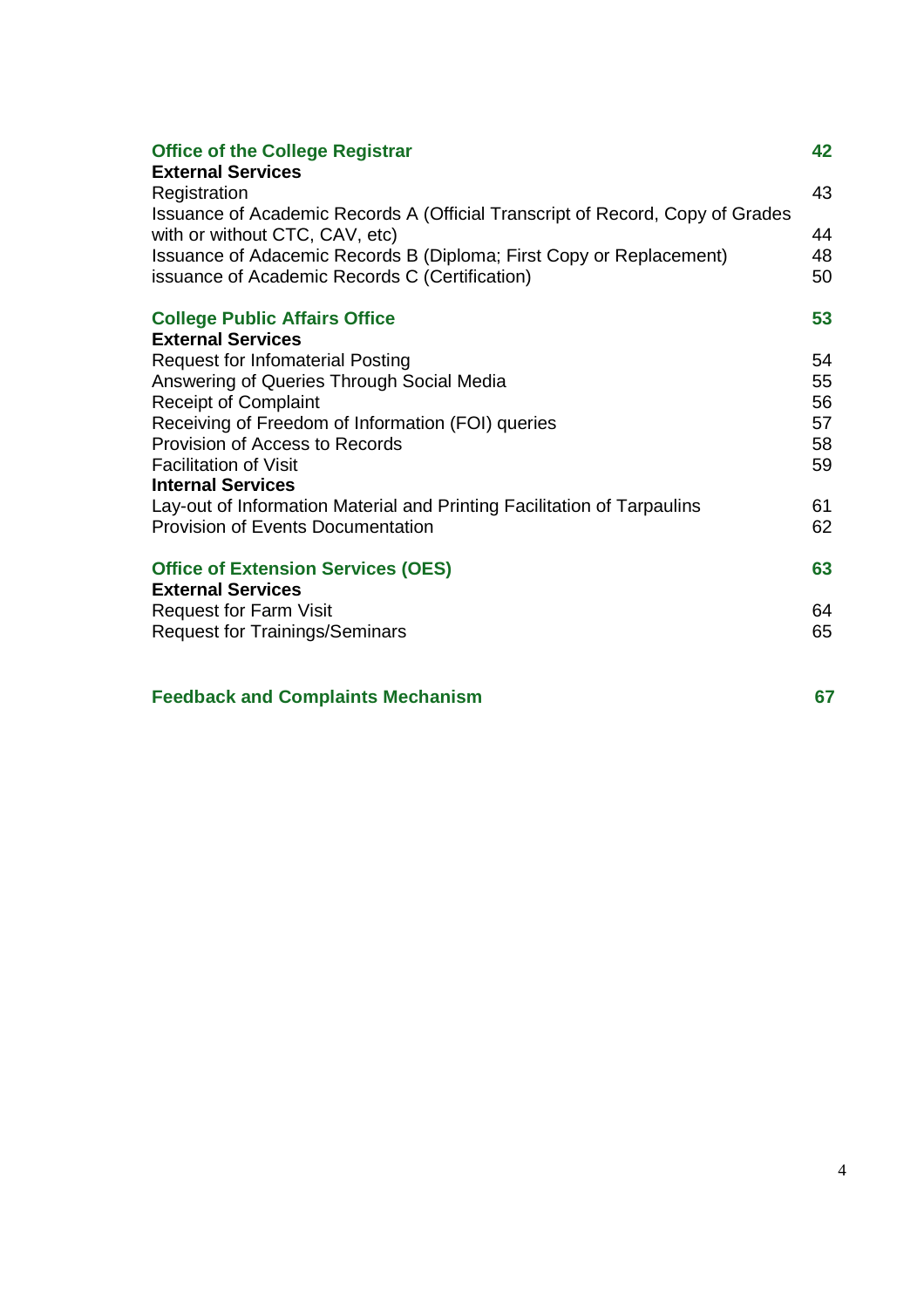| | |
|---|---|
| **Office of the College Registrar** | **42** |
| **External Services** | |
| Registration | 43 |
| Issuance of Academic Records A (Official Transcript of Record, Copy of Grades with or without CTC, CAV, etc) | 44 |
| Issuance of Adacemic Records B (Diploma; First Copy or Replacement) | 48 |
| issuance of Academic Records C (Certification) | 50 |
| | |
| **College Public Affairs Office** | **53** |
| **External Services** | |
| Request for Infomaterial Posting | 54 |
| Answering of Queries Through Social Media | 55 |
| Receipt of Complaint | 56 |
| Receiving of Freedom of Information (FOI) queries | 57 |
| Provision of Access to Records | 58 |
| Facilitation of Visit | 59 |
| **Internal Services** | |
| Lay-out of Information Material and Printing Facilitation of Tarpaulins | 61 |
| Provision of Events Documentation | 62 |
| | |
| **Office of Extension Services (OES)** | **63** |
| **External Services** | |
| Request for Farm Visit | 64 |
| Request for Trainings/Seminars | 65 |
| | |
| **Feedback and Complaints Mechanism** | **67** |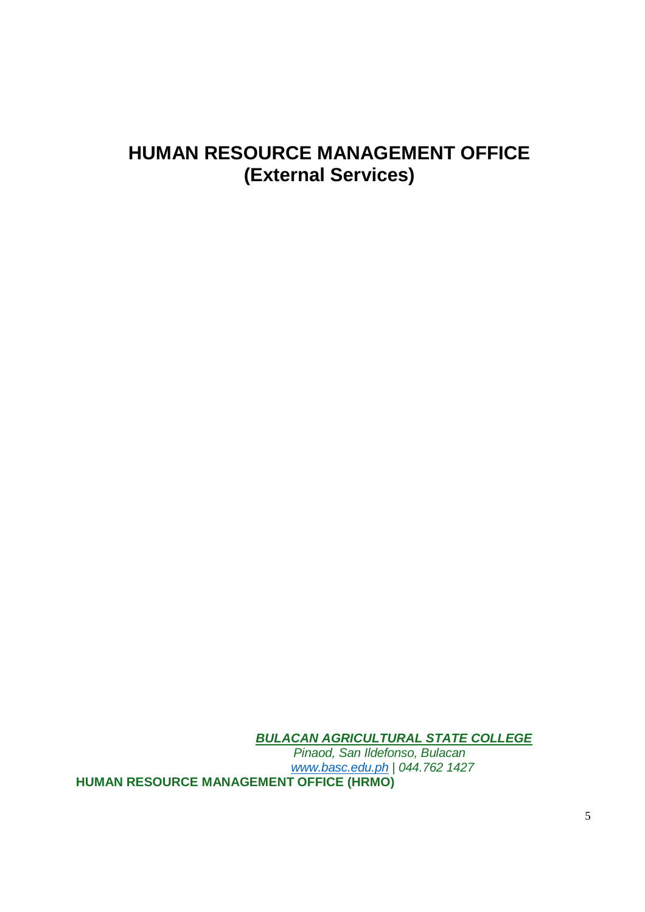# HUMAN RESOURCE MANAGEMENT OFFICE
# (External Services)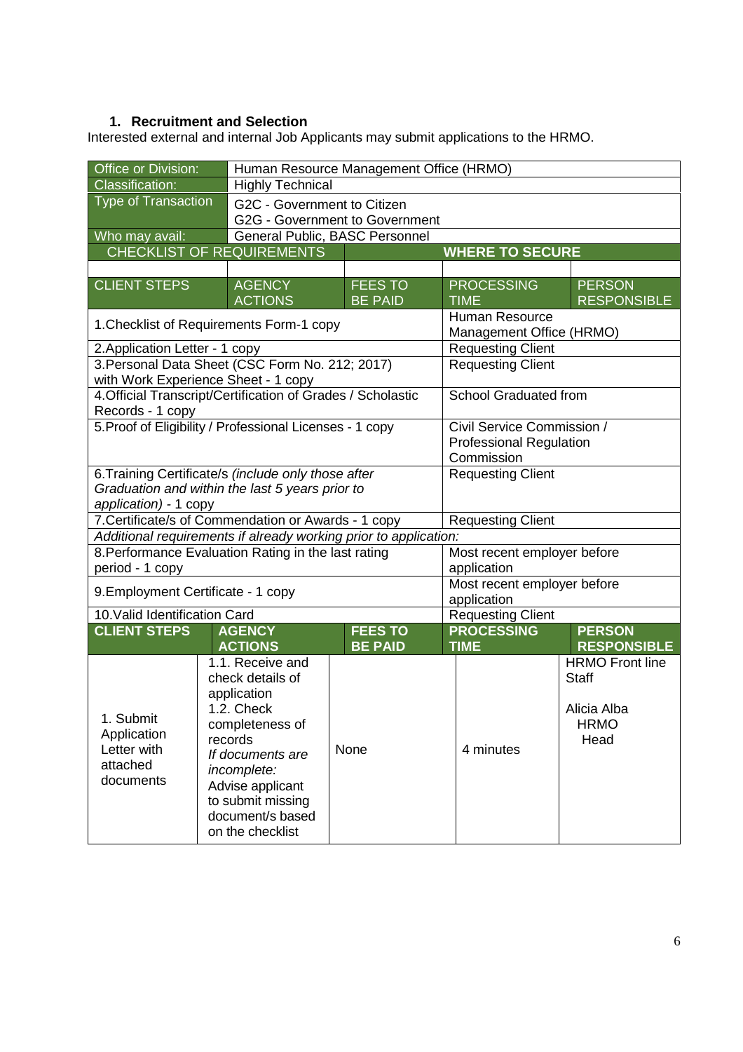### 1. Recruitment and Selection

Interested external and internal Job Applicants may submit applications to the HRMO.

| Office or Division: | Human Resource Management Office (HRMO) | | | |
|---|---|---|---|---|
| Classification: | Highly Technical | | | |
| Type of Transaction | G2C - Government to Citizen<br>G2G - Government to Government | | | |
| Who may avail: | General Public, BASC Personnel | | | |
| **CHECKLIST OF REQUIREMENTS** | | | **WHERE TO SECURE** | |
| | | | | |
| CLIENT STEPS | AGENCY ACTIONS | FEES TO BE PAID | PROCESSING TIME | PERSON RESPONSIBLE |
| 1.Checklist of Requirements Form-1 copy | | | Human Resource Management Office (HRMO) | |
| 2.Application Letter - 1 copy | | | Requesting Client | |
| 3.Personal Data Sheet (CSC Form No. 212; 2017) with Work Experience Sheet - 1 copy | | | Requesting Client | |
| 4.Official Transcript/Certification of Grades / Scholastic Records - 1 copy | | | School Graduated from | |
| 5.Proof of Eligibility / Professional Licenses - 1 copy | | | Civil Service Commission / Professional Regulation Commission | |
| 6.Training Certificate/s *(include only those after Graduation and within the last 5 years prior to application)* - 1 copy | | | Requesting Client | |
| 7.Certificate/s of Commendation or Awards - 1 copy | | | Requesting Client | |
| *Additional requirements if already working prior to application:* | | | | |
| 8.Performance Evaluation Rating in the last rating period - 1 copy | | | Most recent employer before application | |
| 9.Employment Certificate - 1 copy | | | Most recent employer before application | |
| 10.Valid Identification Card | | | Requesting Client | |
| **CLIENT STEPS** | **AGENCY ACTIONS** | **FEES TO BE PAID** | **PROCESSING TIME** | **PERSON RESPONSIBLE** |
| 1. Submit Application Letter with attached documents | 1.1. Receive and check details of application<br>1.2. Check completeness of records<br>*If documents are incomplete:*<br>Advise applicant to submit missing document/s based on the checklist | None | 4 minutes | HRMO Front line Staff<br><br>Alicia Alba<br>HRMO Head |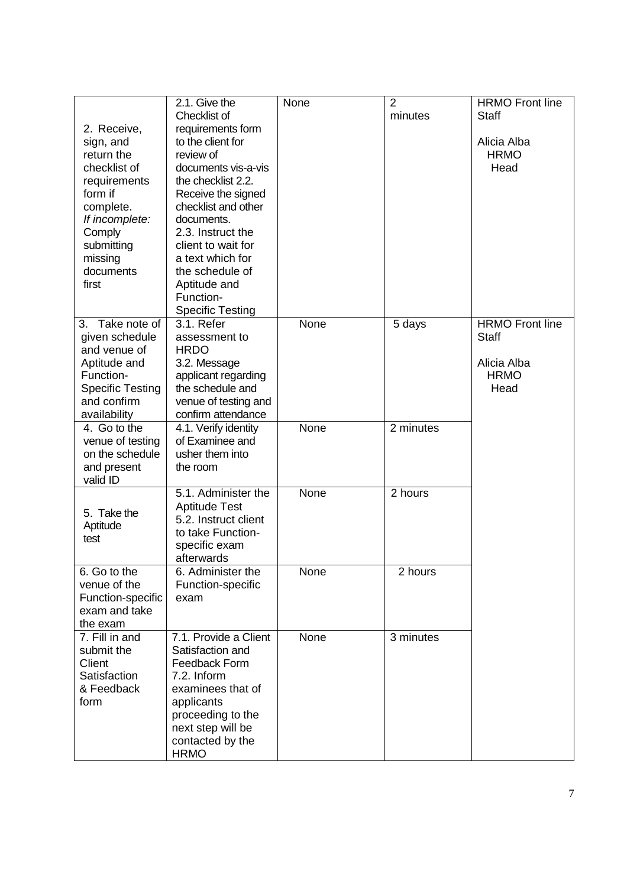| | | | | |
|---|---|---|---|---|
| 2. Receive, sign, and return the checklist of requirements form if complete. *If incomplete:* Comply submitting missing documents first | 2.1. Give the Checklist of requirements form to the client for review of documents vis-a-vis the checklist 2.2. Receive the signed checklist and other documents. 2.3. Instruct the client to wait for a text which for the schedule of Aptitude and Function-Specific Testing | None | 2 minutes | HRMO Front line Staff<br><br>Alicia Alba HRMO Head |
| 3. Take note of given schedule and venue of Aptitude and Function-Specific Testing and confirm availability | 3.1. Refer assessment to HRDO 3.2. Message applicant regarding the schedule and venue of testing and confirm attendance | None | 5 days | HRMO Front line Staff<br><br>Alicia Alba HRMO Head |
| 4. Go to the venue of testing on the schedule and present valid ID | 4.1. Verify identity of Examinee and usher them into the room | None | 2 minutes | |
| 5. Take the Aptitude test | 5.1. Administer the Aptitude Test 5.2. Instruct client to take Function-specific exam afterwards | None | 2 hours | |
| 6. Go to the venue of the Function-specific exam and take the exam | 6. Administer the Function-specific exam | None | 2 hours | |
| 7. Fill in and submit the Client Satisfaction & Feedback form | 7.1. Provide a Client Satisfaction and Feedback Form 7.2. Inform examinees that of applicants proceeding to the next step will be contacted by the HRMO | None | 3 minutes | |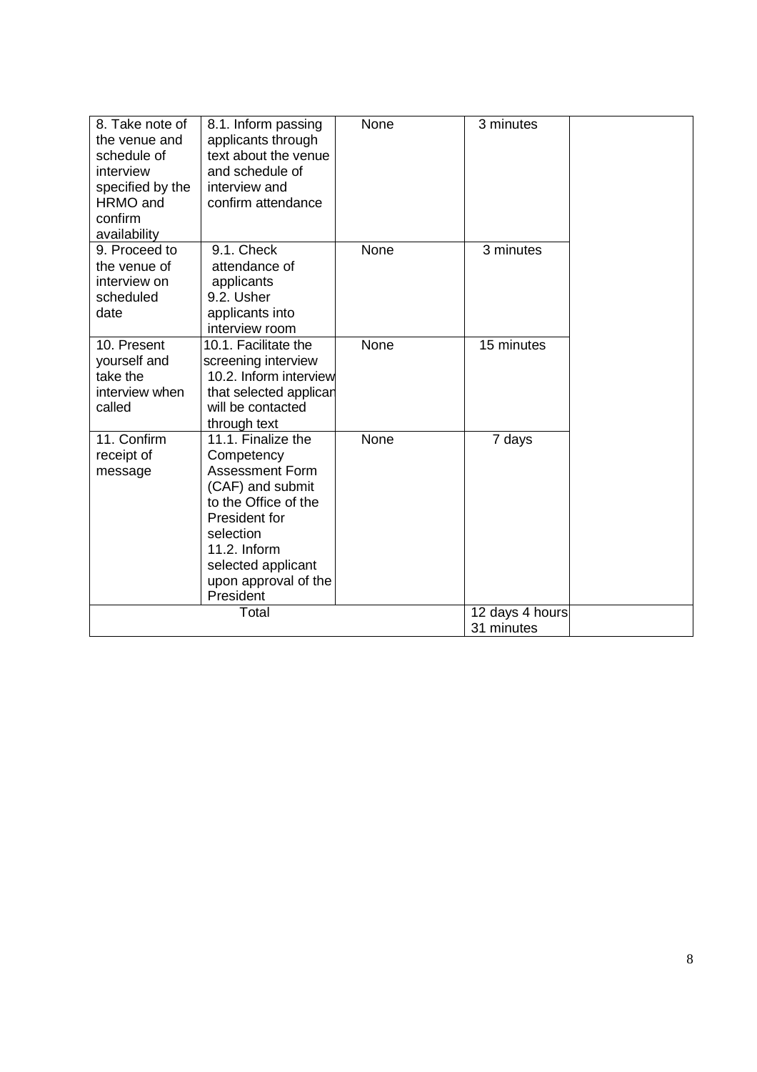| | | | | |
|---|---|---|---|---|
| 8. Take note of the venue and schedule of interview specified by the HRMO and confirm availability | 8.1. Inform passing applicants through text about the venue and schedule of interview and confirm attendance | None | 3 minutes | |
| 9. Proceed to the venue of interview on scheduled date | 9.1. Check attendance of applicants<br>9.2. Usher applicants into interview room | None | 3 minutes | |
| 10. Present yourself and take the interview when called | 10.1. Facilitate the screening interview<br>10.2. Inform interview that selected applican will be contacted through text | None | 15 minutes | |
| 11. Confirm receipt of message | 11.1. Finalize the Competency Assessment Form (CAF) and submit to the Office of the President for selection<br>11.2. Inform selected applicant upon approval of the President | None | 7 days | |
| Total | | | 12 days 4 hours 31 minutes | |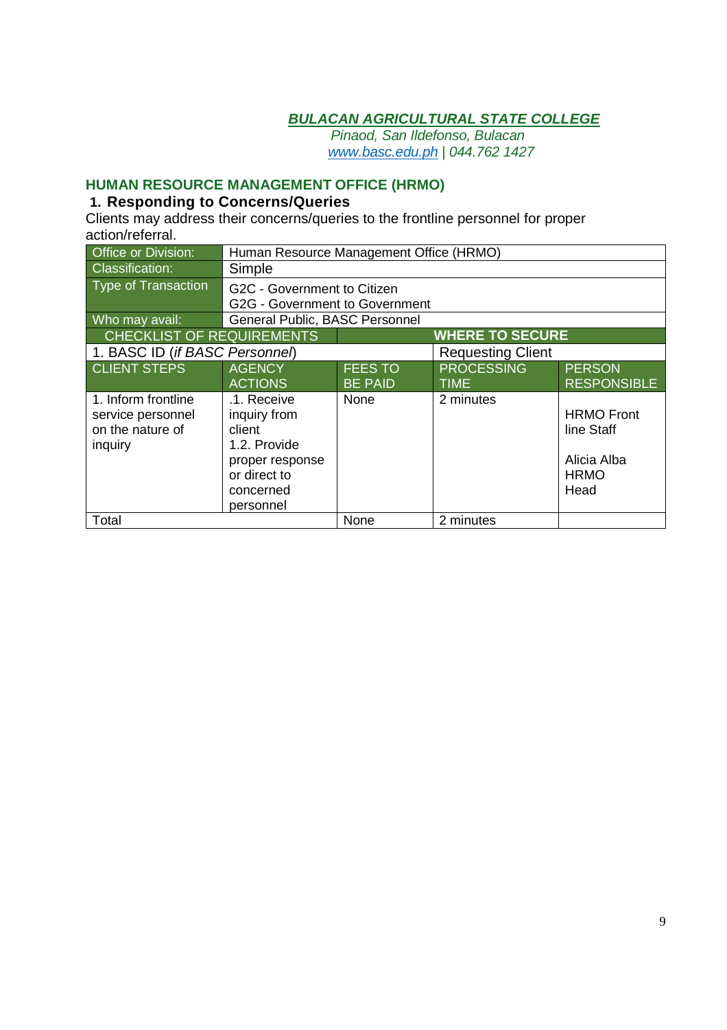***BULACAN AGRICULTURAL STATE COLLEGE***

*Pinaod, San Ildefonso, Bulacan*
*www.basc.edu.ph | 044.762 1427*

## HUMAN RESOURCE MANAGEMENT OFFICE (HRMO)

### 1. Responding to Concerns/Queries

Clients may address their concerns/queries to the frontline personnel for proper action/referral.

| Office or Division: | Human Resource Management Office (HRMO) | | | |
|---|---|---|---|---|
| Classification: | Simple | | | |
| Type of Transaction | G2C - Government to Citizen<br>G2G - Government to Government | | | |
| Who may avail: | General Public, BASC Personnel | | | |
| **CHECKLIST OF REQUIREMENTS** | | | **WHERE TO SECURE** | |
| 1. BASC ID (*if BASC Personnel*) | | | Requesting Client | |
| **CLIENT STEPS** | **AGENCY ACTIONS** | **FEES TO BE PAID** | **PROCESSING TIME** | **PERSON RESPONSIBLE** |
| 1. Inform frontline service personnel on the nature of inquiry | .1. Receive inquiry from client<br>1.2. Provide proper response or direct to concerned personnel | None | 2 minutes | HRMO Front line Staff<br><br>Alicia Alba HRMO Head |
| Total | | None | 2 minutes | |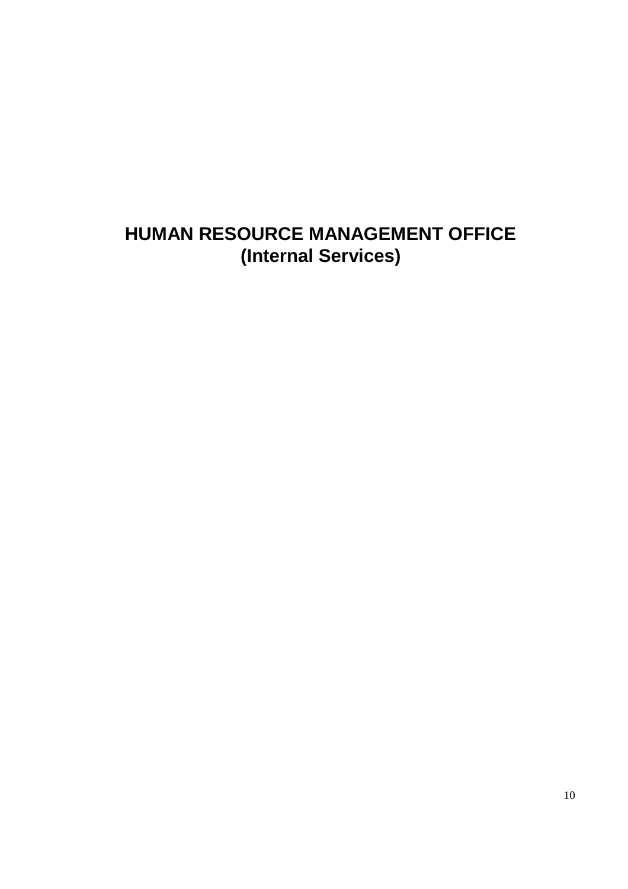# HUMAN RESOURCE MANAGEMENT OFFICE
## (Internal Services)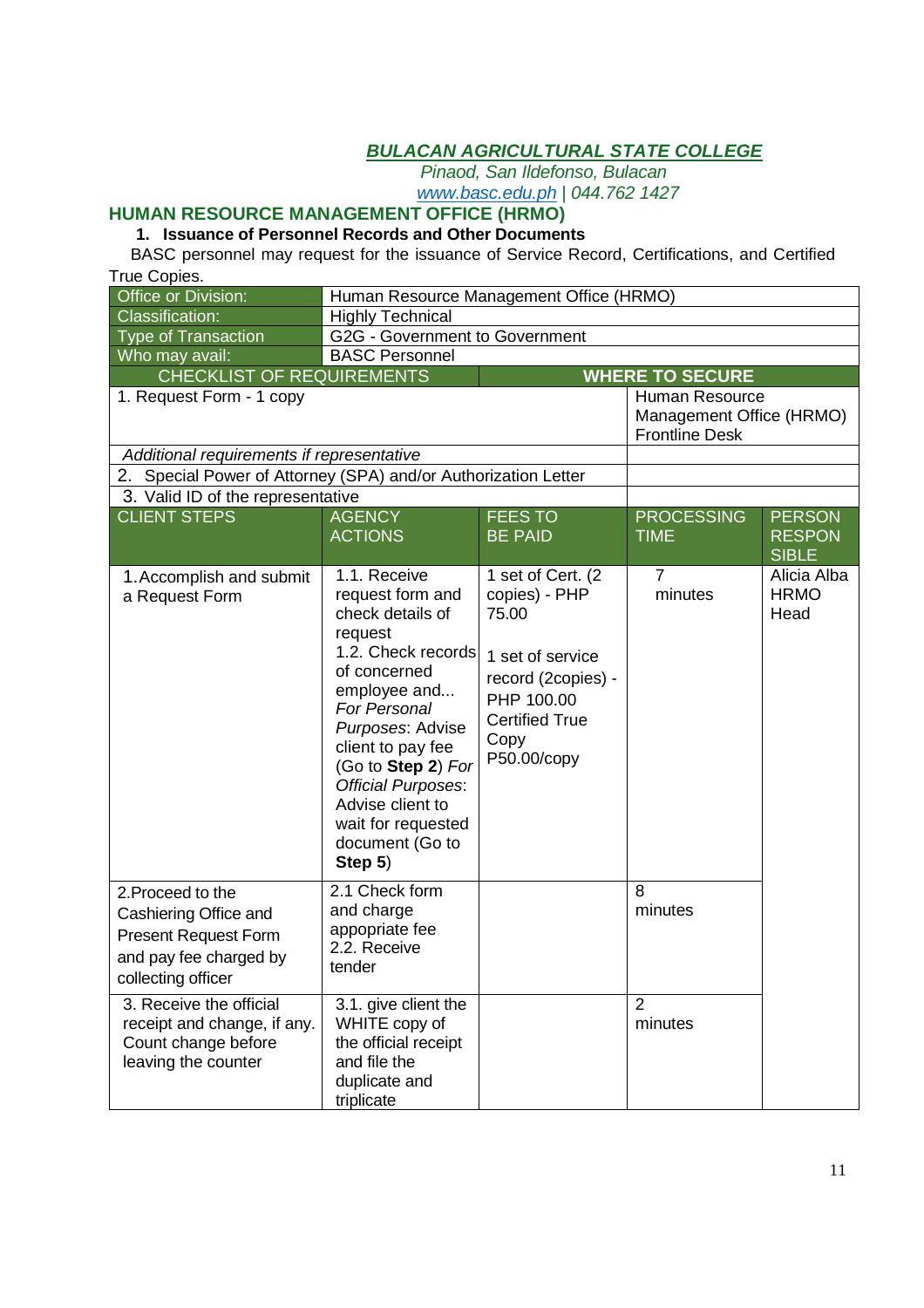**BULACAN AGRICULTURAL STATE COLLEGE**

*Pinaod, San Ildefonso, Bulacan*

*www.basc.edu.ph | 044.762 1427*

## HUMAN RESOURCE MANAGEMENT OFFICE (HRMO)

### 1. Issuance of Personnel Records and Other Documents

BASC personnel may request for the issuance of Service Record, Certifications, and Certified True Copies.

| Office or Division: | Human Resource Management Office (HRMO) | | | |
|---|---|---|---|---|
| Classification: | Highly Technical | | | |
| Type of Transaction | G2G - Government to Government | | | |
| Who may avail: | BASC Personnel | | | |
| **CHECKLIST OF REQUIREMENTS** | | | **WHERE TO SECURE** | |
| 1. Request Form - 1 copy | | | Human Resource Management Office (HRMO) Frontline Desk | |
| *Additional requirements if representative* | | | | |
| 2. Special Power of Attorney (SPA) and/or Authorization Letter | | | | |
| 3. Valid ID of the representative | | | | |
| **CLIENT STEPS** | **AGENCY ACTIONS** | **FEES TO BE PAID** | **PROCESSING TIME** | **PERSON RESPONSIBLE** |
| 1. Accomplish and submit a Request Form | 1.1. Receive request form and check details of request<br>1.2. Check records of concerned employee and... *For Personal Purposes*: Advise client to pay fee (Go to **Step 2**) *For Official Purposes*: Advise client to wait for requested document (Go to **Step 5**) | 1 set of Cert. (2 copies) - PHP 75.00<br><br>1 set of service record (2copies) - PHP 100.00<br>Certified True Copy P50.00/copy | 7 minutes | Alicia Alba HRMO Head |
| 2. Proceed to the Cashiering Office and Present Request Form and pay fee charged by collecting officer | 2.1 Check form and charge appopriate fee<br>2.2. Receive tender | | 8 minutes | |
| 3. Receive the official receipt and change, if any. Count change before leaving the counter | 3.1. give client the WHITE copy of the official receipt and file the duplicate and triplicate | | 2 minutes | |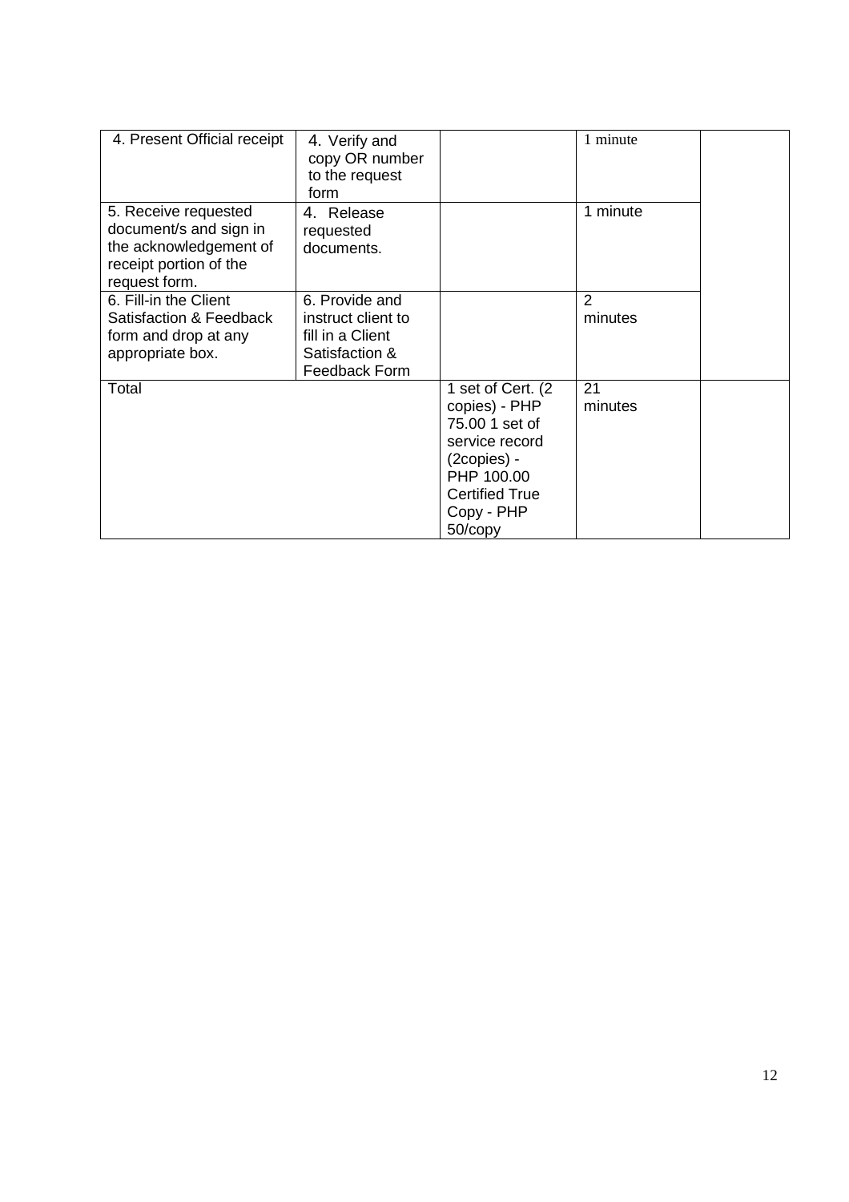| | | | | |
|---|---|---|---|---|
| 4. Present Official receipt | 4. Verify and copy OR number to the request form | | 1 minute | |
| 5. Receive requested document/s and sign in the acknowledgement of receipt portion of the request form. | 4. Release requested documents. | | 1 minute | |
| 6. Fill-in the Client Satisfaction & Feedback form and drop at any appropriate box. | 6. Provide and instruct client to fill in a Client Satisfaction & Feedback Form | | 2 minutes | |
| Total | | 1 set of Cert. (2 copies) - PHP 75.00 1 set of service record (2copies) - PHP 100.00 Certified True Copy - PHP 50/copy | 21 minutes | |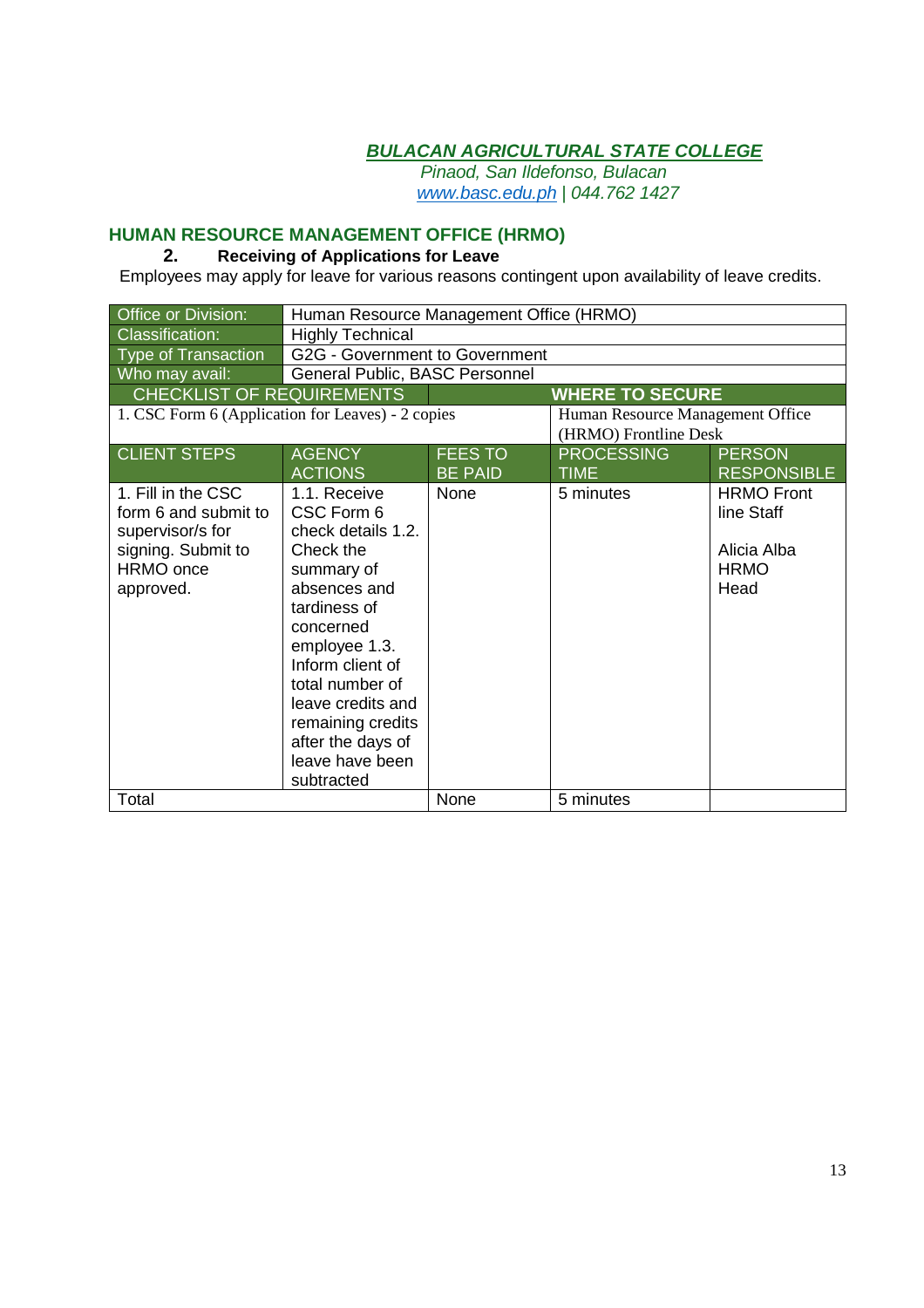**BULACAN AGRICULTURAL STATE COLLEGE**
*Pinaod, San Ildefonso, Bulacan*
*www.basc.edu.ph | 044.762 1427*

## HUMAN RESOURCE MANAGEMENT OFFICE (HRMO)

### 2. Receiving of Applications for Leave

Employees may apply for leave for various reasons contingent upon availability of leave credits.

| Office or Division: | Human Resource Management Office (HRMO) | | | |
|---|---|---|---|---|
| Classification: | Highly Technical | | | |
| Type of Transaction | G2G - Government to Government | | | |
| Who may avail: | General Public, BASC Personnel | | | |
| CHECKLIST OF REQUIREMENTS | | | WHERE TO SECURE | |
| 1. CSC Form 6 (Application for Leaves) - 2 copies | | | Human Resource Management Office (HRMO) Frontline Desk | |
| CLIENT STEPS | AGENCY ACTIONS | FEES TO BE PAID | PROCESSING TIME | PERSON RESPONSIBLE |
| 1. Fill in the CSC form 6 and submit to supervisor/s for signing. Submit to HRMO once approved. | 1.1. Receive CSC Form 6 check details 1.2. Check the summary of absences and tardiness of concerned employee 1.3. Inform client of total number of leave credits and remaining credits after the days of leave have been subtracted | None | 5 minutes | HRMO Front line Staff<br><br>Alicia Alba HRMO Head |
| Total | | None | 5 minutes | |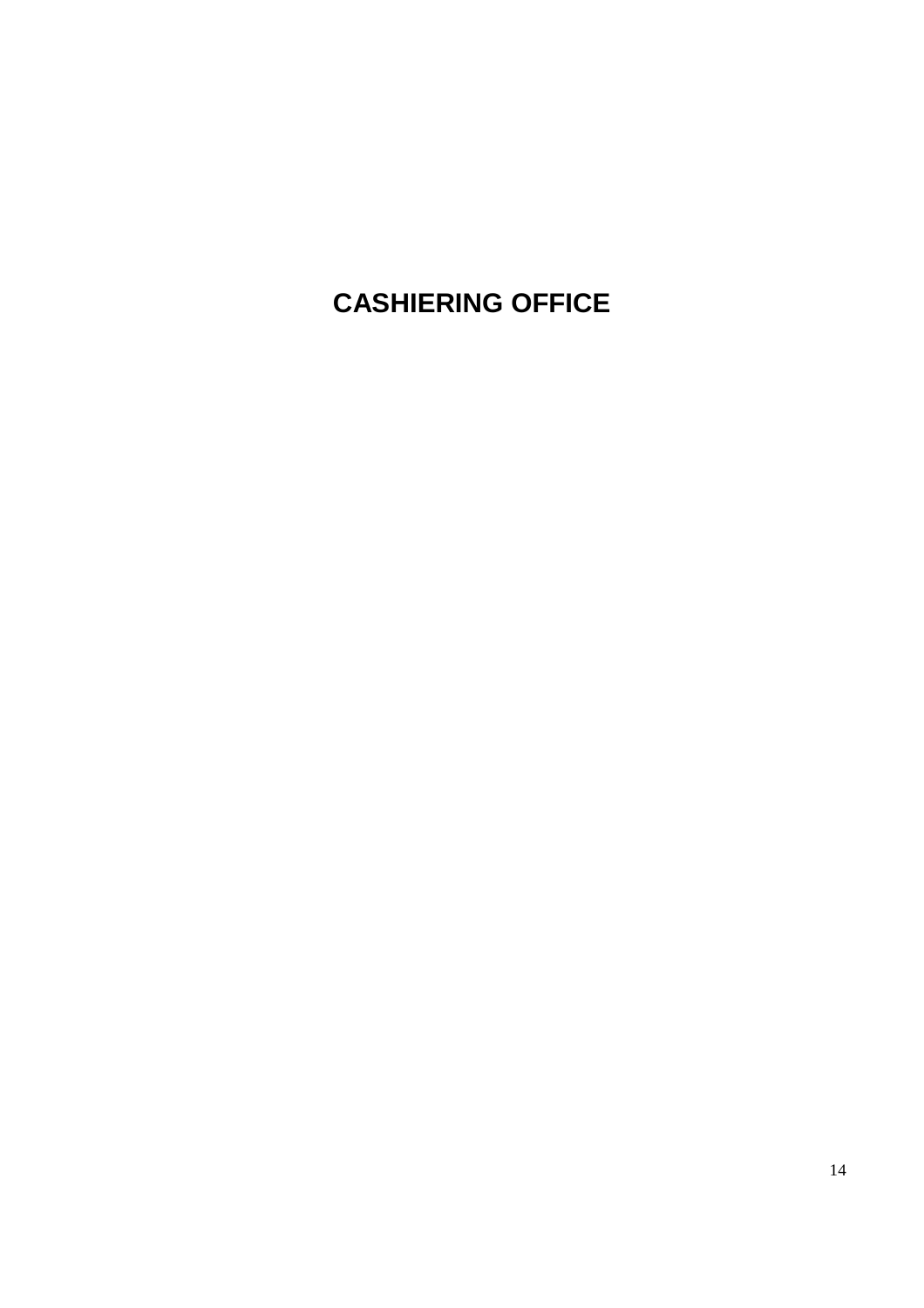# CASHIERING OFFICE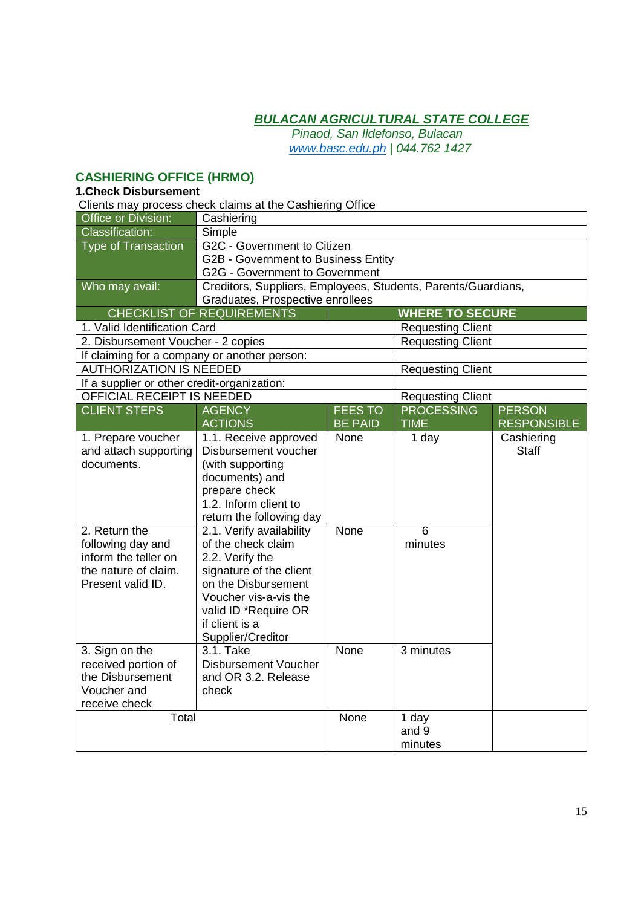**BULACAN AGRICULTURAL STATE COLLEGE**
*Pinaod, San Ildefonso, Bulacan*
*www.basc.edu.ph | 044.762 1427*

## CASHIERING OFFICE (HRMO)

**1.Check Disbursement**

Clients may process check claims at the Cashiering Office

| Office or Division: | Cashiering | | | |
|---|---|---|---|---|
| Classification: | Simple | | | |
| Type of Transaction | G2C - Government to Citizen<br>G2B - Government to Business Entity<br>G2G - Government to Government | | | |
| Who may avail: | Creditors, Suppliers, Employees, Students, Parents/Guardians, Graduates, Prospective enrollees | | | |
| **CHECKLIST OF REQUIREMENTS** | | | **WHERE TO SECURE** | |
| 1. Valid Identification Card | | | Requesting Client | |
| 2. Disbursement Voucher - 2 copies | | | Requesting Client | |
| If claiming for a company or another person: | | | | |
| AUTHORIZATION IS NEEDED | | | Requesting Client | |
| If a supplier or other credit-organization: | | | | |
| OFFICIAL RECEIPT IS NEEDED | | | Requesting Client | |
| **CLIENT STEPS** | **AGENCY ACTIONS** | **FEES TO BE PAID** | **PROCESSING TIME** | **PERSON RESPONSIBLE** |
| 1. Prepare voucher and attach supporting documents. | 1.1. Receive approved Disbursement voucher (with supporting documents) and prepare check<br>1.2. Inform client to return the following day | None | 1 day | Cashiering Staff |
| 2. Return the following day and inform the teller on the nature of claim. Present valid ID. | 2.1. Verify availability of the check claim<br>2.2. Verify the signature of the client on the Disbursement Voucher vis-a-vis the valid ID *Require OR if client is a Supplier/Creditor | None | 6 minutes | |
| 3. Sign on the received portion of the Disbursement Voucher and receive check | 3.1. Take Disbursement Voucher and OR 3.2. Release check | None | 3 minutes | |
| Total | | None | 1 day and 9 minutes | |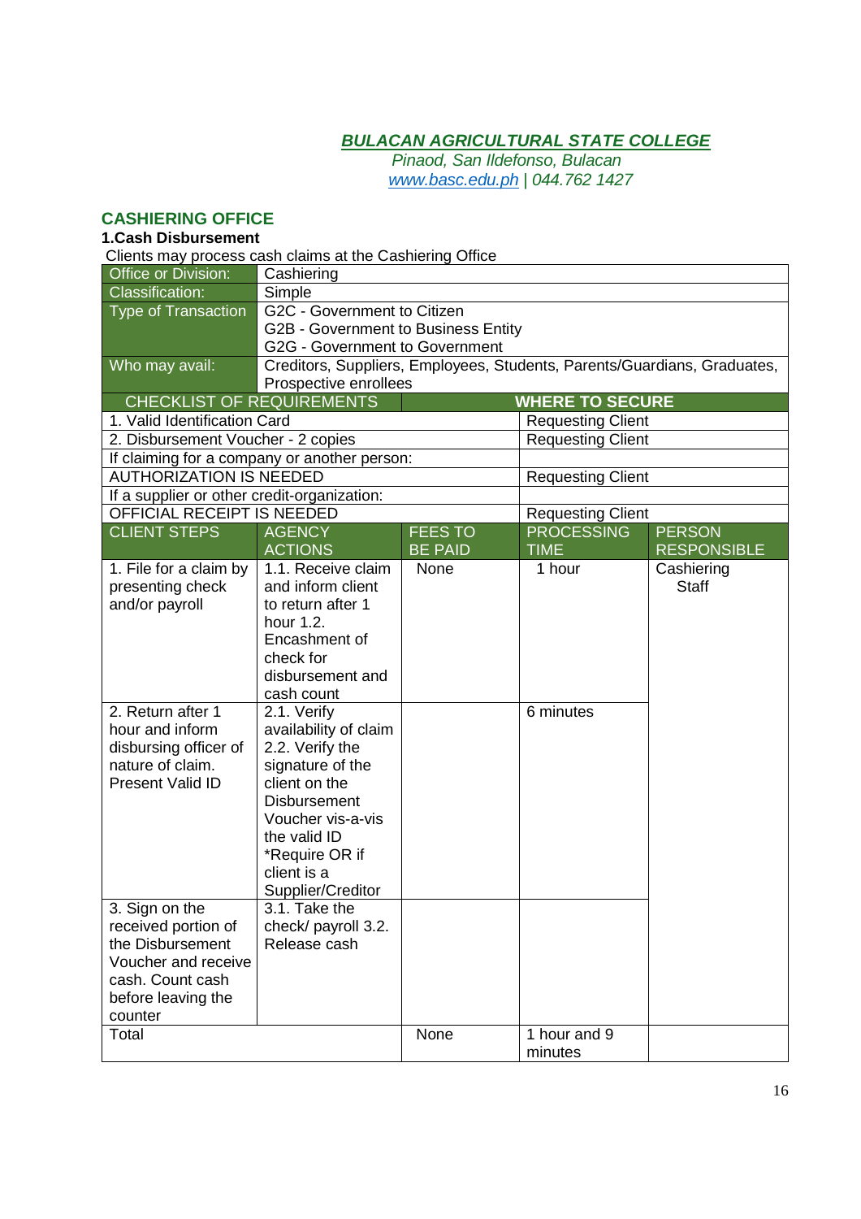**BULACAN AGRICULTURAL STATE COLLEGE**

*Pinaod, San Ildefonso, Bulacan*
*www.basc.edu.ph | 044.762 1427*

## CASHIERING OFFICE

### 1.Cash Disbursement

Clients may process cash claims at the Cashiering Office

| Office or Division: | Cashiering |
|---|---|
| Classification: | Simple |
| Type of Transaction | G2C - Government to Citizen<br>G2B - Government to Business Entity<br>G2G - Government to Government |
| Who may avail: | Creditors, Suppliers, Employees, Students, Parents/Guardians, Graduates, Prospective enrollees |

| CHECKLIST OF REQUIREMENTS | WHERE TO SECURE |
|---|---|
| 1. Valid Identification Card | Requesting Client |
| 2. Disbursement Voucher - 2 copies | Requesting Client |
| If claiming for a company or another person: | |
| AUTHORIZATION IS NEEDED | Requesting Client |
| If a supplier or other credit-organization: | |
| OFFICIAL RECEIPT IS NEEDED | Requesting Client |

| CLIENT STEPS | AGENCY ACTIONS | FEES TO BE PAID | PROCESSING TIME | PERSON RESPONSIBLE |
|---|---|---|---|---|
| 1. File for a claim by presenting check and/or payroll | 1.1. Receive claim and inform client to return after 1 hour 1.2. Encashment of check for disbursement and cash count | None | 1 hour | Cashiering Staff |
| 2. Return after 1 hour and inform disbursing officer of nature of claim. Present Valid ID | 2.1. Verify availability of claim 2.2. Verify the signature of the client on the Disbursement Voucher vis-a-vis the valid ID *Require OR if client is a Supplier/Creditor | | 6 minutes | |
| 3. Sign on the received portion of the Disbursement Voucher and receive cash. Count cash before leaving the counter | 3.1. Take the check/ payroll 3.2. Release cash | | | |
| Total | | None | 1 hour and 9 minutes | |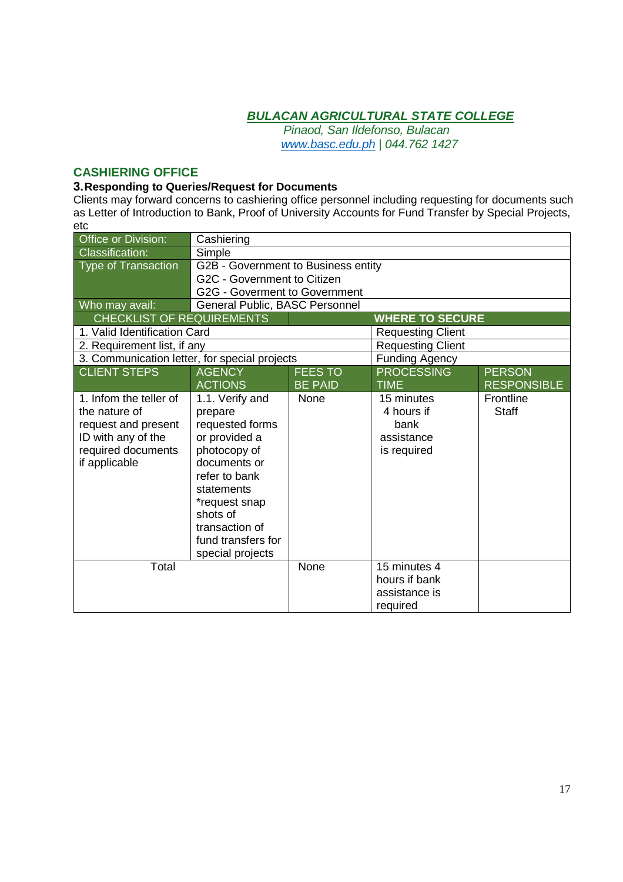**BULACAN AGRICULTURAL STATE COLLEGE**
*Pinaod, San Ildefonso, Bulacan*
*www.basc.edu.ph | 044.762 1427*

## CASHIERING OFFICE

### 3. Responding to Queries/Request for Documents

Clients may forward concerns to cashiering office personnel including requesting for documents such as Letter of Introduction to Bank, Proof of University Accounts for Fund Transfer by Special Projects, etc

| Office or Division: | Cashiering | | | |
|---|---|---|---|---|
| Classification: | Simple | | | |
| Type of Transaction | G2B - Government to Business entity<br>G2C - Government to Citizen<br>G2G - Goverment to Government | | | |
| Who may avail: | General Public, BASC Personnel | | | |
| **CHECKLIST OF REQUIREMENTS** | | | **WHERE TO SECURE** | |
| 1. Valid Identification Card | | | Requesting Client | |
| 2. Requirement list, if any | | | Requesting Client | |
| 3. Communication letter, for special projects | | | Funding Agency | |
| **CLIENT STEPS** | **AGENCY ACTIONS** | **FEES TO BE PAID** | **PROCESSING TIME** | **PERSON RESPONSIBLE** |
| 1. Infom the teller of the nature of request and present ID with any of the required documents if applicable | 1.1. Verify and prepare requested forms or provided a photocopy of documents or refer to bank statements *request snap shots of transaction of fund transfers for special projects | None | 15 minutes 4 hours if bank assistance is required | Frontline Staff |
| Total | | None | 15 minutes 4 hours if bank assistance is required | |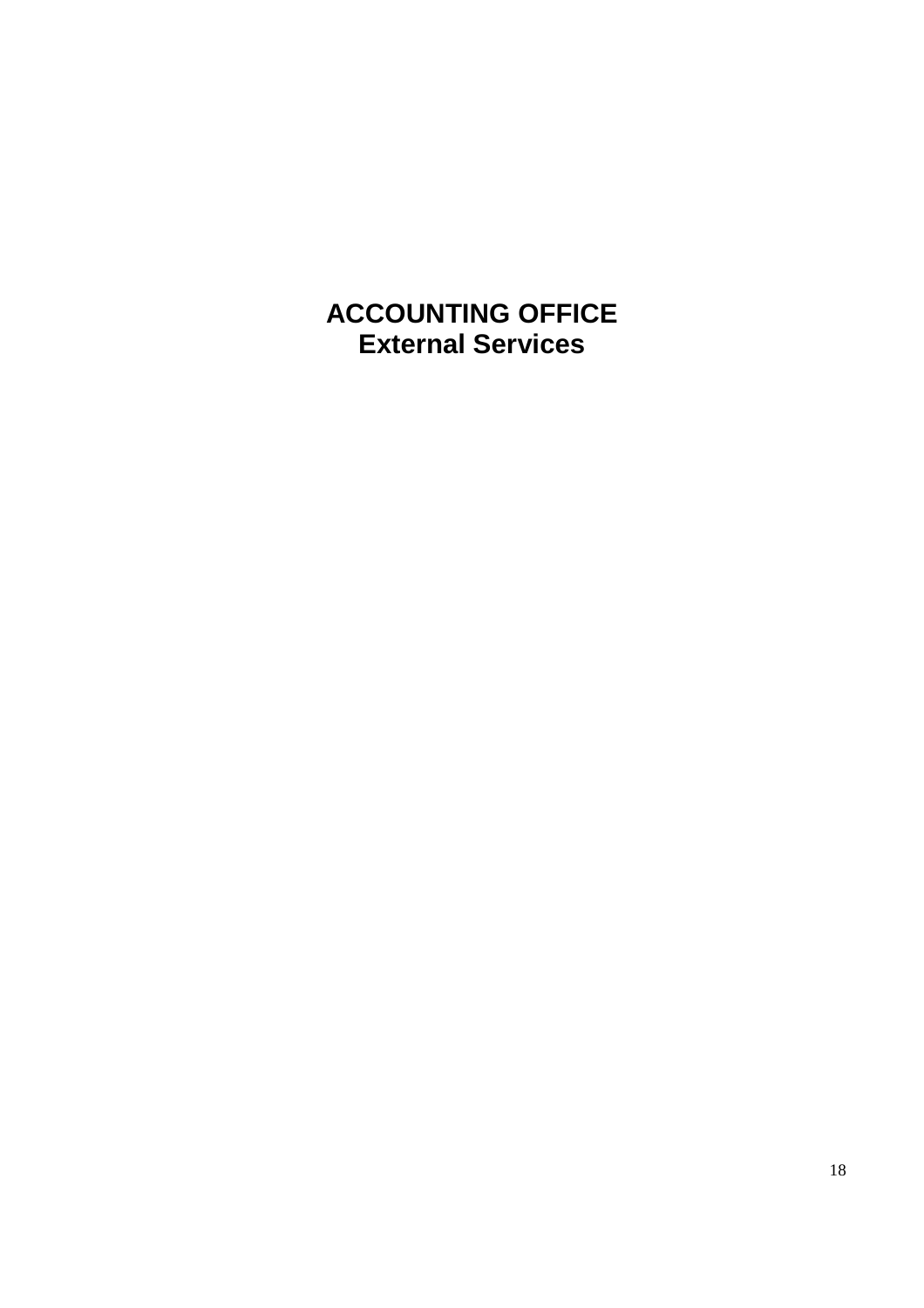# ACCOUNTING OFFICE
## External Services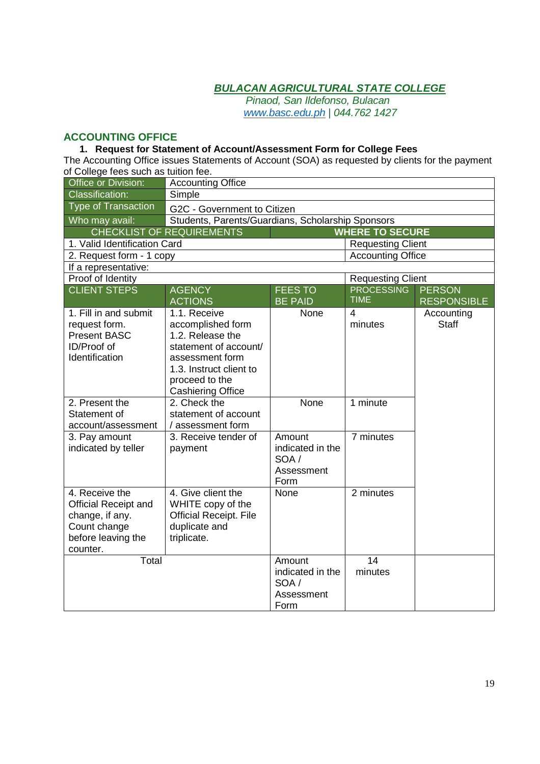**BULACAN AGRICULTURAL STATE COLLEGE**
*Pinaod, San Ildefonso, Bulacan*
*www.basc.edu.ph | 044.762 1427*

## ACCOUNTING OFFICE

### 1. Request for Statement of Account/Assessment Form for College Fees

The Accounting Office issues Statements of Account (SOA) as requested by clients for the payment of College fees such as tuition fee.

| Office or Division: | Accounting Office | | | |
|---|---|---|---|---|
| Classification: | Simple | | | |
| Type of Transaction | G2C - Government to Citizen | | | |
| Who may avail: | Students, Parents/Guardians, Scholarship Sponsors | | | |
| **CHECKLIST OF REQUIREMENTS** | | | **WHERE TO SECURE** | |
| 1. Valid Identification Card | | | Requesting Client | |
| 2. Request form - 1 copy | | | Accounting Office | |
| If a representative: | | | | |
| Proof of Identity | | | Requesting Client | |
| **CLIENT STEPS** | **AGENCY ACTIONS** | **FEES TO BE PAID** | **PROCESSING TIME** | **PERSON RESPONSIBLE** |
| 1. Fill in and submit request form. Present BASC ID/Proof of Identification | 1.1. Receive accomplished form 1.2. Release the statement of account/ assessment form 1.3. Instruct client to proceed to the Cashiering Office | None | 4 minutes | Accounting Staff |
| 2. Present the Statement of account/assessment | 2. Check the statement of account / assessment form | None | 1 minute | |
| 3. Pay amount indicated by teller | 3. Receive tender of payment | Amount indicated in the SOA / Assessment Form | 7 minutes | |
| 4. Receive the Official Receipt and change, if any. Count change before leaving the counter. | 4. Give client the WHITE copy of the Official Receipt. File duplicate and triplicate. | None | 2 minutes | |
| Total | | Amount indicated in the SOA / Assessment Form | 14 minutes | |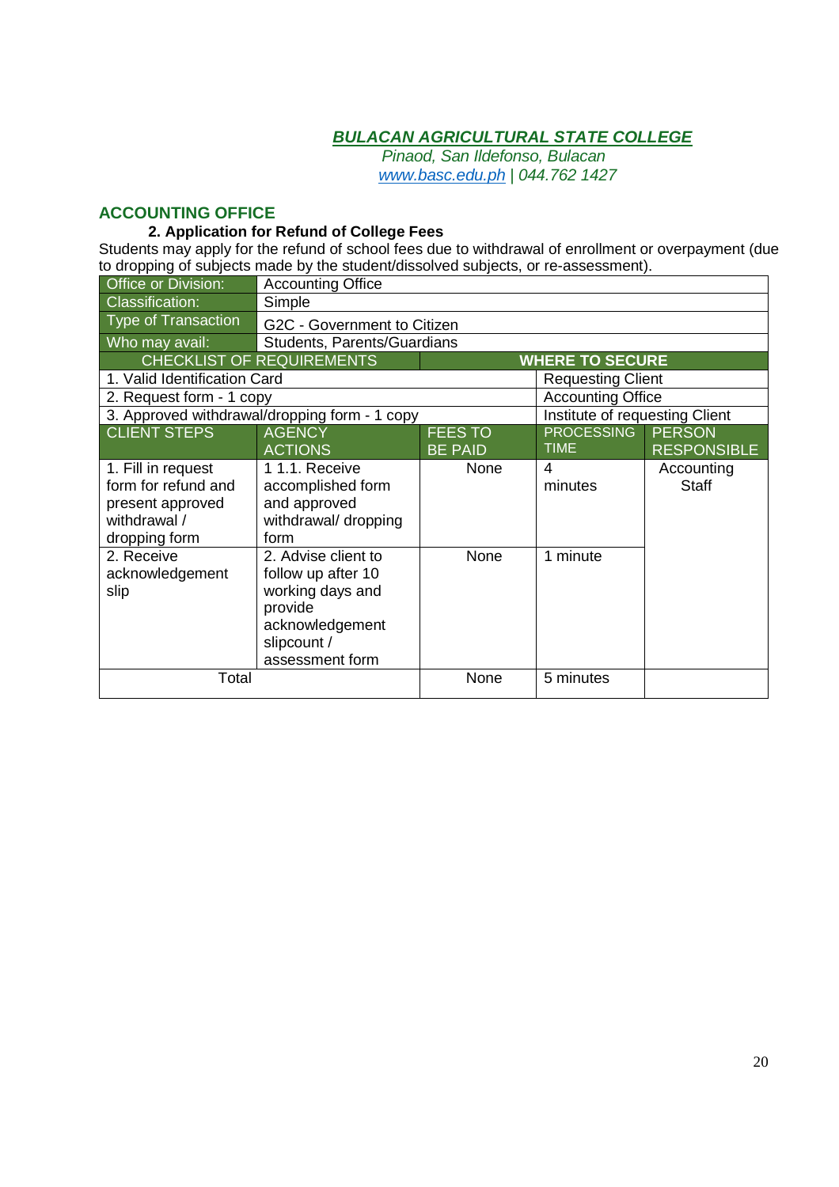***BULACAN AGRICULTURAL STATE COLLEGE***
*Pinaod, San Ildefonso, Bulacan*
*www.basc.edu.ph | 044.762 1427*

## ACCOUNTING OFFICE

### 2. Application for Refund of College Fees

Students may apply for the refund of school fees due to withdrawal of enrollment or overpayment (due to dropping of subjects made by the student/dissolved subjects, or re-assessment).

| Office or Division: | Accounting Office |
|---|---|
| Classification: | Simple |
| Type of Transaction | G2C - Government to Citizen |
| Who may avail: | Students, Parents/Guardians |

| CHECKLIST OF REQUIREMENTS | WHERE TO SECURE |
|---|---|
| 1. Valid Identification Card | Requesting Client |
| 2. Request form - 1 copy | Accounting Office |
| 3. Approved withdrawal/dropping form - 1 copy | Institute of requesting Client |

| CLIENT STEPS | AGENCY ACTIONS | FEES TO BE PAID | PROCESSING TIME | PERSON RESPONSIBLE |
|---|---|---|---|---|
| 1. Fill in request form for refund and present approved withdrawal / dropping form | 1 1.1. Receive accomplished form and approved withdrawal/ dropping form | None | 4 minutes | Accounting Staff |
| 2. Receive acknowledgement slip | 2. Advise client to follow up after 10 working days and provide acknowledgement slipcount / assessment form | None | 1 minute | |
| Total | | None | 5 minutes | |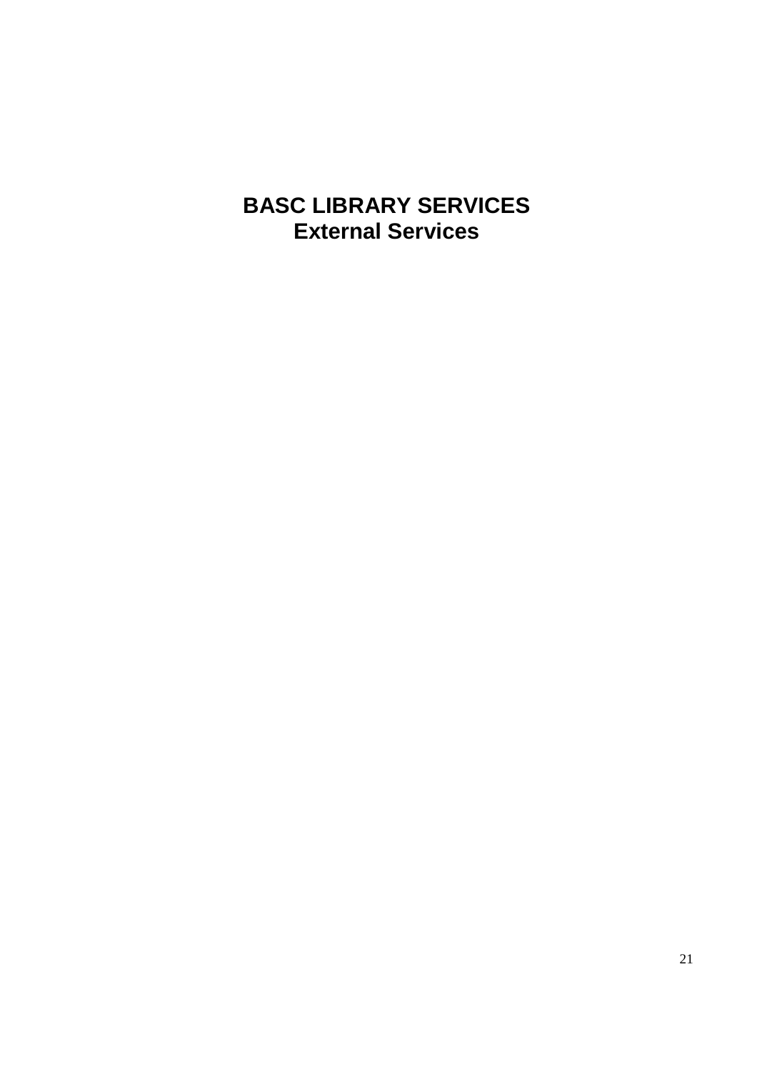# BASC LIBRARY SERVICES
## External Services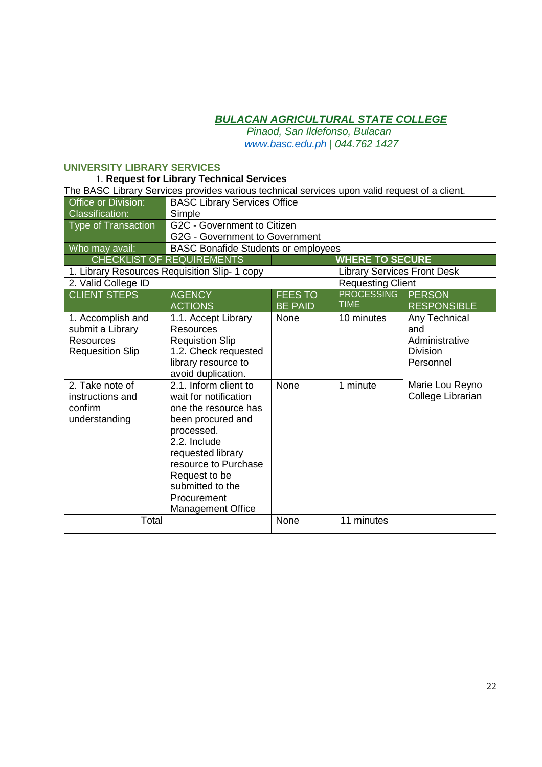**_BULACAN AGRICULTURAL STATE COLLEGE_**
*Pinaod, San Ildefonso, Bulacan*
*www.basc.edu.ph | 044.762 1427*

## UNIVERSITY LIBRARY SERVICES

1. **Request for Library Technical Services**

The BASC Library Services provides various technical services upon valid request of a client.

| Office or Division: | BASC Library Services Office | | | |
|---|---|---|---|---|
| Classification: | Simple | | | |
| Type of Transaction | G2C - Government to Citizen<br>G2G - Government to Government | | | |
| Who may avail: | BASC Bonafide Students or employees | | | |
| **CHECKLIST OF REQUIREMENTS** | | | **WHERE TO SECURE** | |
| 1. Library Resources Requisition Slip- 1 copy | | | Library Services Front Desk | |
| 2. Valid College ID | | | Requesting Client | |
| **CLIENT STEPS** | **AGENCY ACTIONS** | **FEES TO BE PAID** | **PROCESSING TIME** | **PERSON RESPONSIBLE** |
| 1. Accomplish and submit a Library Resources Requesition Slip | 1.1. Accept Library Resources Requistion Slip<br>1.2. Check requested library resource to avoid duplication. | None | 10 minutes | Any Technical and Administrative Division Personnel |
| 2. Take note of instructions and confirm understanding | 2.1. Inform client to wait for notification one the resource has been procured and processed.<br>2.2. Include requested library resource to Purchase Request to be submitted to the Procurement Management Office | None | 1 minute | Marie Lou Reyno<br>College Librarian |
| Total | | None | 11 minutes | |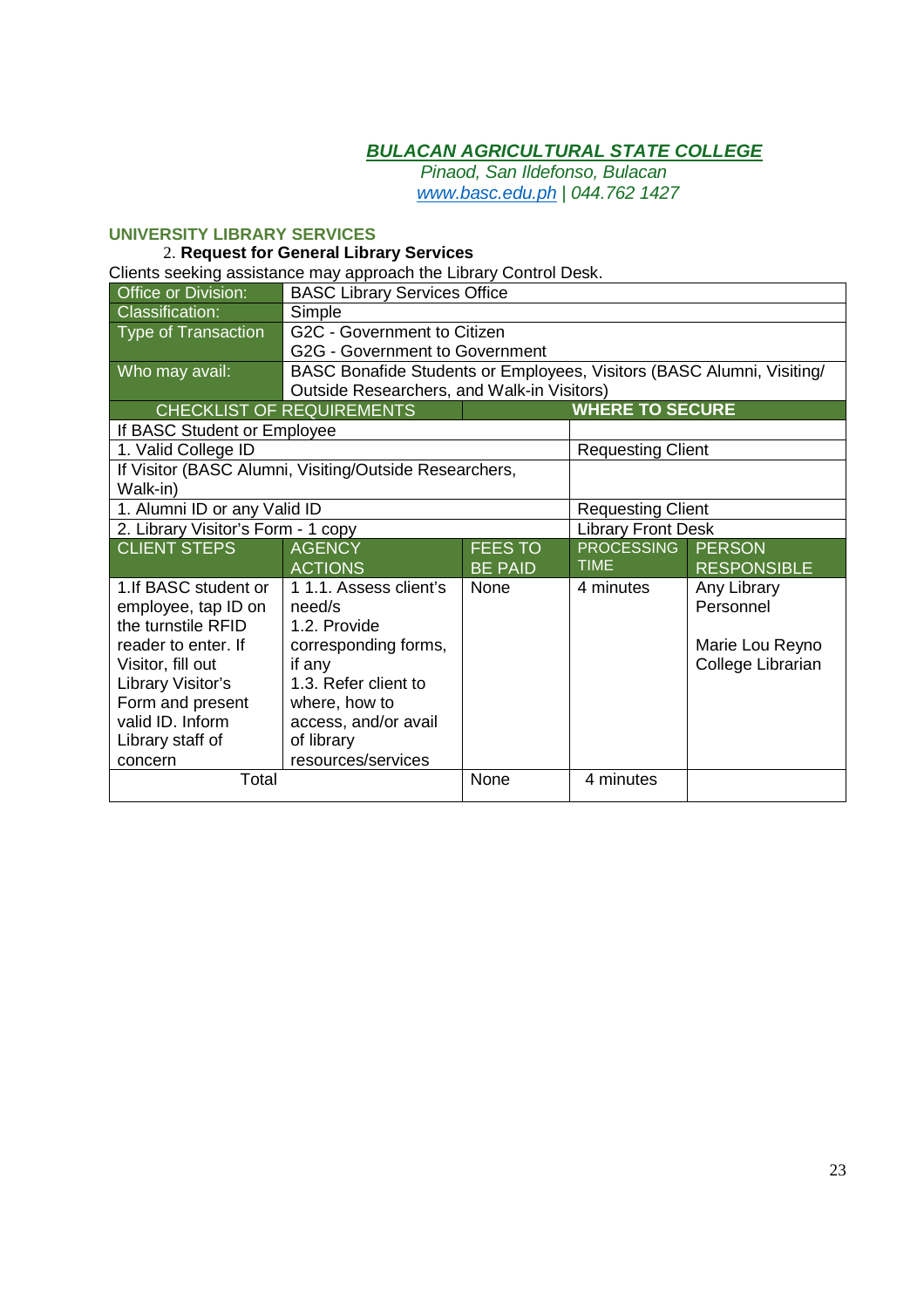**BULACAN AGRICULTURAL STATE COLLEGE**
*Pinaod, San Ildefonso, Bulacan*
*www.basc.edu.ph | 044.762 1427*

## UNIVERSITY LIBRARY SERVICES

### 2. Request for General Library Services

Clients seeking assistance may approach the Library Control Desk.

| Office or Division: | BASC Library Services Office | | | |
|---|---|---|---|---|
| Classification: | Simple | | | |
| Type of Transaction | G2C - Government to Citizen<br>G2G - Government to Government | | | |
| Who may avail: | BASC Bonafide Students or Employees, Visitors (BASC Alumni, Visiting/ Outside Researchers, and Walk-in Visitors) | | | |
| **CHECKLIST OF REQUIREMENTS** | | | **WHERE TO SECURE** | |
| If BASC Student or Employee | | | | |
| 1. Valid College ID | | | Requesting Client | |
| If Visitor (BASC Alumni, Visiting/Outside Researchers, Walk-in) | | | | |
| 1. Alumni ID or any Valid ID | | | Requesting Client | |
| 2. Library Visitor's Form - 1 copy | | | Library Front Desk | |
| **CLIENT STEPS** | **AGENCY ACTIONS** | **FEES TO BE PAID** | **PROCESSING TIME** | **PERSON RESPONSIBLE** |
| 1.If BASC student or employee, tap ID on the turnstile RFID reader to enter. If Visitor, fill out Library Visitor's Form and present valid ID. Inform Library staff of concern | 1 1.1. Assess client's need/s<br>1.2. Provide corresponding forms, if any<br>1.3. Refer client to where, how to access, and/or avail of library resources/services | None | 4 minutes | Any Library Personnel<br><br>Marie Lou Reyno<br>College Librarian |
| Total | | None | 4 minutes | |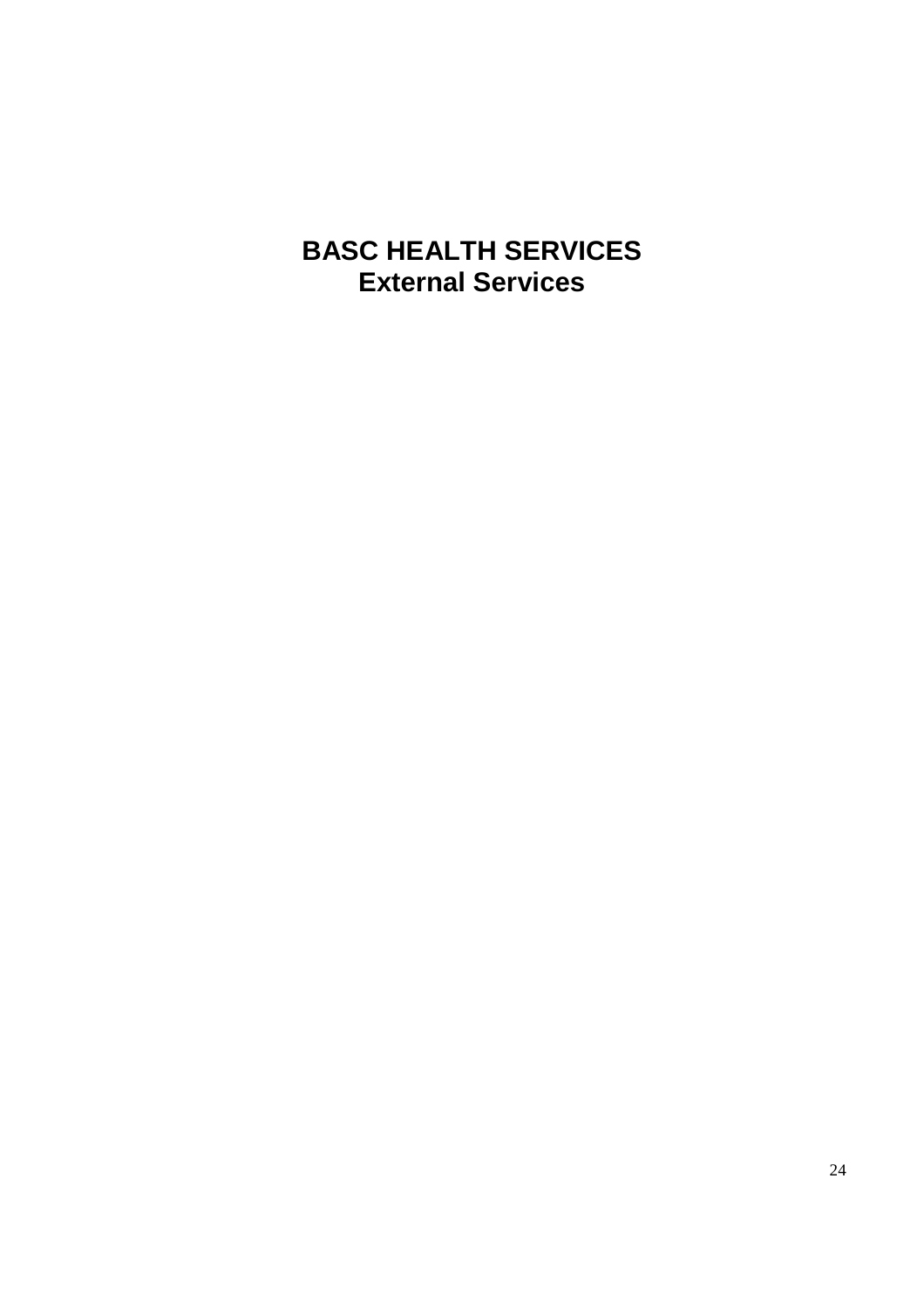# BASC HEALTH SERVICES
## External Services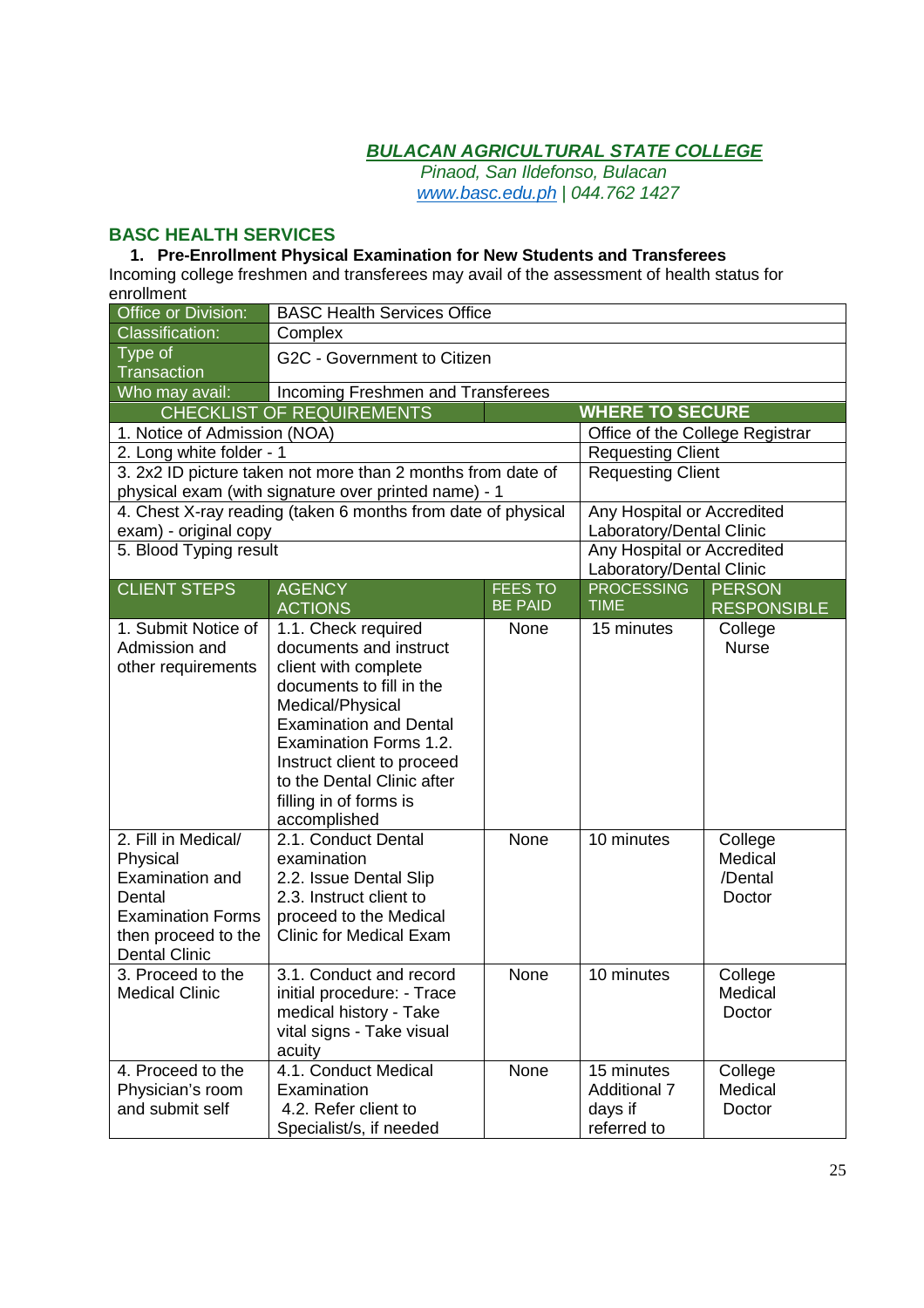***BULACAN AGRICULTURAL STATE COLLEGE***

*Pinaod, San Ildefonso, Bulacan*

*www.basc.edu.ph | 044.762 1427*

## BASC HEALTH SERVICES

### 1. Pre-Enrollment Physical Examination for New Students and Transferees

Incoming college freshmen and transferees may avail of the assessment of health status for enrollment

| Office or Division: | BASC Health Services Office | | | |
|---|---|---|---|---|
| Classification: | Complex | | | |
| Type of Transaction | G2C - Government to Citizen | | | |
| Who may avail: | Incoming Freshmen and Transferees | | | |
| **CHECKLIST OF REQUIREMENTS** | | | **WHERE TO SECURE** | |
| 1. Notice of Admission (NOA) | | | Office of the College Registrar | |
| 2. Long white folder - 1 | | | Requesting Client | |
| 3. 2x2 ID picture taken not more than 2 months from date of physical exam (with signature over printed name) - 1 | | | Requesting Client | |
| 4. Chest X-ray reading (taken 6 months from date of physical exam) - original copy | | | Any Hospital or Accredited Laboratory/Dental Clinic | |
| 5. Blood Typing result | | | Any Hospital or Accredited Laboratory/Dental Clinic | |
| **CLIENT STEPS** | **AGENCY ACTIONS** | **FEES TO BE PAID** | **PROCESSING TIME** | **PERSON RESPONSIBLE** |
| 1. Submit Notice of Admission and other requirements | 1.1. Check required documents and instruct client with complete documents to fill in the Medical/Physical Examination and Dental Examination Forms 1.2. Instruct client to proceed to the Dental Clinic after filling in of forms is accomplished | None | 15 minutes | College Nurse |
| 2. Fill in Medical/ Physical Examination and Dental Examination Forms then proceed to the Dental Clinic | 2.1. Conduct Dental examination 2.2. Issue Dental Slip 2.3. Instruct client to proceed to the Medical Clinic for Medical Exam | None | 10 minutes | College Medical /Dental Doctor |
| 3. Proceed to the Medical Clinic | 3.1. Conduct and record initial procedure: - Trace medical history - Take vital signs - Take visual acuity | None | 10 minutes | College Medical Doctor |
| 4. Proceed to the Physician's room and submit self | 4.1. Conduct Medical Examination 4.2. Refer client to Specialist/s, if needed | None | 15 minutes Additional 7 days if referred to | College Medical Doctor |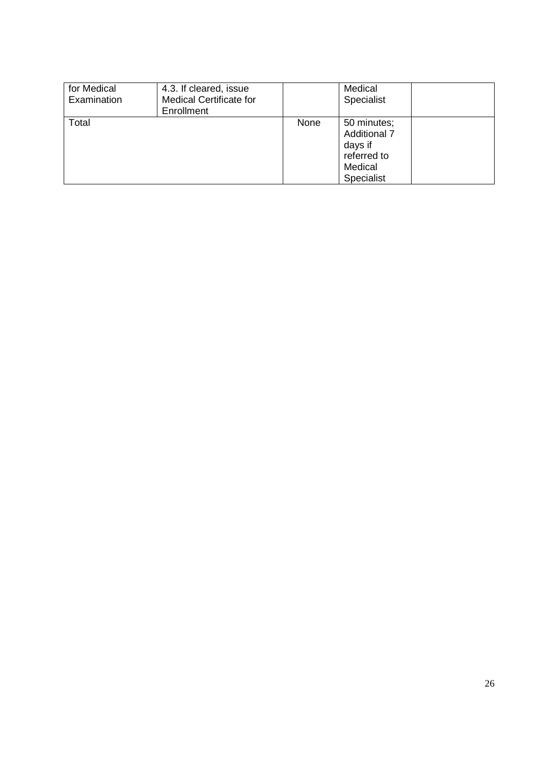| | | | | |
|---|---|---|---|---|
| for Medical Examination | 4.3. If cleared, issue Medical Certificate for Enrollment | | Medical Specialist | |
| Total | | None | 50 minutes; Additional 7 days if referred to Medical Specialist | |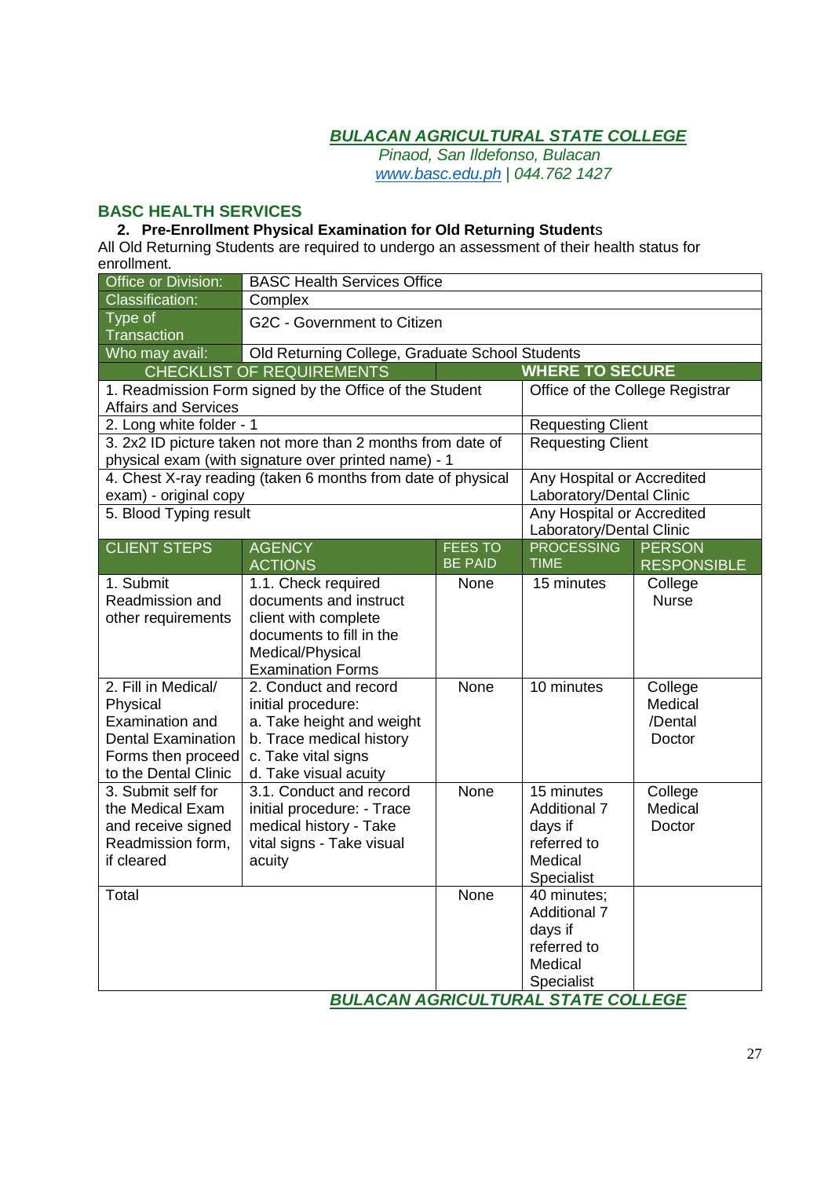***BULACAN AGRICULTURAL STATE COLLEGE***
*Pinaod, San Ildefonso, Bulacan*
*www.basc.edu.ph | 044.762 1427*

## BASC HEALTH SERVICES

### 2. Pre-Enrollment Physical Examination for Old Returning Students

All Old Returning Students are required to undergo an assessment of their health status for enrollment.

| Office or Division: | BASC Health Services Office | | | |
|---|---|---|---|---|
| Classification: | Complex | | | |
| Type of Transaction | G2C - Government to Citizen | | | |
| Who may avail: | Old Returning College, Graduate School Students | | | |
| **CHECKLIST OF REQUIREMENTS** | | | **WHERE TO SECURE** | |
| 1. Readmission Form signed by the Office of the Student Affairs and Services | | | Office of the College Registrar | |
| 2. Long white folder - 1 | | | Requesting Client | |
| 3. 2x2 ID picture taken not more than 2 months from date of physical exam (with signature over printed name) - 1 | | | Requesting Client | |
| 4. Chest X-ray reading (taken 6 months from date of physical exam) - original copy | | | Any Hospital or Accredited Laboratory/Dental Clinic | |
| 5. Blood Typing result | | | Any Hospital or Accredited Laboratory/Dental Clinic | |
| **CLIENT STEPS** | **AGENCY ACTIONS** | **FEES TO BE PAID** | **PROCESSING TIME** | **PERSON RESPONSIBLE** |
| 1. Submit Readmission and other requirements | 1.1. Check required documents and instruct client with complete documents to fill in the Medical/Physical Examination Forms | None | 15 minutes | College Nurse |
| 2. Fill in Medical/ Physical Examination and Dental Examination Forms then proceed to the Dental Clinic | 2. Conduct and record initial procedure:<br>a. Take height and weight<br>b. Trace medical history<br>c. Take vital signs<br>d. Take visual acuity | None | 10 minutes | College Medical /Dental Doctor |
| 3. Submit self for the Medical Exam and receive signed Readmission form, if cleared | 3.1. Conduct and record initial procedure: - Trace medical history - Take vital signs - Take visual acuity | None | 15 minutes Additional 7 days if referred to Medical Specialist | College Medical Doctor |
| Total | | None | 40 minutes; Additional 7 days if referred to Medical Specialist | |

***BULACAN AGRICULTURAL STATE COLLEGE***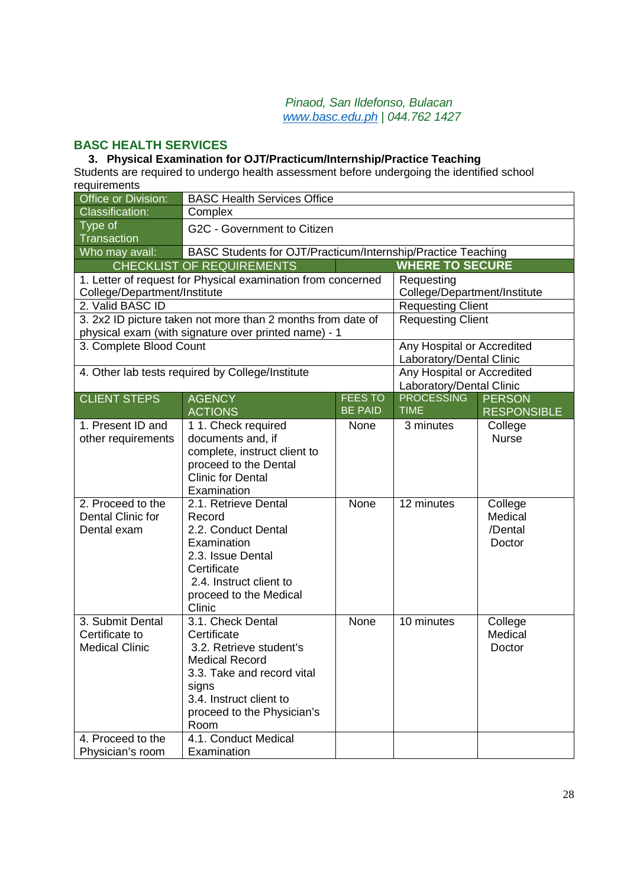*Pinaod, San Ildefonso, Bulacan*
*www.basc.edu.ph | 044.762 1427*

## BASC HEALTH SERVICES

### 3. Physical Examination for OJT/Practicum/Internship/Practice Teaching

Students are required to undergo health assessment before undergoing the identified school requirements

| Office or Division: | BASC Health Services Office |
|---|---|
| Classification: | Complex |
| Type of Transaction | G2C - Government to Citizen |
| Who may avail: | BASC Students for OJT/Practicum/Internship/Practice Teaching |

| CHECKLIST OF REQUIREMENTS | WHERE TO SECURE |
|---|---|
| 1. Letter of request for Physical examination from concerned College/Department/Institute | Requesting College/Department/Institute |
| 2. Valid BASC ID | Requesting Client |
| 3. 2x2 ID picture taken not more than 2 months from date of physical exam (with signature over printed name) - 1 | Requesting Client |
| 3. Complete Blood Count | Any Hospital or Accredited Laboratory/Dental Clinic |
| 4. Other lab tests required by College/Institute | Any Hospital or Accredited Laboratory/Dental Clinic |

| CLIENT STEPS | AGENCY ACTIONS | FEES TO BE PAID | PROCESSING TIME | PERSON RESPONSIBLE |
|---|---|---|---|---|
| 1. Present ID and other requirements | 1 1. Check required documents and, if complete, instruct client to proceed to the Dental Clinic for Dental Examination | None | 3 minutes | College Nurse |
| 2. Proceed to the Dental Clinic for Dental exam | 2.1. Retrieve Dental Record<br>2.2. Conduct Dental Examination<br>2.3. Issue Dental Certificate<br>2.4. Instruct client to proceed to the Medical Clinic | None | 12 minutes | College Medical /Dental Doctor |
| 3. Submit Dental Certificate to Medical Clinic | 3.1. Check Dental Certificate<br>3.2. Retrieve student's Medical Record<br>3.3. Take and record vital signs<br>3.4. Instruct client to proceed to the Physician's Room | None | 10 minutes | College Medical Doctor |
| 4. Proceed to the Physician's room | 4.1. Conduct Medical Examination | | | |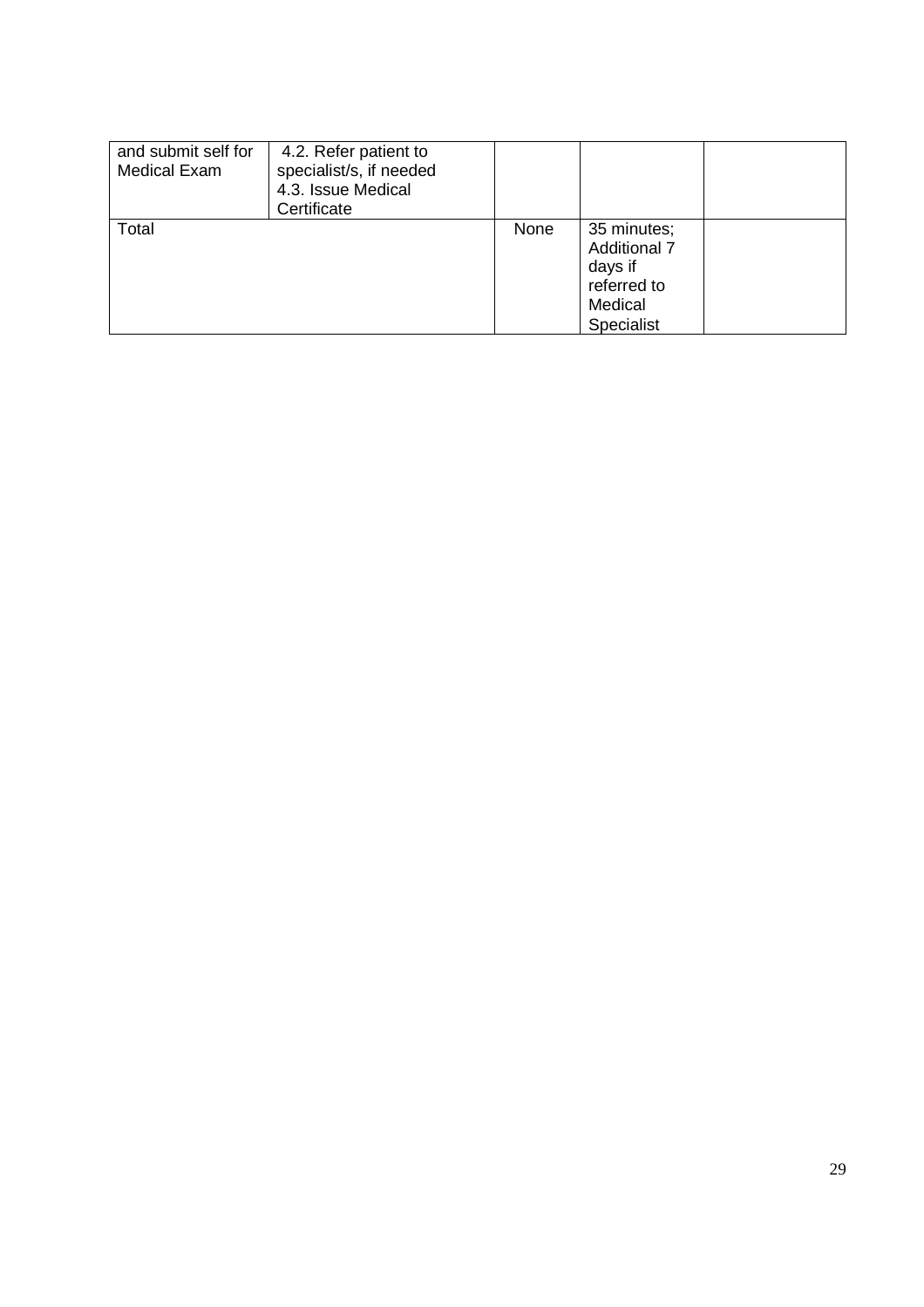| | | | | |
|---|---|---|---|---|
| and submit self for Medical Exam | 4.2. Refer patient to specialist/s, if needed<br>4.3. Issue Medical Certificate | | | |
| Total | | None | 35 minutes; Additional 7 days if referred to Medical Specialist | |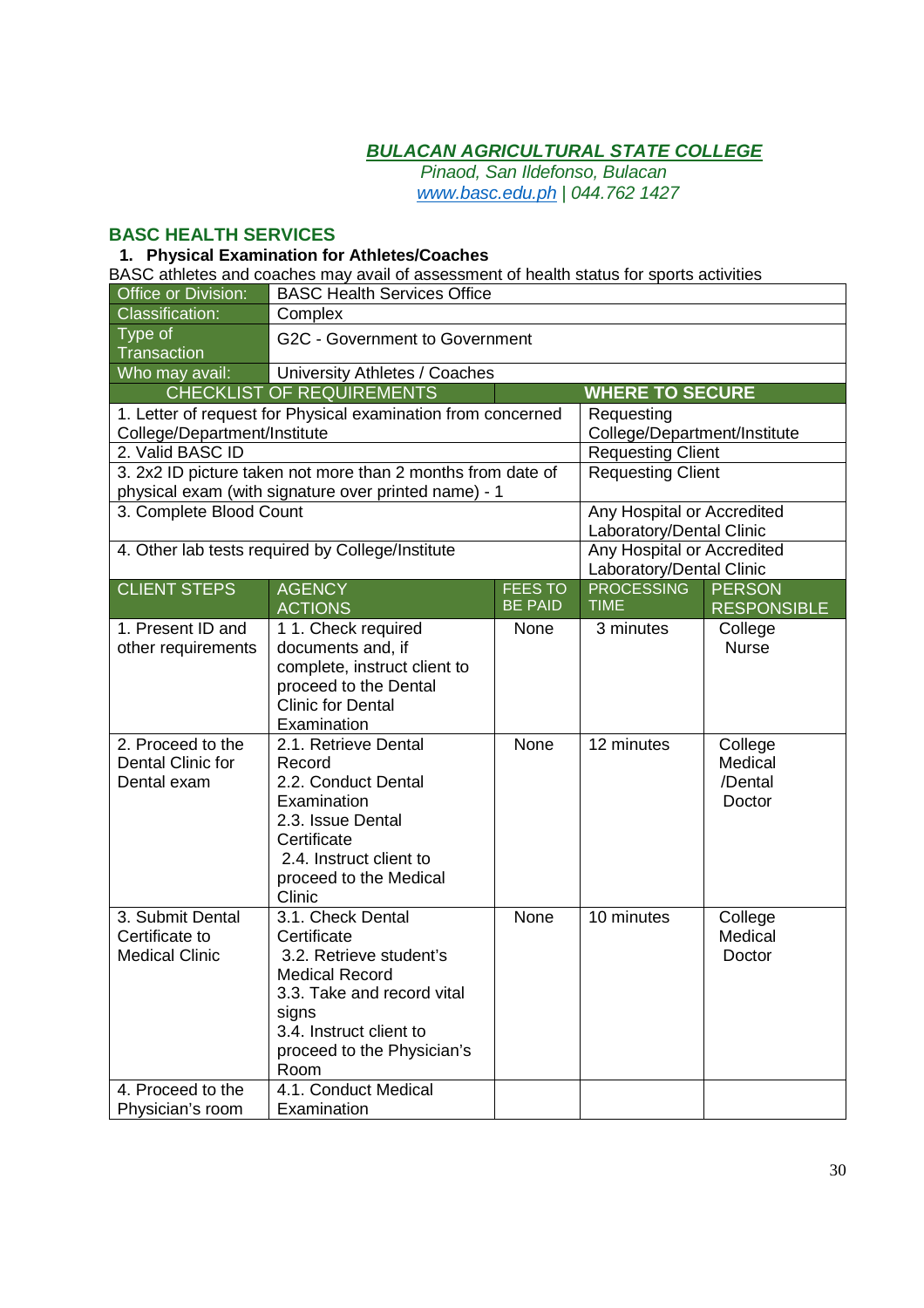***BULACAN AGRICULTURAL STATE COLLEGE***

*Pinaod, San Ildefonso, Bulacan*
*www.basc.edu.ph | 044.762 1427*

## BASC HEALTH SERVICES

### 1. Physical Examination for Athletes/Coaches

BASC athletes and coaches may avail of assessment of health status for sports activities

| Office or Division: | BASC Health Services Office | | | |
|---|---|---|---|---|
| Classification: | Complex | | | |
| Type of Transaction | G2C - Government to Government | | | |
| Who may avail: | University Athletes / Coaches | | | |
| **CHECKLIST OF REQUIREMENTS** | | | **WHERE TO SECURE** | |
| 1. Letter of request for Physical examination from concerned College/Department/Institute | | | Requesting College/Department/Institute | |
| 2. Valid BASC ID | | | Requesting Client | |
| 3. 2x2 ID picture taken not more than 2 months from date of physical exam (with signature over printed name) - 1 | | | Requesting Client | |
| 3. Complete Blood Count | | | Any Hospital or Accredited Laboratory/Dental Clinic | |
| 4. Other lab tests required by College/Institute | | | Any Hospital or Accredited Laboratory/Dental Clinic | |
| **CLIENT STEPS** | **AGENCY ACTIONS** | **FEES TO BE PAID** | **PROCESSING TIME** | **PERSON RESPONSIBLE** |
| 1. Present ID and other requirements | 1 1. Check required documents and, if complete, instruct client to proceed to the Dental Clinic for Dental Examination | None | 3 minutes | College Nurse |
| 2. Proceed to the Dental Clinic for Dental exam | 2.1. Retrieve Dental Record<br>2.2. Conduct Dental Examination<br>2.3. Issue Dental Certificate<br>2.4. Instruct client to proceed to the Medical Clinic | None | 12 minutes | College Medical /Dental Doctor |
| 3. Submit Dental Certificate to Medical Clinic | 3.1. Check Dental Certificate<br>3.2. Retrieve student's Medical Record<br>3.3. Take and record vital signs<br>3.4. Instruct client to proceed to the Physician's Room | None | 10 minutes | College Medical Doctor |
| 4. Proceed to the Physician's room | 4.1. Conduct Medical Examination | | | |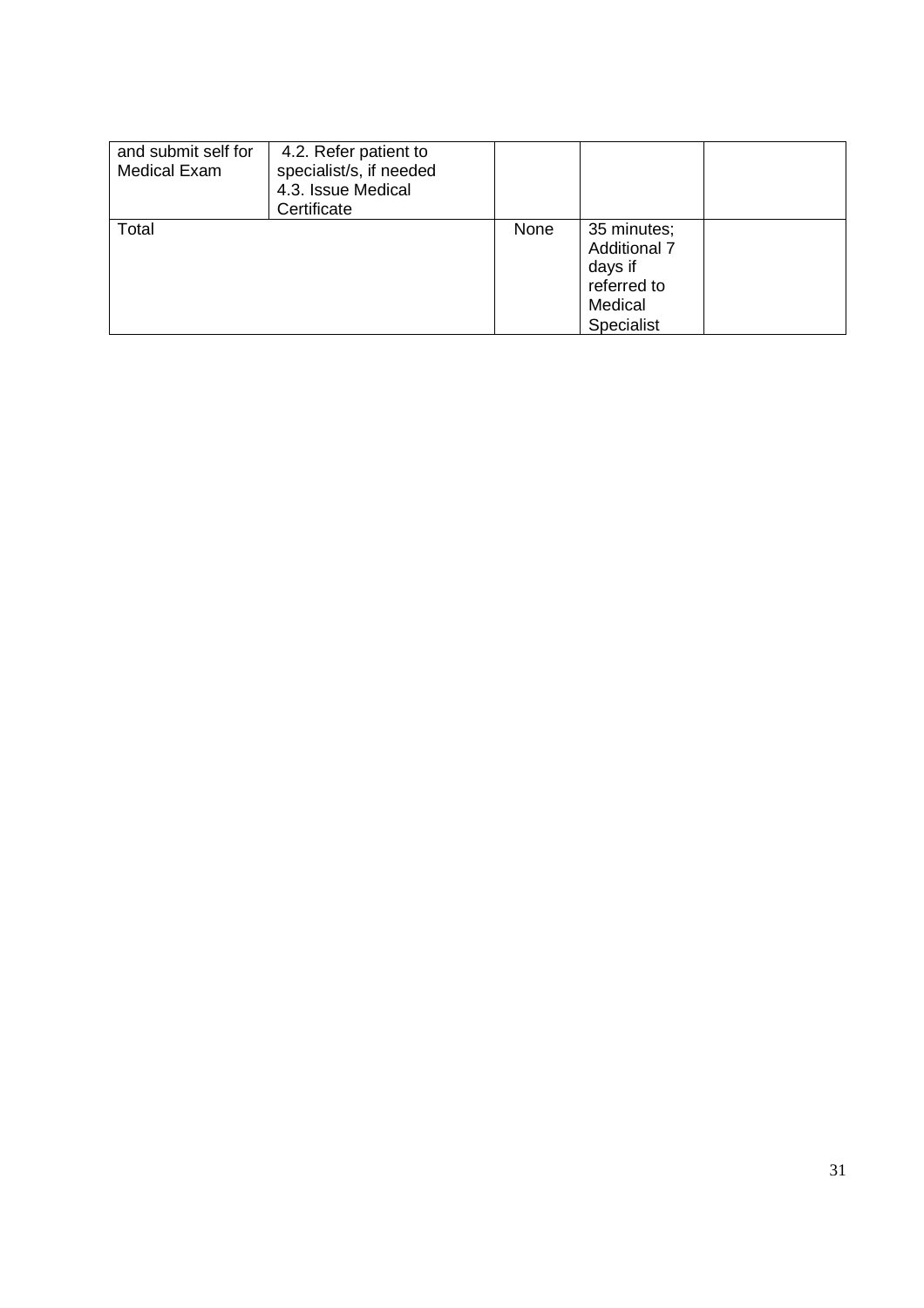| | | | | |
|---|---|---|---|---|
| and submit self for Medical Exam | 4.2. Refer patient to specialist/s, if needed<br>4.3. Issue Medical Certificate | | | |
| Total | | None | 35 minutes; Additional 7 days if referred to Medical Specialist | |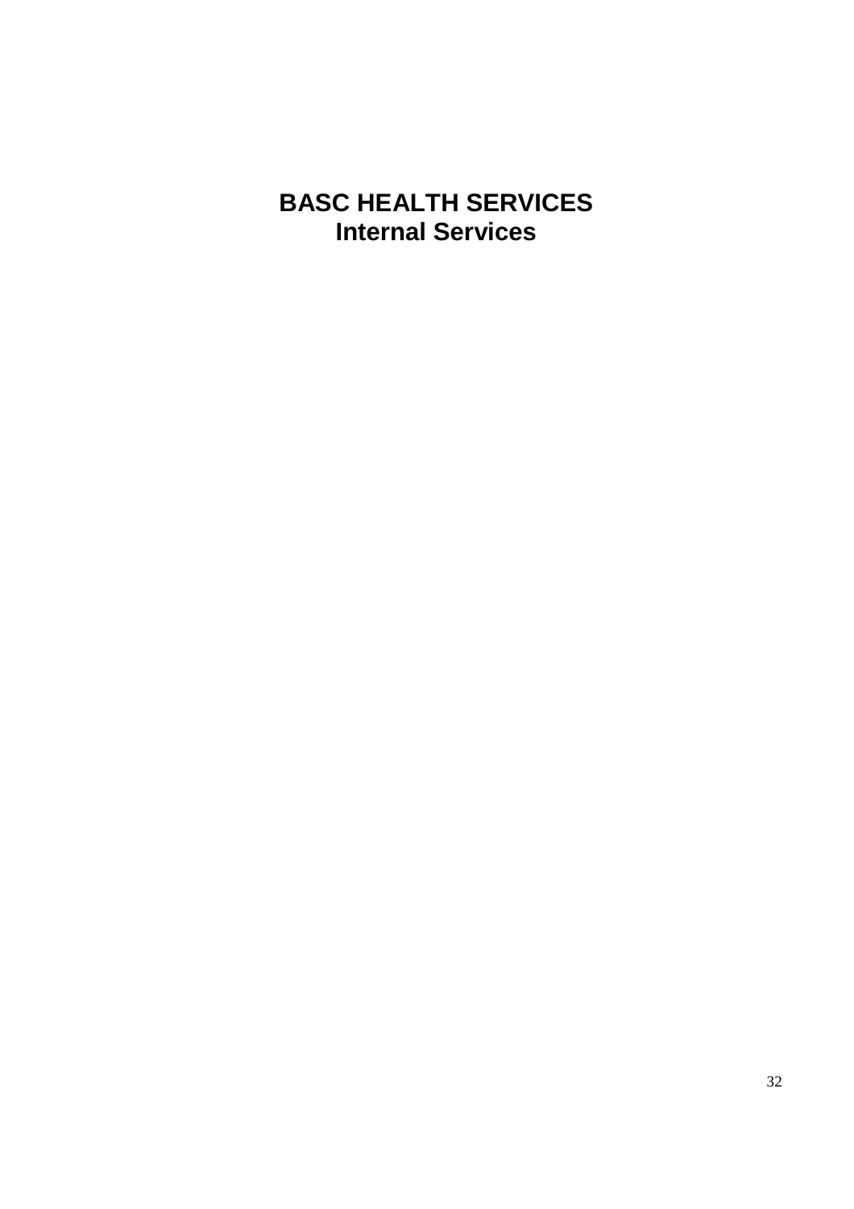# BASC HEALTH SERVICES
## Internal Services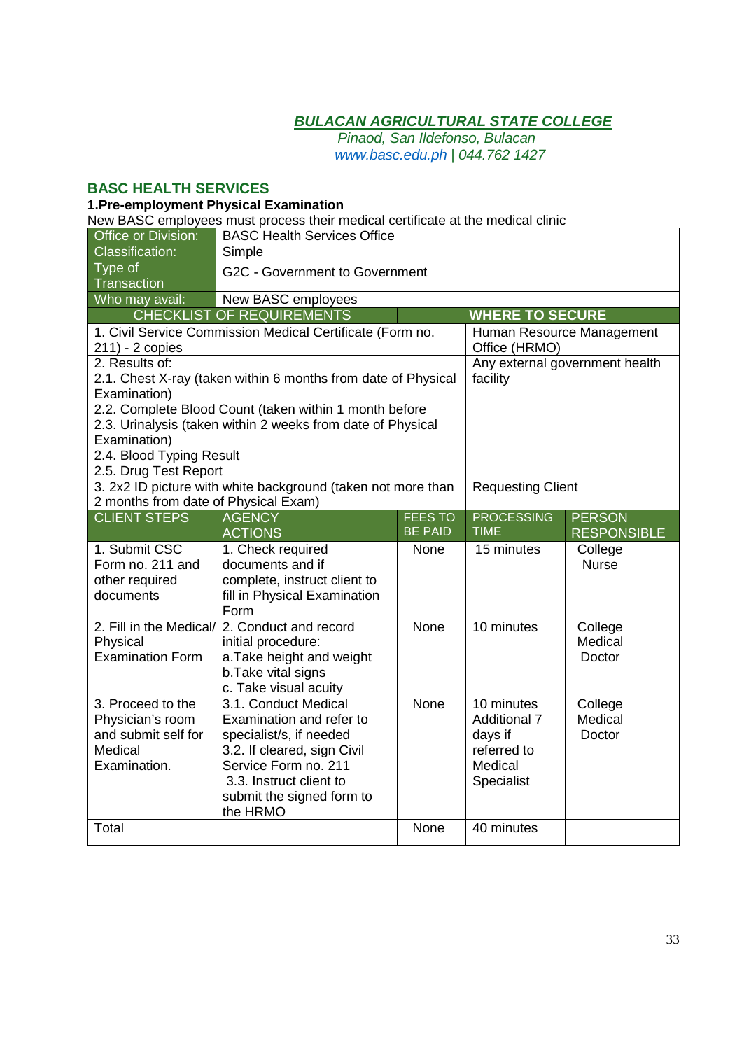***BULACAN AGRICULTURAL STATE COLLEGE***
*Pinaod, San Ildefonso, Bulacan*
*www.basc.edu.ph | 044.762 1427*

## BASC HEALTH SERVICES

### 1.Pre-employment Physical Examination

New BASC employees must process their medical certificate at the medical clinic

| Office or Division: | BASC Health Services Office | | | |
|---|---|---|---|---|
| Classification: | Simple | | | |
| Type of Transaction | G2C - Government to Government | | | |
| Who may avail: | New BASC employees | | | |
| **CHECKLIST OF REQUIREMENTS** | | | **WHERE TO SECURE** | |
| 1. Civil Service Commission Medical Certificate (Form no. 211) - 2 copies | | | Human Resource Management Office (HRMO) | |
| 2. Results of:<br>2.1. Chest X-ray (taken within 6 months from date of Physical Examination)<br>2.2. Complete Blood Count (taken within 1 month before<br>2.3. Urinalysis (taken within 2 weeks from date of Physical Examination)<br>2.4. Blood Typing Result<br>2.5. Drug Test Report | | | Any external government health facility | |
| 3. 2x2 ID picture with white background (taken not more than 2 months from date of Physical Exam) | | | Requesting Client | |
| **CLIENT STEPS** | **AGENCY ACTIONS** | **FEES TO BE PAID** | **PROCESSING TIME** | **PERSON RESPONSIBLE** |
| 1. Submit CSC Form no. 211 and other required documents | 1. Check required documents and if complete, instruct client to fill in Physical Examination Form | None | 15 minutes | College Nurse |
| 2. Fill in the Medical/ Physical Examination Form | 2. Conduct and record initial procedure:<br>a.Take height and weight<br>b.Take vital signs<br>c. Take visual acuity | None | 10 minutes | College Medical Doctor |
| 3. Proceed to the Physician's room and submit self for Medical Examination. | 3.1. Conduct Medical Examination and refer to specialist/s, if needed<br>3.2. If cleared, sign Civil Service Form no. 211<br>3.3. Instruct client to submit the signed form to the HRMO | None | 10 minutes Additional 7 days if referred to Medical Specialist | College Medical Doctor |
| Total | | None | 40 minutes | |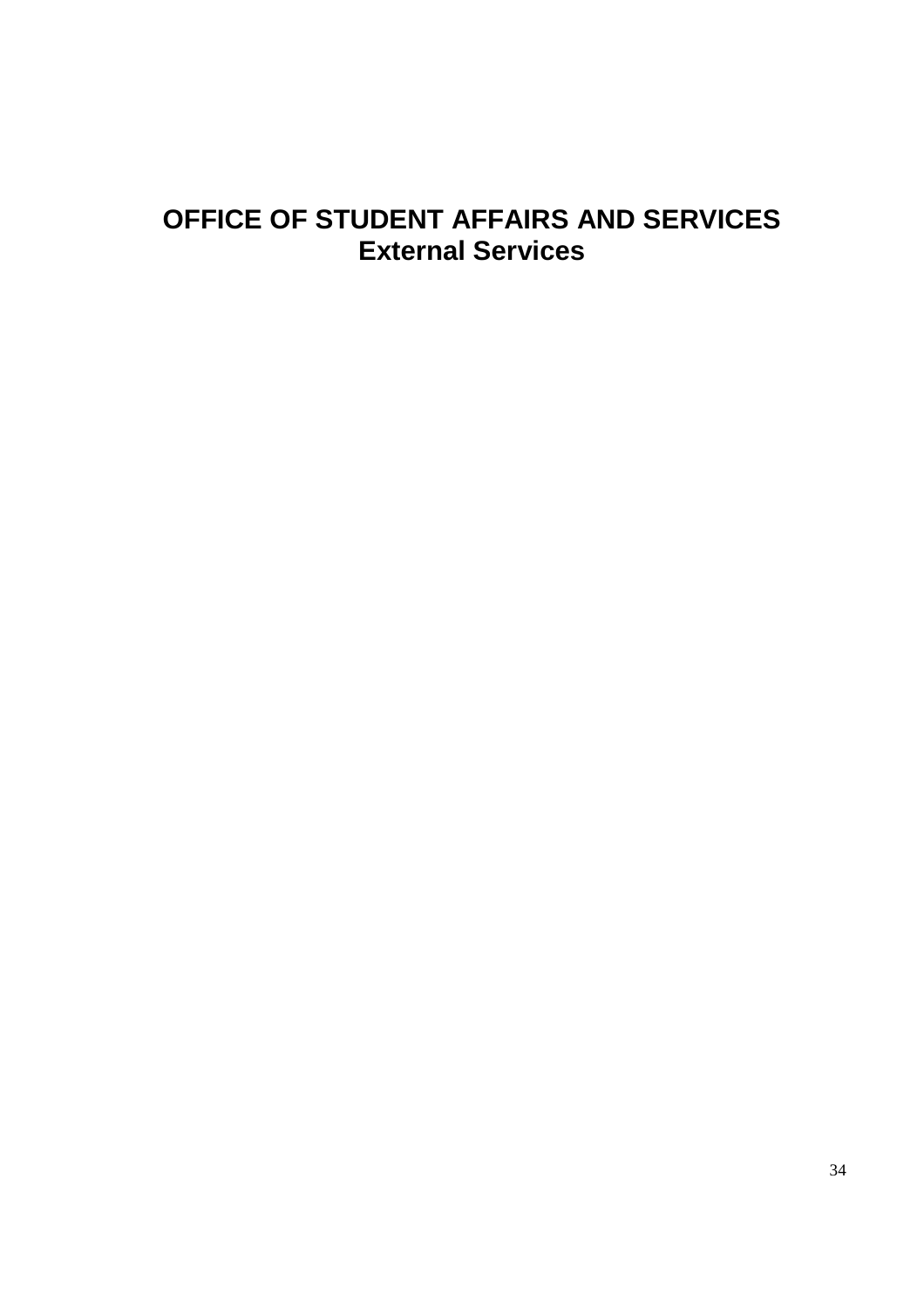# OFFICE OF STUDENT AFFAIRS AND SERVICES
## External Services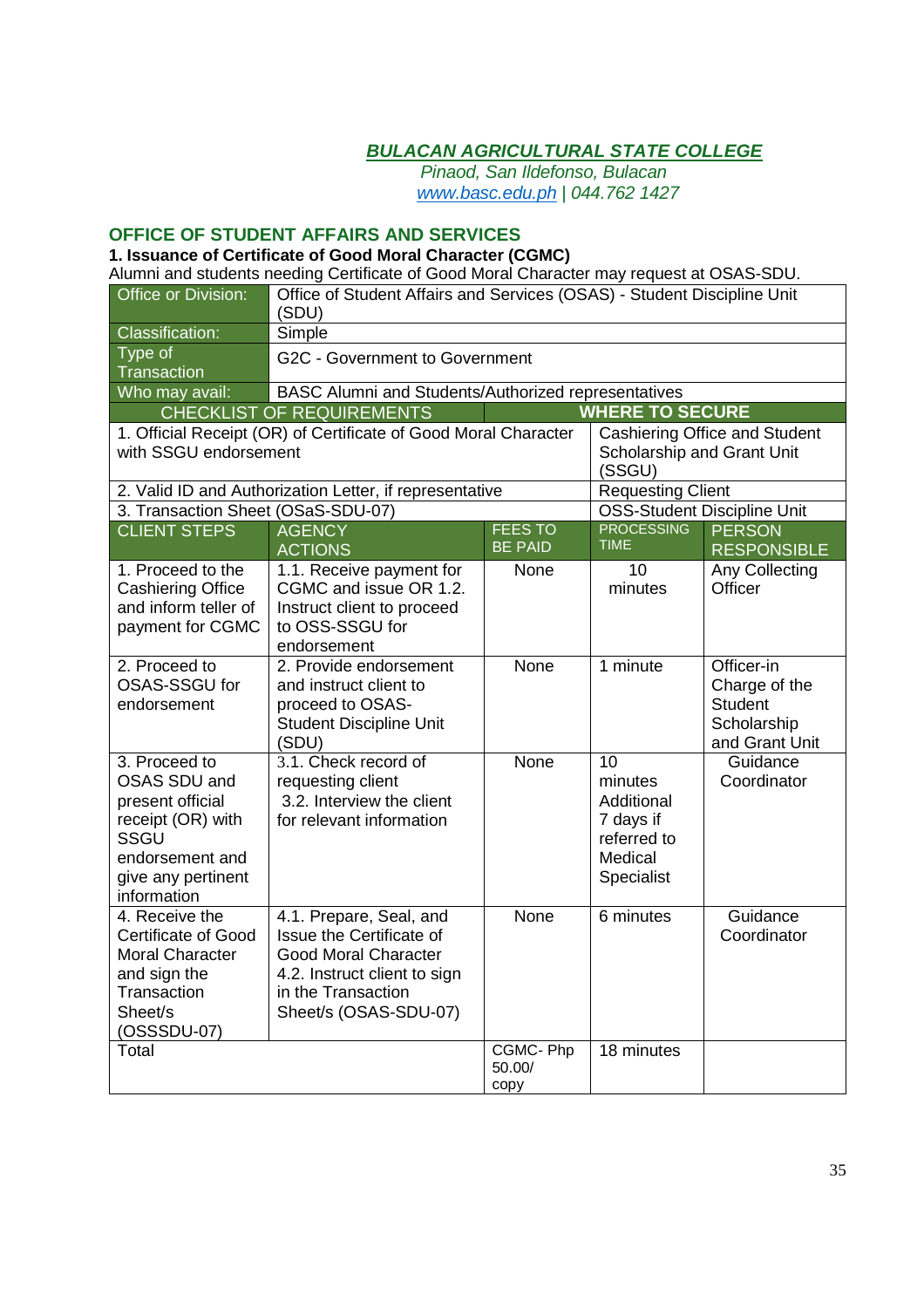**BULACAN AGRICULTURAL STATE COLLEGE**
*Pinaod, San Ildefonso, Bulacan*
*www.basc.edu.ph | 044.762 1427*

## OFFICE OF STUDENT AFFAIRS AND SERVICES

### 1. Issuance of Certificate of Good Moral Character (CGMC)

Alumni and students needing Certificate of Good Moral Character may request at OSAS-SDU.

| Office or Division: | Office of Student Affairs and Services (OSAS) - Student Discipline Unit (SDU) |
|---|---|
| Classification: | Simple |
| Type of Transaction | G2C - Government to Government |
| Who may avail: | BASC Alumni and Students/Authorized representatives |

| CHECKLIST OF REQUIREMENTS | WHERE TO SECURE |
|---|---|
| 1. Official Receipt (OR) of Certificate of Good Moral Character with SSGU endorsement | Cashiering Office and Student Scholarship and Grant Unit (SSGU) |
| 2. Valid ID and Authorization Letter, if representative | Requesting Client |
| 3. Transaction Sheet (OSaS-SDU-07) | OSS-Student Discipline Unit |

| CLIENT STEPS | AGENCY ACTIONS | FEES TO BE PAID | PROCESSING TIME | PERSON RESPONSIBLE |
|---|---|---|---|---|
| 1. Proceed to the Cashiering Office and inform teller of payment for CGMC | 1.1. Receive payment for CGMC and issue OR 1.2. Instruct client to proceed to OSS-SSGU for endorsement | None | 10 minutes | Any Collecting Officer |
| 2. Proceed to OSAS-SSGU for endorsement | 2. Provide endorsement and instruct client to proceed to OSAS-Student Discipline Unit (SDU) | None | 1 minute | Officer-in Charge of the Student Scholarship and Grant Unit |
| 3. Proceed to OSAS SDU and present official receipt (OR) with SSGU endorsement and give any pertinent information | 3.1. Check record of requesting client<br>3.2. Interview the client for relevant information | None | 10 minutes Additional 7 days if referred to Medical Specialist | Guidance Coordinator |
| 4. Receive the Certificate of Good Moral Character and sign the Transaction Sheet/s (OSSSDU-07) | 4.1. Prepare, Seal, and Issue the Certificate of Good Moral Character<br>4.2. Instruct client to sign in the Transaction Sheet/s (OSAS-SDU-07) | None | 6 minutes | Guidance Coordinator |
| Total | | CGMC- Php 50.00/ copy | 18 minutes | |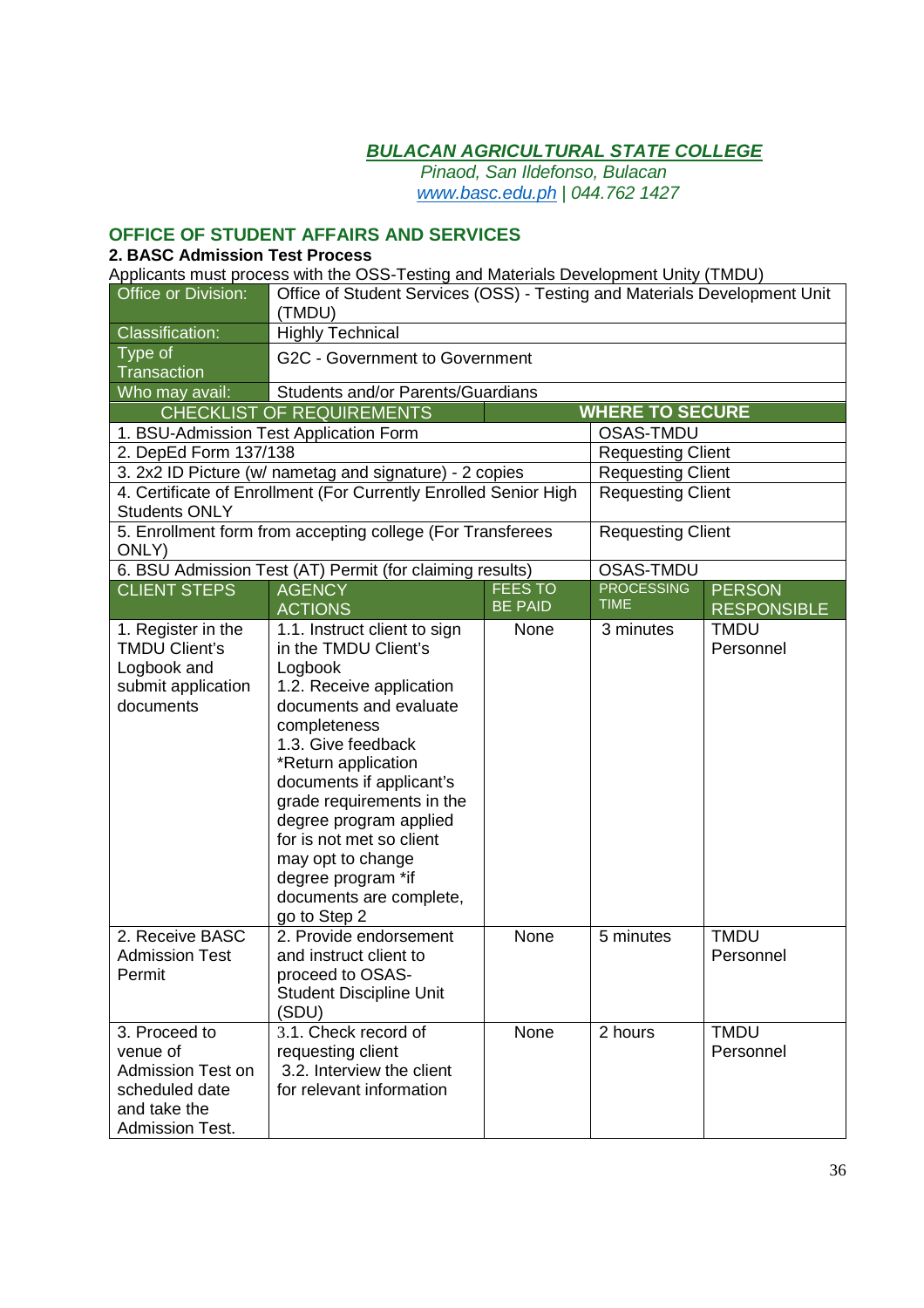***BULACAN AGRICULTURAL STATE COLLEGE***

*Pinaod, San Ildefonso, Bulacan*

*www.basc.edu.ph | 044.762 1427*

## OFFICE OF STUDENT AFFAIRS AND SERVICES

### 2. BASC Admission Test Process

Applicants must process with the OSS-Testing and Materials Development Unity (TMDU)

| Office or Division: | Office of Student Services (OSS) - Testing and Materials Development Unit (TMDU) | | | |
|---|---|---|---|---|
| Classification: | Highly Technical | | | |
| Type of Transaction | G2C - Government to Government | | | |
| Who may avail: | Students and/or Parents/Guardians | | | |
| **CHECKLIST OF REQUIREMENTS** | | | **WHERE TO SECURE** | |
| 1. BSU-Admission Test Application Form | | | OSAS-TMDU | |
| 2. DepEd Form 137/138 | | | Requesting Client | |
| 3. 2x2 ID Picture (w/ nametag and signature) - 2 copies | | | Requesting Client | |
| 4. Certificate of Enrollment (For Currently Enrolled Senior High Students ONLY | | | Requesting Client | |
| 5. Enrollment form from accepting college (For Transferees ONLY) | | | Requesting Client | |
| 6. BSU Admission Test (AT) Permit (for claiming results) | | | OSAS-TMDU | |
| **CLIENT STEPS** | **AGENCY ACTIONS** | **FEES TO BE PAID** | **PROCESSING TIME** | **PERSON RESPONSIBLE** |
| 1. Register in the TMDU Client's Logbook and submit application documents | 1.1. Instruct client to sign in the TMDU Client's Logbook<br>1.2. Receive application documents and evaluate completeness<br>1.3. Give feedback<br>*Return application documents if applicant's grade requirements in the degree program applied for is not met so client may opt to change degree program *if documents are complete, go to Step 2 | None | 3 minutes | TMDU Personnel |
| 2. Receive BASC Admission Test Permit | 2. Provide endorsement and instruct client to proceed to OSAS-Student Discipline Unit (SDU) | None | 5 minutes | TMDU Personnel |
| 3. Proceed to venue of Admission Test on scheduled date and take the Admission Test. | 3.1. Check record of requesting client<br>3.2. Interview the client for relevant information | None | 2 hours | TMDU Personnel |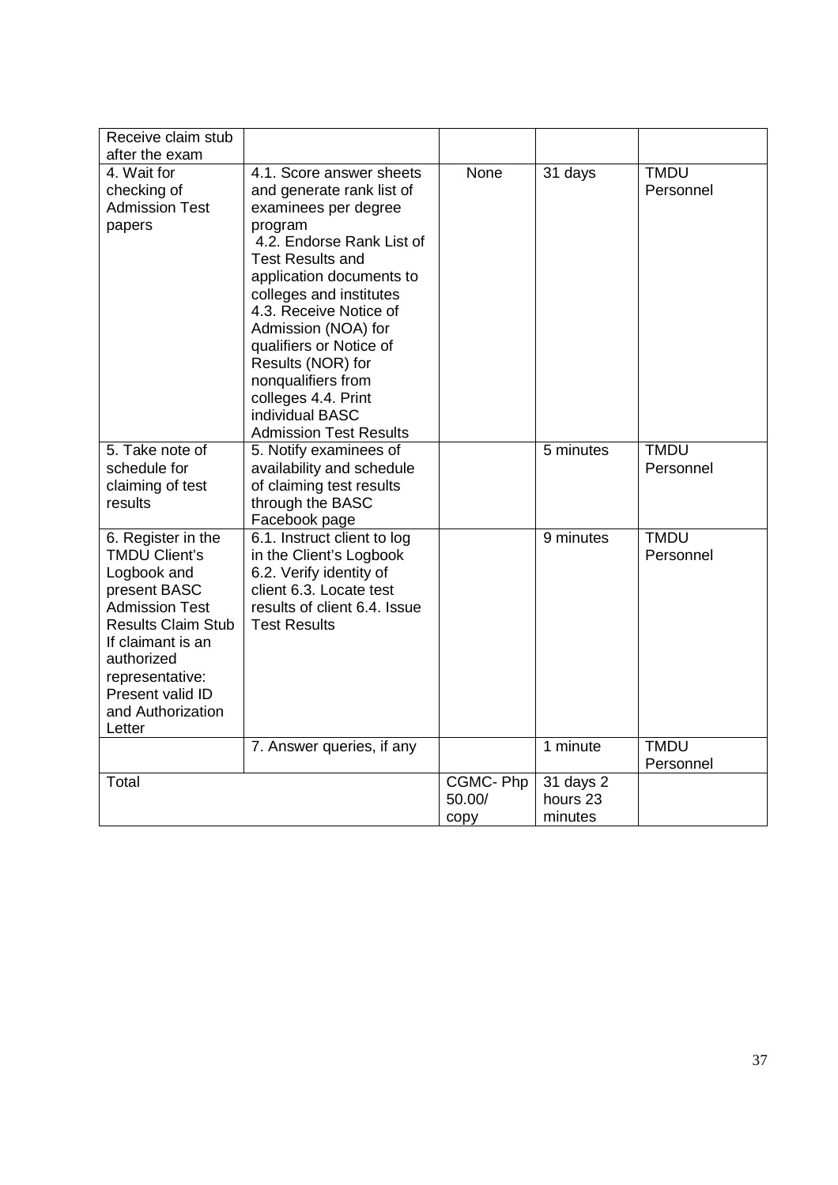| | | | | |
|---|---|---|---|---|
| Receive claim stub after the exam | | | | |
| 4. Wait for checking of Admission Test papers | 4.1. Score answer sheets and generate rank list of examinees per degree program 4.2. Endorse Rank List of Test Results and application documents to colleges and institutes 4.3. Receive Notice of Admission (NOA) for qualifiers or Notice of Results (NOR) for nonqualifiers from colleges 4.4. Print individual BASC Admission Test Results | None | 31 days | TMDU Personnel |
| 5. Take note of schedule for claiming of test results | 5. Notify examinees of availability and schedule of claiming test results through the BASC Facebook page | | 5 minutes | TMDU Personnel |
| 6. Register in the TMDU Client's Logbook and present BASC Admission Test Results Claim Stub If claimant is an authorized representative: Present valid ID and Authorization Letter | 6.1. Instruct client to log in the Client's Logbook 6.2. Verify identity of client 6.3. Locate test results of client 6.4. Issue Test Results | | 9 minutes | TMDU Personnel |
| | 7. Answer queries, if any | | 1 minute | TMDU Personnel |
| Total | | CGMC- Php 50.00/ copy | 31 days 2 hours 23 minutes | |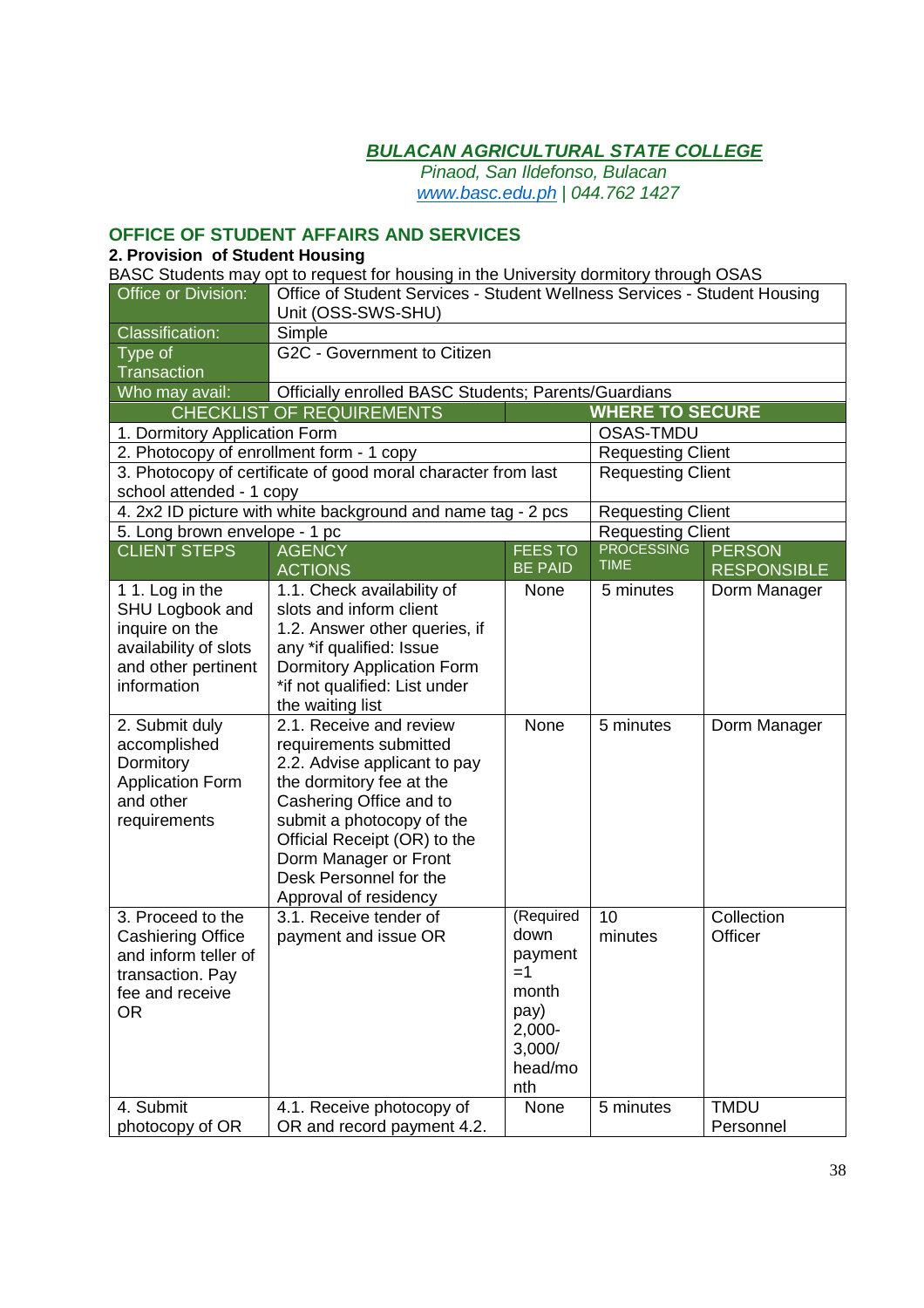***BULACAN AGRICULTURAL STATE COLLEGE***

*Pinaod, San Ildefonso, Bulacan*

*www.basc.edu.ph | 044.762 1427*

## OFFICE OF STUDENT AFFAIRS AND SERVICES

### 2. Provision of Student Housing

BASC Students may opt to request for housing in the University dormitory through OSAS

| Office or Division: | Office of Student Services - Student Wellness Services - Student Housing Unit (OSS-SWS-SHU) | | | |
|---|---|---|---|---|
| Classification: | Simple | | | |
| Type of Transaction | G2C - Government to Citizen | | | |
| Who may avail: | Officially enrolled BASC Students; Parents/Guardians | | | |
| **CHECKLIST OF REQUIREMENTS** | | | **WHERE TO SECURE** | |
| 1. Dormitory Application Form | | | OSAS-TMDU | |
| 2. Photocopy of enrollment form - 1 copy | | | Requesting Client | |
| 3. Photocopy of certificate of good moral character from last school attended - 1 copy | | | Requesting Client | |
| 4. 2x2 ID picture with white background and name tag - 2 pcs | | | Requesting Client | |
| 5. Long brown envelope - 1 pc | | | Requesting Client | |
| **CLIENT STEPS** | **AGENCY ACTIONS** | **FEES TO BE PAID** | **PROCESSING TIME** | **PERSON RESPONSIBLE** |
| 1 1. Log in the SHU Logbook and inquire on the availability of slots and other pertinent information | 1.1. Check availability of slots and inform client<br>1.2. Answer other queries, if any *if qualified: Issue Dormitory Application Form *if not qualified: List under the waiting list | None | 5 minutes | Dorm Manager |
| 2. Submit duly accomplished Dormitory Application Form and other requirements | 2.1. Receive and review requirements submitted<br>2.2. Advise applicant to pay the dormitory fee at the Cashering Office and to submit a photocopy of the Official Receipt (OR) to the Dorm Manager or Front Desk Personnel for the Approval of residency | None | 5 minutes | Dorm Manager |
| 3. Proceed to the Cashiering Office and inform teller of transaction. Pay fee and receive OR | 3.1. Receive tender of payment and issue OR | (Required down payment =1 month pay) 2,000-3,000/ head/month | 10 minutes | Collection Officer |
| 4. Submit photocopy of OR | 4.1. Receive photocopy of OR and record payment 4.2. | None | 5 minutes | TMDU Personnel |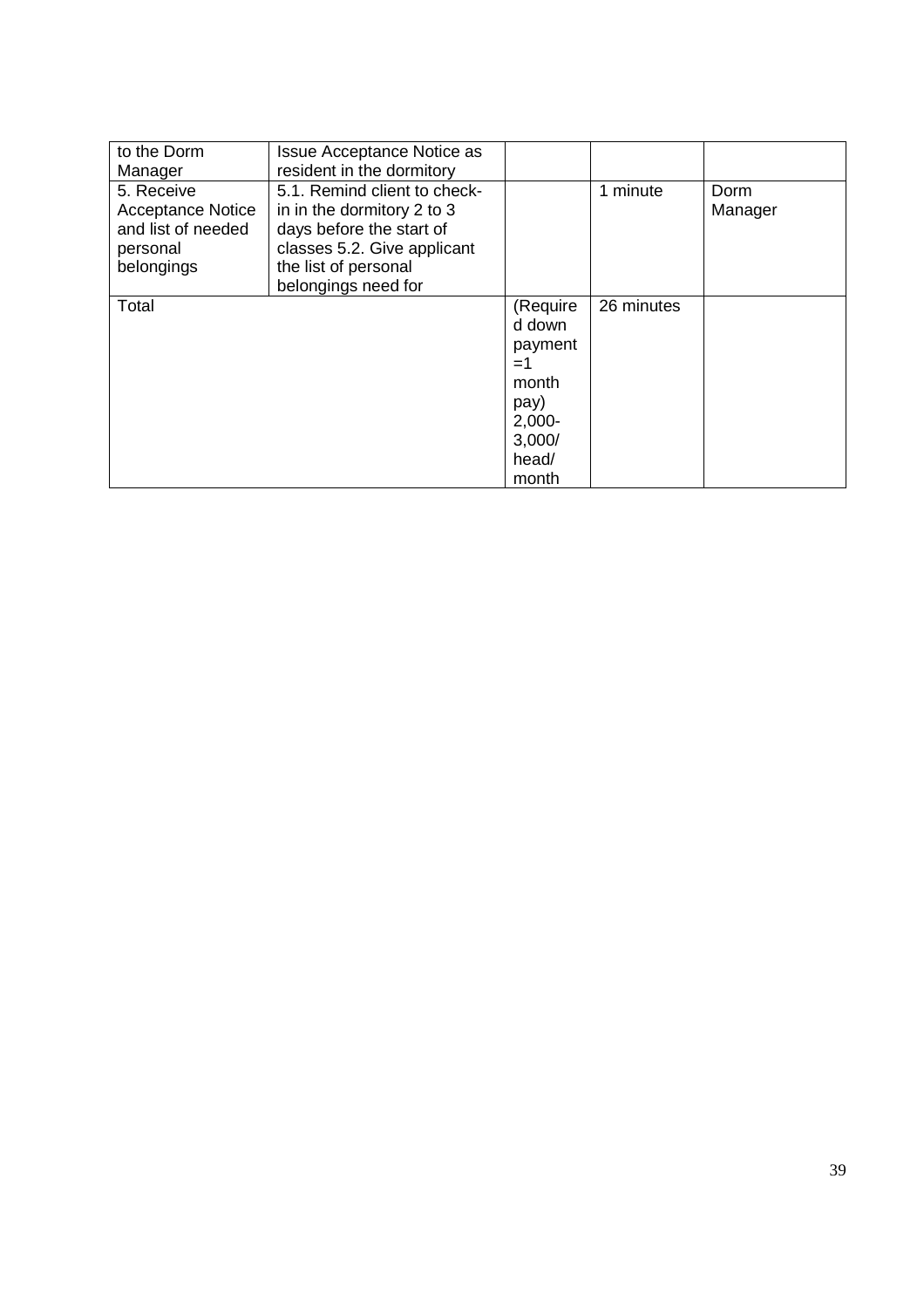| | | | | |
|---|---|---|---|---|
| to the Dorm Manager | Issue Acceptance Notice as resident in the dormitory | | | |
| 5. Receive Acceptance Notice and list of needed personal belongings | 5.1. Remind client to check-in in the dormitory 2 to 3 days before the start of classes 5.2. Give applicant the list of personal belongings need for | | 1 minute | Dorm Manager |
| Total | | (Required down payment =1 month pay) 2,000-3,000/ head/ month | 26 minutes | |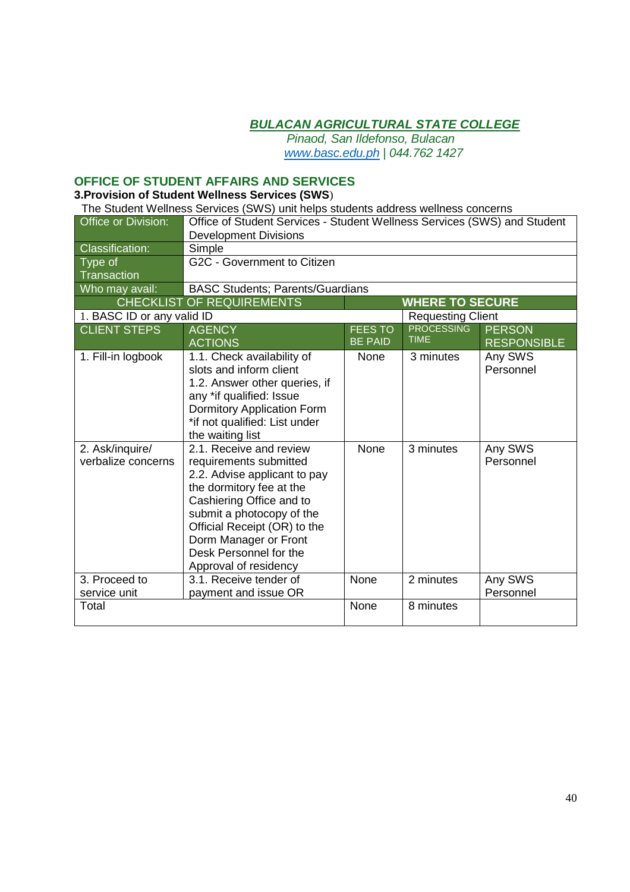**_BULACAN AGRICULTURAL STATE COLLEGE_**

*Pinaod, San Ildefonso, Bulacan*

*www.basc.edu.ph | 044.762 1427*

## OFFICE OF STUDENT AFFAIRS AND SERVICES

### 3.Provision of Student Wellness Services (SWS)

The Student Wellness Services (SWS) unit helps students address wellness concerns

| Office or Division: | Office of Student Services - Student Wellness Services (SWS) and Student Development Divisions | | | |
|---|---|---|---|---|
| Classification: | Simple | | | |
| Type of Transaction | G2C - Government to Citizen | | | |
| Who may avail: | BASC Students; Parents/Guardians | | | |
| CHECKLIST OF REQUIREMENTS | | | WHERE TO SECURE | |
| 1. BASC ID or any valid ID | | | Requesting Client | |
| CLIENT STEPS | AGENCY ACTIONS | FEES TO BE PAID | PROCESSING TIME | PERSON RESPONSIBLE |
| 1. Fill-in logbook | 1.1. Check availability of slots and inform client<br>1.2. Answer other queries, if any *if qualified: Issue Dormitory Application Form *if not qualified: List under the waiting list | None | 3 minutes | Any SWS Personnel |
| 2. Ask/inquire/ verbalize concerns | 2.1. Receive and review requirements submitted<br>2.2. Advise applicant to pay the dormitory fee at the Cashiering Office and to submit a photocopy of the Official Receipt (OR) to the Dorm Manager or Front Desk Personnel for the Approval of residency | None | 3 minutes | Any SWS Personnel |
| 3. Proceed to service unit | 3.1. Receive tender of payment and issue OR | None | 2 minutes | Any SWS Personnel |
| Total | | None | 8 minutes | |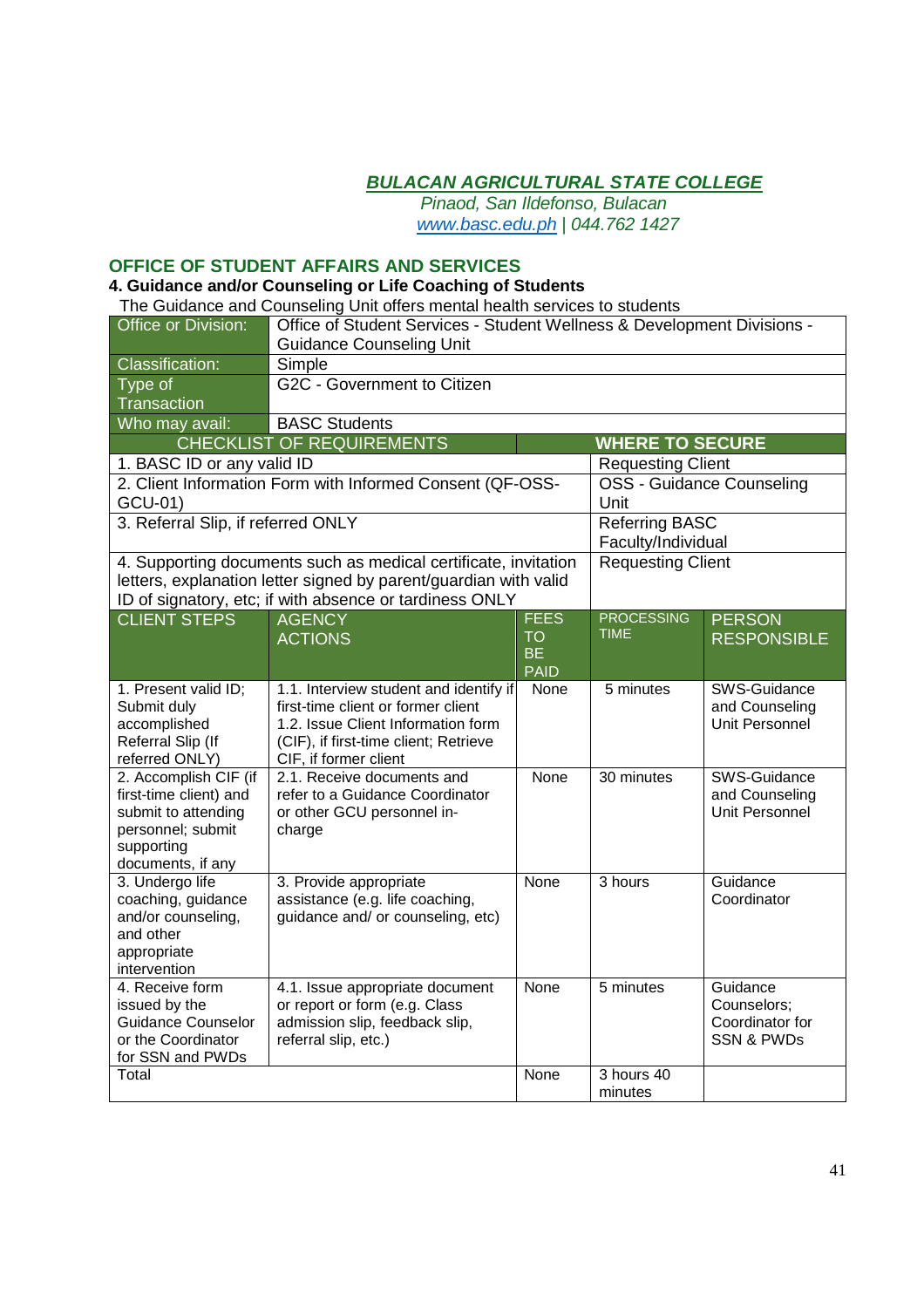**_BULACAN AGRICULTURAL STATE COLLEGE_**
*Pinaod, San Ildefonso, Bulacan*
*www.basc.edu.ph | 044.762 1427*

## OFFICE OF STUDENT AFFAIRS AND SERVICES

### 4. Guidance and/or Counseling or Life Coaching of Students

The Guidance and Counseling Unit offers mental health services to students

| Office or Division: | Office of Student Services - Student Wellness & Development Divisions - Guidance Counseling Unit | | | |
|---|---|---|---|---|
| Classification: | Simple | | | |
| Type of Transaction | G2C - Government to Citizen | | | |
| Who may avail: | BASC Students | | | |
| **CHECKLIST OF REQUIREMENTS** | | | **WHERE TO SECURE** | |
| 1. BASC ID or any valid ID | | | Requesting Client | |
| 2. Client Information Form with Informed Consent (QF-OSS-GCU-01) | | | OSS - Guidance Counseling Unit | |
| 3. Referral Slip, if referred ONLY | | | Referring BASC Faculty/Individual | |
| 4. Supporting documents such as medical certificate, invitation letters, explanation letter signed by parent/guardian with valid ID of signatory, etc; if with absence or tardiness ONLY | | | Requesting Client | |
| **CLIENT STEPS** | **AGENCY ACTIONS** | **FEES TO BE PAID** | **PROCESSING TIME** | **PERSON RESPONSIBLE** |
| 1. Present valid ID; Submit duly accomplished Referral Slip (If referred ONLY) | 1.1. Interview student and identify if first-time client or former client<br>1.2. Issue Client Information form (CIF), if first-time client; Retrieve CIF, if former client | None | 5 minutes | SWS-Guidance and Counseling Unit Personnel |
| 2. Accomplish CIF (if first-time client) and submit to attending personnel; submit supporting documents, if any | 2.1. Receive documents and refer to a Guidance Coordinator or other GCU personnel in-charge | None | 30 minutes | SWS-Guidance and Counseling Unit Personnel |
| 3. Undergo life coaching, guidance and/or counseling, and other appropriate intervention | 3. Provide appropriate assistance (e.g. life coaching, guidance and/ or counseling, etc) | None | 3 hours | Guidance Coordinator |
| 4. Receive form issued by the Guidance Counselor or the Coordinator for SSN and PWDs | 4.1. Issue appropriate document or report or form (e.g. Class admission slip, feedback slip, referral slip, etc.) | None | 5 minutes | Guidance Counselors; Coordinator for SSN & PWDs |
| Total | | None | 3 hours 40 minutes | |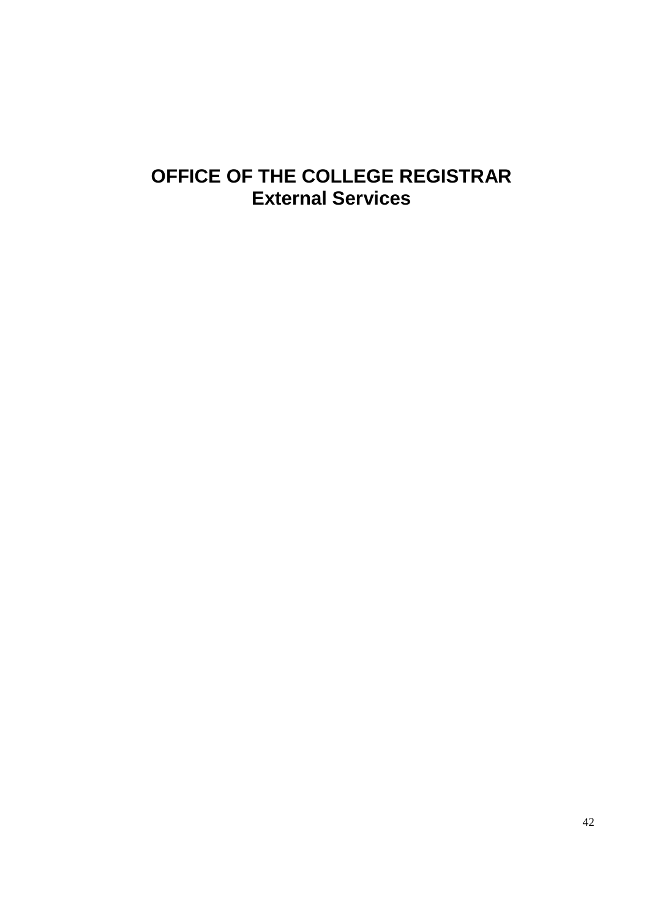# OFFICE OF THE COLLEGE REGISTRAR
## External Services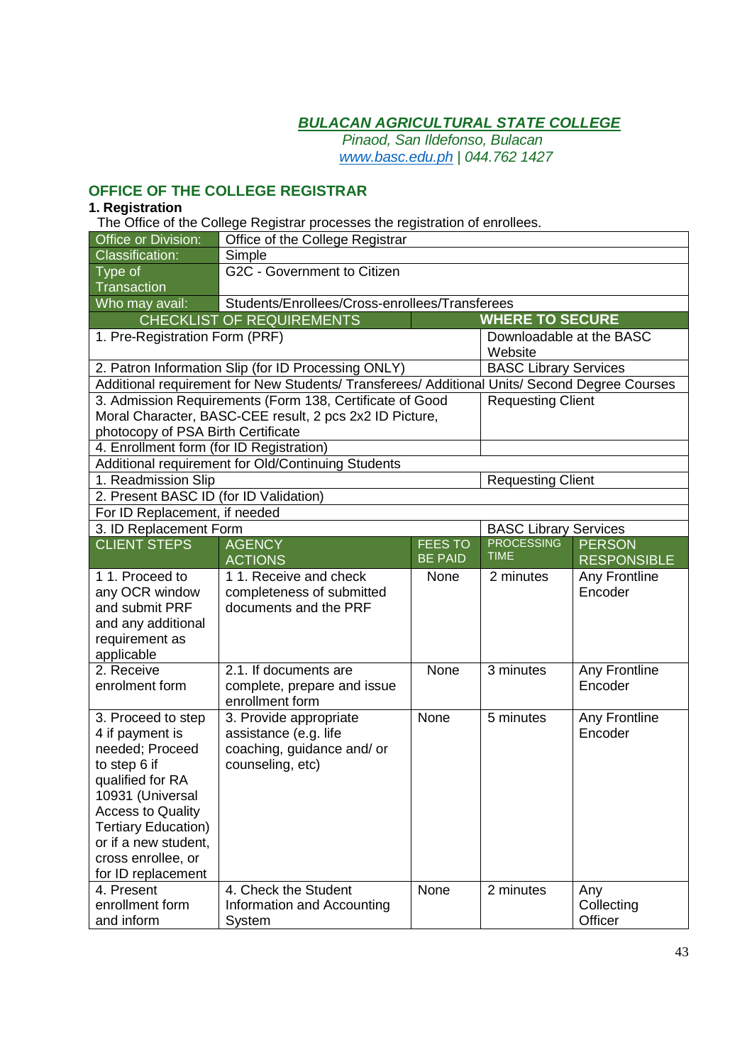**BULACAN AGRICULTURAL STATE COLLEGE**
*Pinaod, San Ildefonso, Bulacan*
*www.basc.edu.ph | 044.762 1427*

## OFFICE OF THE COLLEGE REGISTRAR

### 1. Registration

The Office of the College Registrar processes the registration of enrollees.

| Office or Division: | Office of the College Registrar | | | |
|---|---|---|---|---|
| Classification: | Simple | | | |
| Type of Transaction | G2C - Government to Citizen | | | |
| Who may avail: | Students/Enrollees/Cross-enrollees/Transferees | | | |
| CHECKLIST OF REQUIREMENTS | | | WHERE TO SECURE | |
| 1. Pre-Registration Form (PRF) | | | Downloadable at the BASC Website | |
| 2. Patron Information Slip (for ID Processing ONLY) | | | BASC Library Services | |
| Additional requirement for New Students/ Transferees/ Additional Units/ Second Degree Courses | | | | |
| 3. Admission Requirements (Form 138, Certificate of Good Moral Character, BASC-CEE result, 2 pcs 2x2 ID Picture, photocopy of PSA Birth Certificate | | | Requesting Client | |
| 4. Enrollment form (for ID Registration) | | | | |
| Additional requirement for Old/Continuing Students | | | | |
| 1. Readmission Slip | | | Requesting Client | |
| 2. Present BASC ID (for ID Validation) | | | | |
| For ID Replacement, if needed | | | | |
| 3. ID Replacement Form | | | BASC Library Services | |
| CLIENT STEPS | AGENCY ACTIONS | FEES TO BE PAID | PROCESSING TIME | PERSON RESPONSIBLE |
| 1 1. Proceed to any OCR window and submit PRF and any additional requirement as applicable | 1 1. Receive and check completeness of submitted documents and the PRF | None | 2 minutes | Any Frontline Encoder |
| 2. Receive enrolment form | 2.1. If documents are complete, prepare and issue enrollment form | None | 3 minutes | Any Frontline Encoder |
| 3. Proceed to step 4 if payment is needed; Proceed to step 6 if qualified for RA 10931 (Universal Access to Quality Tertiary Education) or if a new student, cross enrollee, or for ID replacement | 3. Provide appropriate assistance (e.g. life coaching, guidance and/ or counseling, etc) | None | 5 minutes | Any Frontline Encoder |
| 4. Present enrollment form and inform | 4. Check the Student Information and Accounting System | None | 2 minutes | Any Collecting Officer |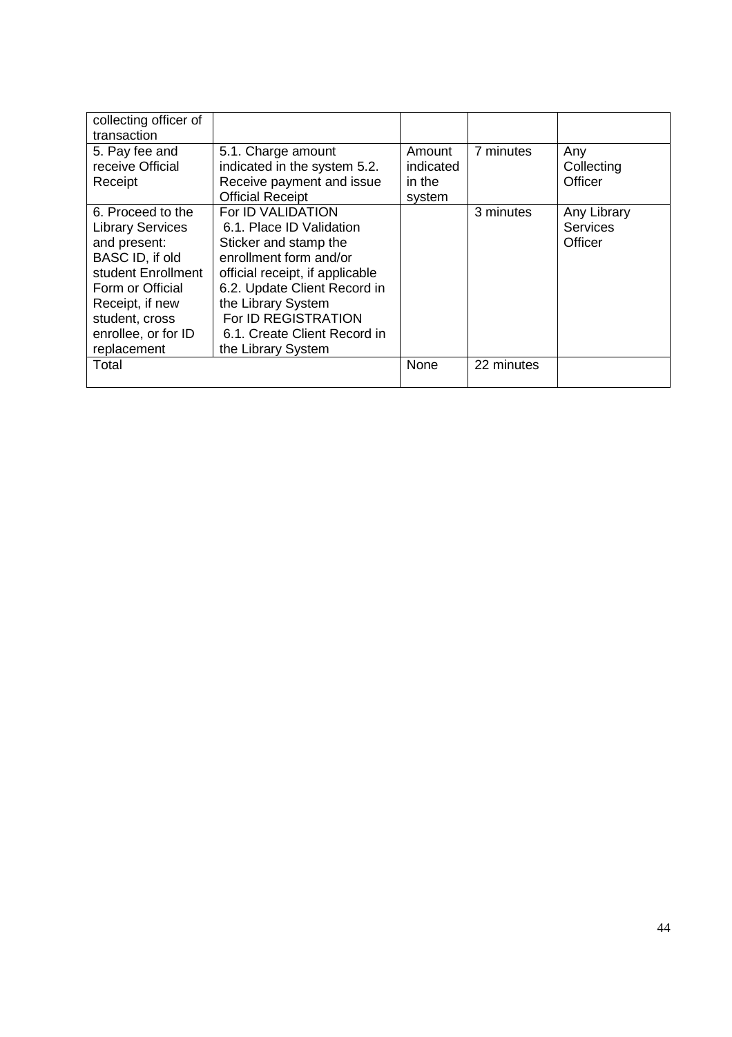| collecting officer of transaction | | | | |
|---|---|---|---|---|
| 5. Pay fee and receive Official Receipt | 5.1. Charge amount indicated in the system 5.2. Receive payment and issue Official Receipt | Amount indicated in the system | 7 minutes | Any Collecting Officer |
| 6. Proceed to the Library Services and present: BASC ID, if old student Enrollment Form or Official Receipt, if new student, cross enrollee, or for ID replacement | For ID VALIDATION<br>6.1. Place ID Validation Sticker and stamp the enrollment form and/or official receipt, if applicable<br>6.2. Update Client Record in the Library System<br>For ID REGISTRATION<br>6.1. Create Client Record in the Library System | | 3 minutes | Any Library Services Officer |
| Total | | None | 22 minutes | |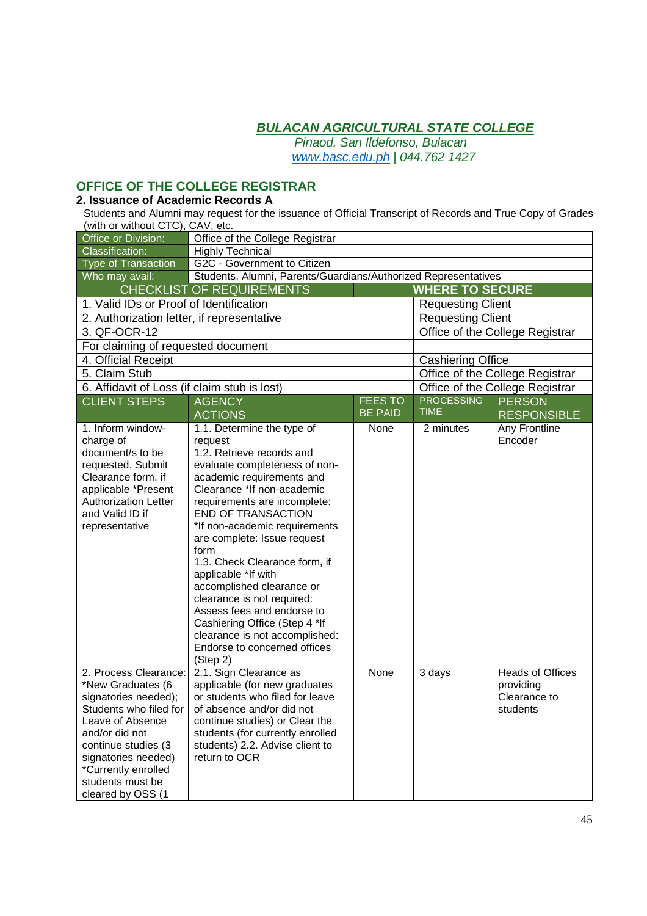**_BULACAN AGRICULTURAL STATE COLLEGE_**
*Pinaod, San Ildefonso, Bulacan*
*www.basc.edu.ph | 044.762 1427*

## OFFICE OF THE COLLEGE REGISTRAR

### 2. Issuance of Academic Records A

Students and Alumni may request for the issuance of Official Transcript of Records and True Copy of Grades (with or without CTC), CAV, etc.

| | |
|---|---|
| Office or Division: | Office of the College Registrar |
| Classification: | Highly Technical |
| Type of Transaction | G2C - Government to Citizen |
| Who may avail: | Students, Alumni, Parents/Guardians/Authorized Representatives |

| CHECKLIST OF REQUIREMENTS | WHERE TO SECURE |
|---|---|
| 1. Valid IDs or Proof of Identification | Requesting Client |
| 2. Authorization letter, if representative | Requesting Client |
| 3. QF-OCR-12 | Office of the College Registrar |
| For claiming of requested document | |
| 4. Official Receipt | Cashiering Office |
| 5. Claim Stub | Office of the College Registrar |
| 6. Affidavit of Loss (if claim stub is lost) | Office of the College Registrar |

| CLIENT STEPS | AGENCY ACTIONS | FEES TO BE PAID | PROCESSING TIME | PERSON RESPONSIBLE |
|---|---|---|---|---|
| 1. Inform window-charge of document/s to be requested. Submit Clearance form, if applicable *Present Authorization Letter and Valid ID if representative | 1.1. Determine the type of request 1.2. Retrieve records and evaluate completeness of non-academic requirements and Clearance *If non-academic requirements are incomplete: END OF TRANSACTION *If non-academic requirements are complete: Issue request form 1.3. Check Clearance form, if applicable *If with accomplished clearance or clearance is not required: Assess fees and endorse to Cashiering Office (Step 4 *If clearance is not accomplished: Endorse to concerned offices (Step 2) | None | 2 minutes | Any Frontline Encoder |
| 2. Process Clearance: *New Graduates (6 signatories needed); Students who filed for Leave of Absence and/or did not continue studies (3 signatories needed) *Currently enrolled students must be cleared by OSS (1 | 2.1. Sign Clearance as applicable (for new graduates or students who filed for leave of absence and/or did not continue studies) or Clear the students (for currently enrolled students) 2.2. Advise client to return to OCR | None | 3 days | Heads of Offices providing Clearance to students |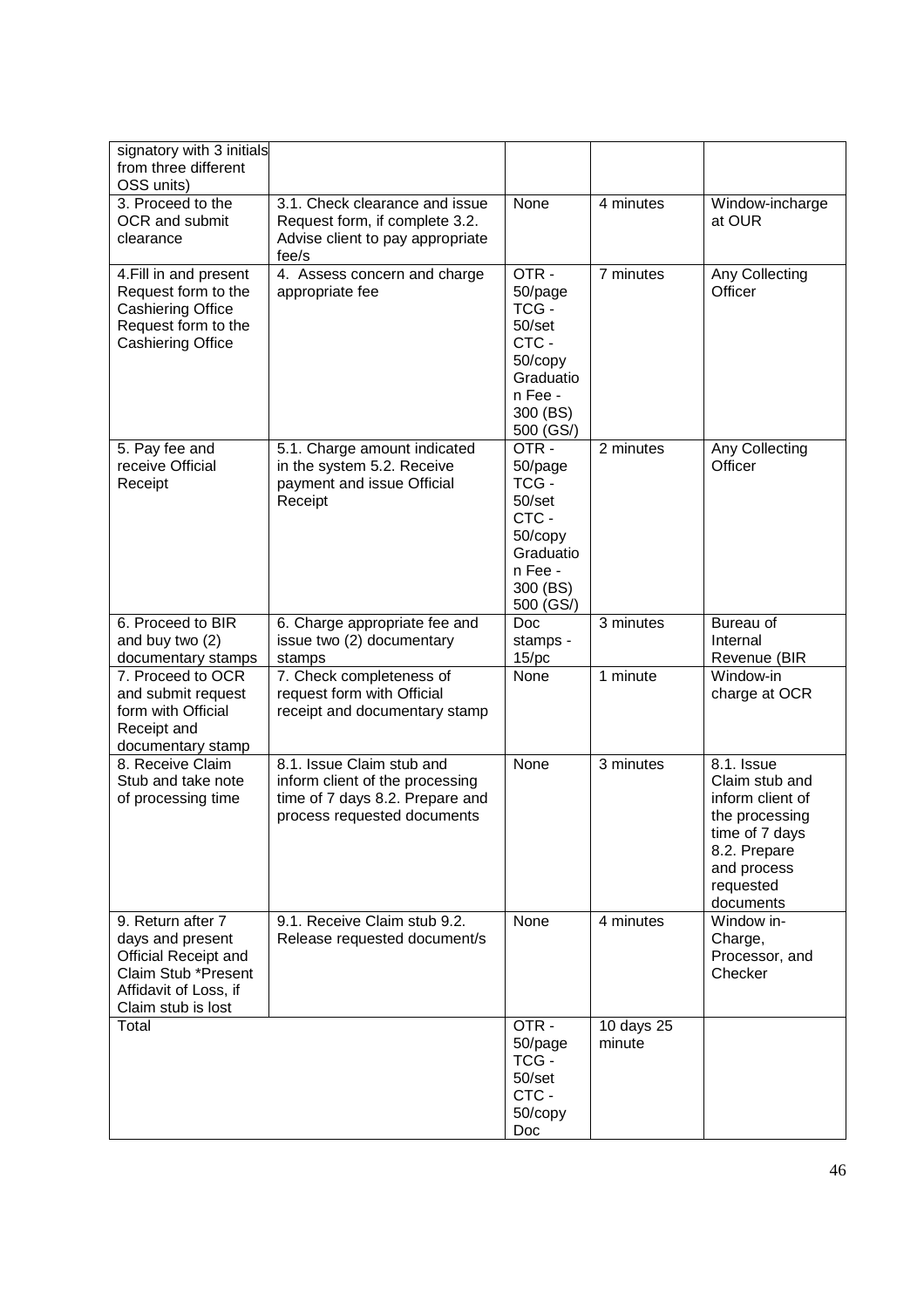| | | | | |
|---|---|---|---|---|
| signatory with 3 initials from three different OSS units) | | | | |
| 3. Proceed to the OCR and submit clearance | 3.1. Check clearance and issue Request form, if complete 3.2. Advise client to pay appropriate fee/s | None | 4 minutes | Window-incharge at OUR |
| 4.Fill in and present Request form to the Cashiering Office Request form to the Cashiering Office | 4. Assess concern and charge appropriate fee | OTR - 50/page TCG - 50/set CTC - 50/copy Graduation Fee - 300 (BS) 500 (GS/) | 7 minutes | Any Collecting Officer |
| 5. Pay fee and receive Official Receipt | 5.1. Charge amount indicated in the system 5.2. Receive payment and issue Official Receipt | OTR - 50/page TCG - 50/set CTC - 50/copy Graduation Fee - 300 (BS) 500 (GS/) | 2 minutes | Any Collecting Officer |
| 6. Proceed to BIR and buy two (2) documentary stamps | 6. Charge appropriate fee and issue two (2) documentary stamps | Doc stamps - 15/pc | 3 minutes | Bureau of Internal Revenue (BIR |
| 7. Proceed to OCR and submit request form with Official Receipt and documentary stamp | 7. Check completeness of request form with Official receipt and documentary stamp | None | 1 minute | Window-in charge at OCR |
| 8. Receive Claim Stub and take note of processing time | 8.1. Issue Claim stub and inform client of the processing time of 7 days 8.2. Prepare and process requested documents | None | 3 minutes | 8.1. Issue Claim stub and inform client of the processing time of 7 days 8.2. Prepare and process requested documents |
| 9. Return after 7 days and present Official Receipt and Claim Stub *Present Affidavit of Loss, if Claim stub is lost | 9.1. Receive Claim stub 9.2. Release requested document/s | None | 4 minutes | Window in-Charge, Processor, and Checker |
| Total | | OTR - 50/page TCG - 50/set CTC - 50/copy Doc | 10 days 25 minute | |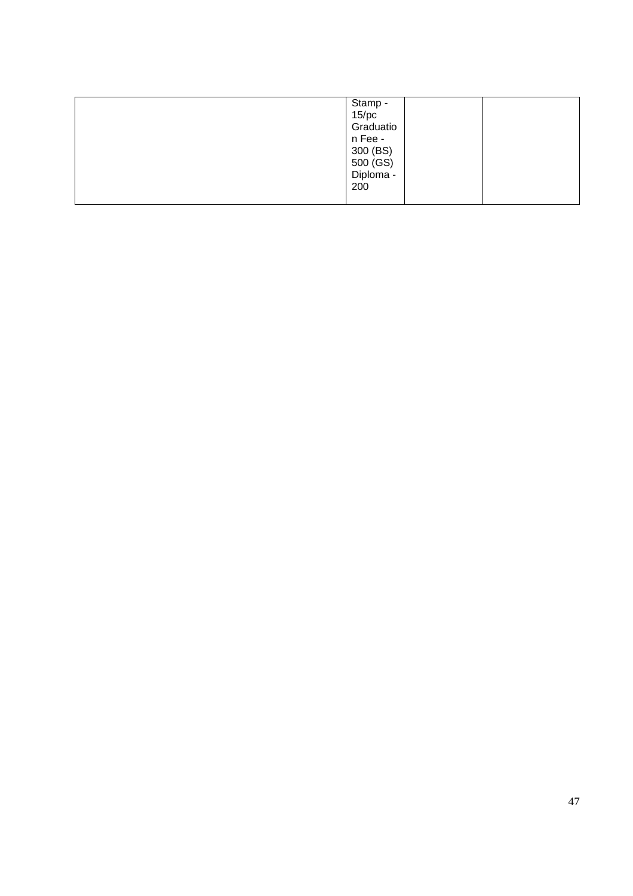| | | | |
|---|---|---|---|
| | Stamp - 15/pc<br>Graduation Fee - 300 (BS) 500 (GS)<br>Diploma - 200 | | |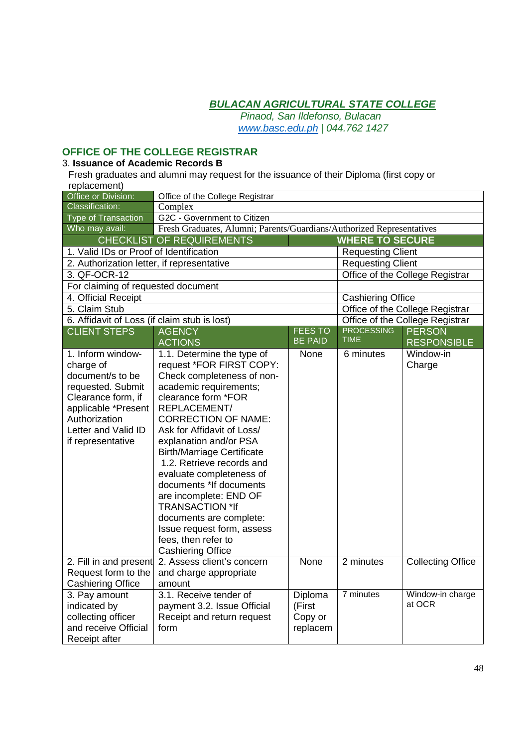**BULACAN AGRICULTURAL STATE COLLEGE**
*Pinaod, San Ildefonso, Bulacan*
*www.basc.edu.ph | 044.762 1427*

## OFFICE OF THE COLLEGE REGISTRAR

3. **Issuance of Academic Records B**

Fresh graduates and alumni may request for the issuance of their Diploma (first copy or replacement)

| Office or Division: | Office of the College Registrar | | | |
|---|---|---|---|---|
| Classification: | Complex | | | |
| Type of Transaction | G2C - Government to Citizen | | | |
| Who may avail: | Fresh Graduates, Alumni; Parents/Guardians/Authorized Representatives | | | |
| **CHECKLIST OF REQUIREMENTS** | | | **WHERE TO SECURE** | |
| 1. Valid IDs or Proof of Identification | | | Requesting Client | |
| 2. Authorization letter, if representative | | | Requesting Client | |
| 3. QF-OCR-12 | | | Office of the College Registrar | |
| For claiming of requested document | | | | |
| 4. Official Receipt | | | Cashiering Office | |
| 5. Claim Stub | | | Office of the College Registrar | |
| 6. Affidavit of Loss (if claim stub is lost) | | | Office of the College Registrar | |
| CLIENT STEPS | AGENCY ACTIONS | FEES TO BE PAID | PROCESSING TIME | PERSON RESPONSIBLE |
| 1. Inform window-charge of document/s to be requested. Submit Clearance form, if applicable *Present Authorization Letter and Valid ID if representative | 1.1. Determine the type of request *FOR FIRST COPY: Check completeness of non-academic requirements; clearance form *FOR REPLACEMENT/ CORRECTION OF NAME: Ask for Affidavit of Loss/ explanation and/or PSA Birth/Marriage Certificate 1.2. Retrieve records and evaluate completeness of documents *If documents are incomplete: END OF TRANSACTION *If documents are complete: Issue request form, assess fees, then refer to Cashiering Office | None | 6 minutes | Window-in Charge |
| 2. Fill in and present Request form to the Cashiering Office | 2. Assess client's concern and charge appropriate amount | None | 2 minutes | Collecting Office |
| 3. Pay amount indicated by collecting officer and receive Official Receipt after | 3.1. Receive tender of payment 3.2. Issue Official Receipt and return request form | Diploma (First Copy or replacem | 7 minutes | Window-in charge at OCR |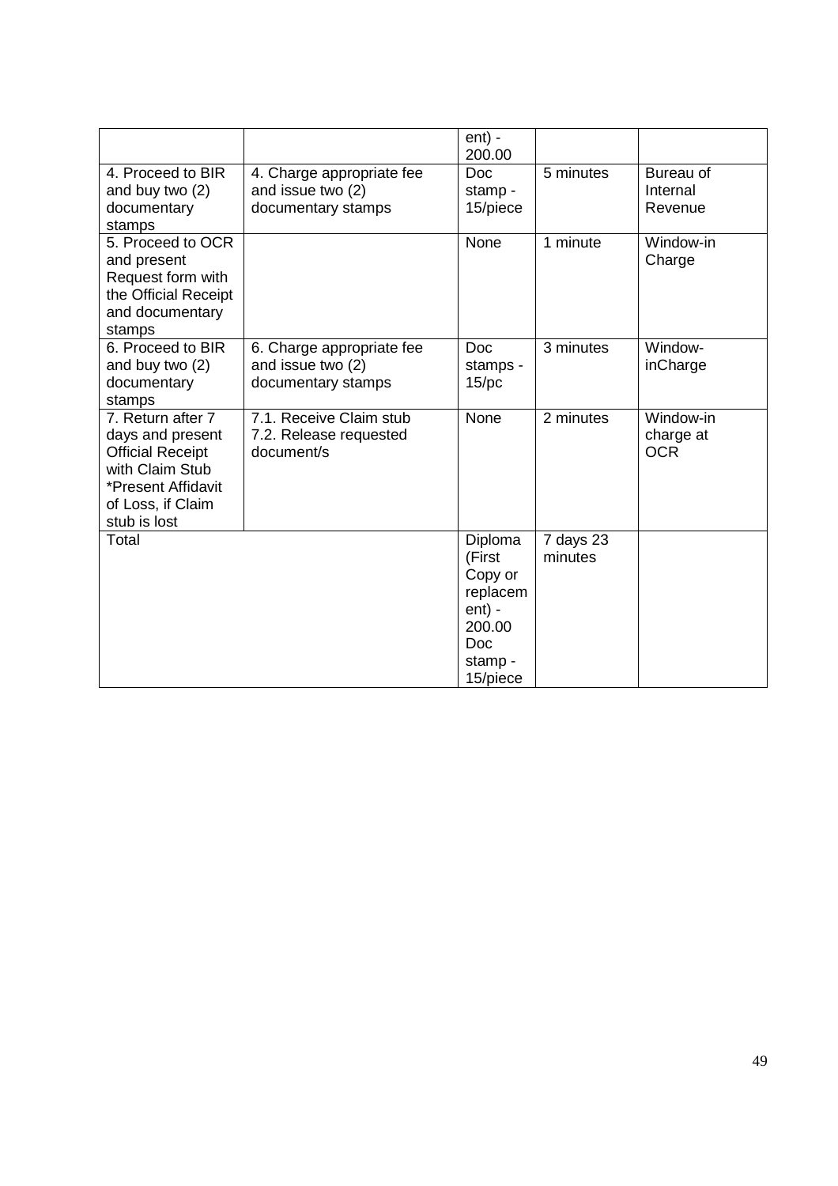| | | ent) - 200.00 | | |
|---|---|---|---|---|
| 4. Proceed to BIR and buy two (2) documentary stamps | 4. Charge appropriate fee and issue two (2) documentary stamps | Doc stamp - 15/piece | 5 minutes | Bureau of Internal Revenue |
| 5. Proceed to OCR and present Request form with the Official Receipt and documentary stamps | | None | 1 minute | Window-in Charge |
| 6. Proceed to BIR and buy two (2) documentary stamps | 6. Charge appropriate fee and issue two (2) documentary stamps | Doc stamps - 15/pc | 3 minutes | Window-inCharge |
| 7. Return after 7 days and present Official Receipt with Claim Stub *Present Affidavit of Loss, if Claim stub is lost | 7.1. Receive Claim stub 7.2. Release requested document/s | None | 2 minutes | Window-in charge at OCR |
| Total | | Diploma (First Copy or replacement) - 200.00 Doc stamp - 15/piece | 7 days 23 minutes | |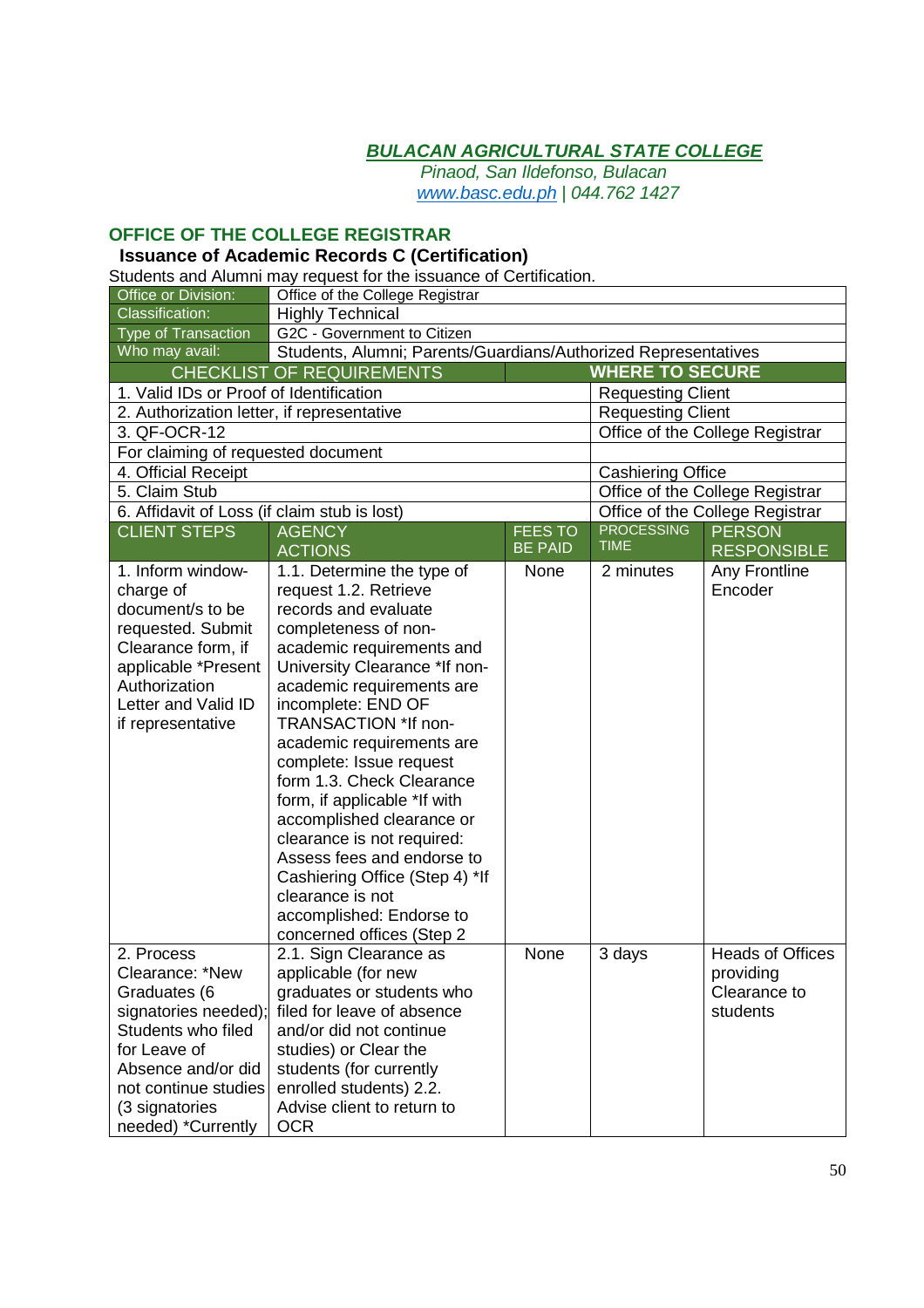**BULACAN AGRICULTURAL STATE COLLEGE**
*Pinaod, San Ildefonso, Bulacan*
*www.basc.edu.ph | 044.762 1427*

## OFFICE OF THE COLLEGE REGISTRAR

### Issuance of Academic Records C (Certification)

Students and Alumni may request for the issuance of Certification.

| Office or Division: | Office of the College Registrar | | | |
|---|---|---|---|---|
| Classification: | Highly Technical | | | |
| Type of Transaction | G2C - Government to Citizen | | | |
| Who may avail: | Students, Alumni; Parents/Guardians/Authorized Representatives | | | |
| CHECKLIST OF REQUIREMENTS | | | WHERE TO SECURE | |
| 1. Valid IDs or Proof of Identification | | | Requesting Client | |
| 2. Authorization letter, if representative | | | Requesting Client | |
| 3. QF-OCR-12 | | | Office of the College Registrar | |
| For claiming of requested document | | | | |
| 4. Official Receipt | | | Cashiering Office | |
| 5. Claim Stub | | | Office of the College Registrar | |
| 6. Affidavit of Loss (if claim stub is lost) | | | Office of the College Registrar | |
| CLIENT STEPS | AGENCY ACTIONS | FEES TO BE PAID | PROCESSING TIME | PERSON RESPONSIBLE |
| 1. Inform window-charge of document/s to be requested. Submit Clearance form, if applicable *Present Authorization Letter and Valid ID if representative | 1.1. Determine the type of request 1.2. Retrieve records and evaluate completeness of non-academic requirements and University Clearance *If non-academic requirements are incomplete: END OF TRANSACTION *If non-academic requirements are complete: Issue request form 1.3. Check Clearance form, if applicable *If with accomplished clearance or clearance is not required: Assess fees and endorse to Cashiering Office (Step 4) *If clearance is not accomplished: Endorse to concerned offices (Step 2 | None | 2 minutes | Any Frontline Encoder |
| 2. Process Clearance: *New Graduates (6 signatories needed); Students who filed for Leave of Absence and/or did not continue studies (3 signatories needed) *Currently | 2.1. Sign Clearance as applicable (for new graduates or students who filed for leave of absence and/or did not continue studies) or Clear the students (for currently enrolled students) 2.2. Advise client to return to OCR | None | 3 days | Heads of Offices providing Clearance to students |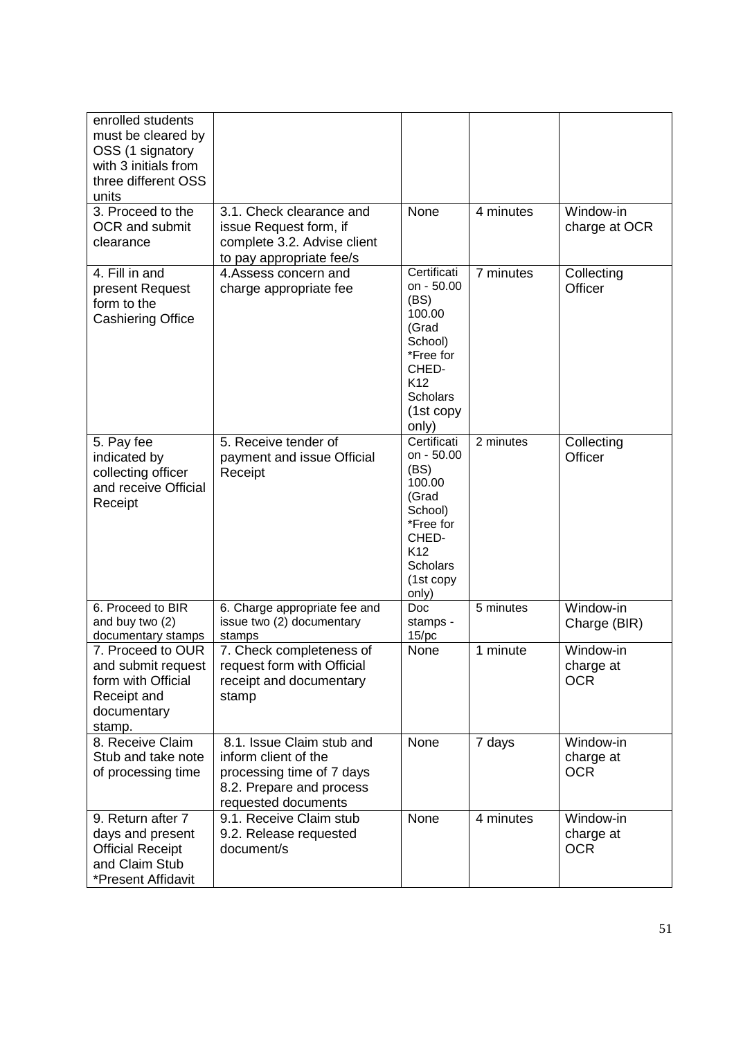| | | | | |
|---|---|---|---|---|
| enrolled students must be cleared by OSS (1 signatory with 3 initials from three different OSS units | | | | |
| 3. Proceed to the OCR and submit clearance | 3.1. Check clearance and issue Request form, if complete 3.2. Advise client to pay appropriate fee/s | None | 4 minutes | Window-in charge at OCR |
| 4. Fill in and present Request form to the Cashiering Office | 4.Assess concern and charge appropriate fee | Certification - 50.00 (BS) 100.00 (Grad School) *Free for CHED-K12 Scholars (1st copy only) | 7 minutes | Collecting Officer |
| 5. Pay fee indicated by collecting officer and receive Official Receipt | 5. Receive tender of payment and issue Official Receipt | Certification - 50.00 (BS) 100.00 (Grad School) *Free for CHED-K12 Scholars (1st copy only) | 2 minutes | Collecting Officer |
| 6. Proceed to BIR and buy two (2) documentary stamps | 6. Charge appropriate fee and issue two (2) documentary stamps | Doc stamps - 15/pc | 5 minutes | Window-in Charge (BIR) |
| 7. Proceed to OUR and submit request form with Official Receipt and documentary stamp. | 7. Check completeness of request form with Official receipt and documentary stamp | None | 1 minute | Window-in charge at OCR |
| 8. Receive Claim Stub and take note of processing time | 8.1. Issue Claim stub and inform client of the processing time of 7 days 8.2. Prepare and process requested documents | None | 7 days | Window-in charge at OCR |
| 9. Return after 7 days and present Official Receipt and Claim Stub *Present Affidavit | 9.1. Receive Claim stub 9.2. Release requested document/s | None | 4 minutes | Window-in charge at OCR |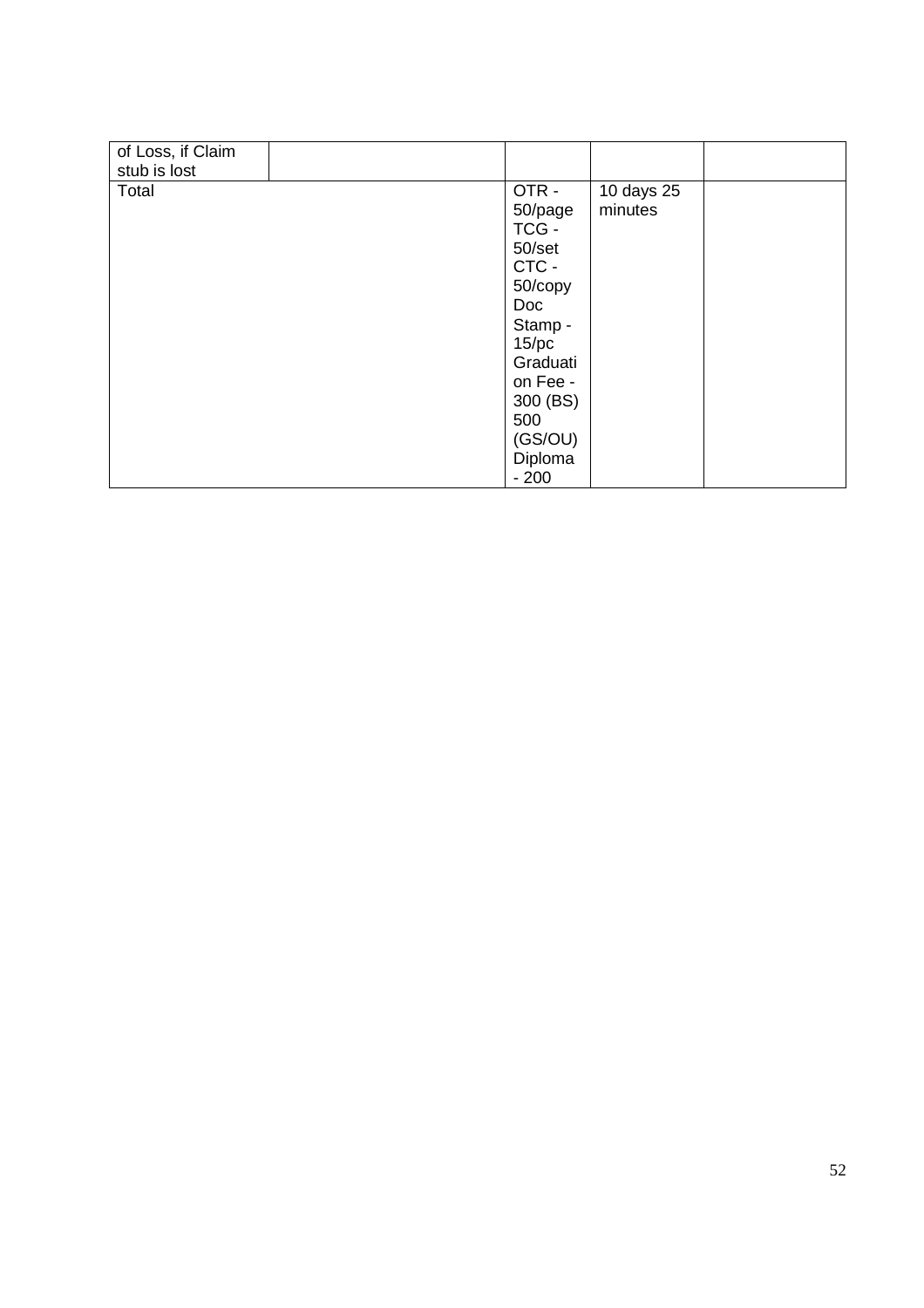| | | | | |
|---|---|---|---|---|
| of Loss, if Claim stub is lost | | | | |
| Total | | OTR - 50/page TCG - 50/set CTC - 50/copy Doc Stamp - 15/pc Graduation Fee - 300 (BS) 500 (GS/OU) Diploma - 200 | 10 days 25 minutes | |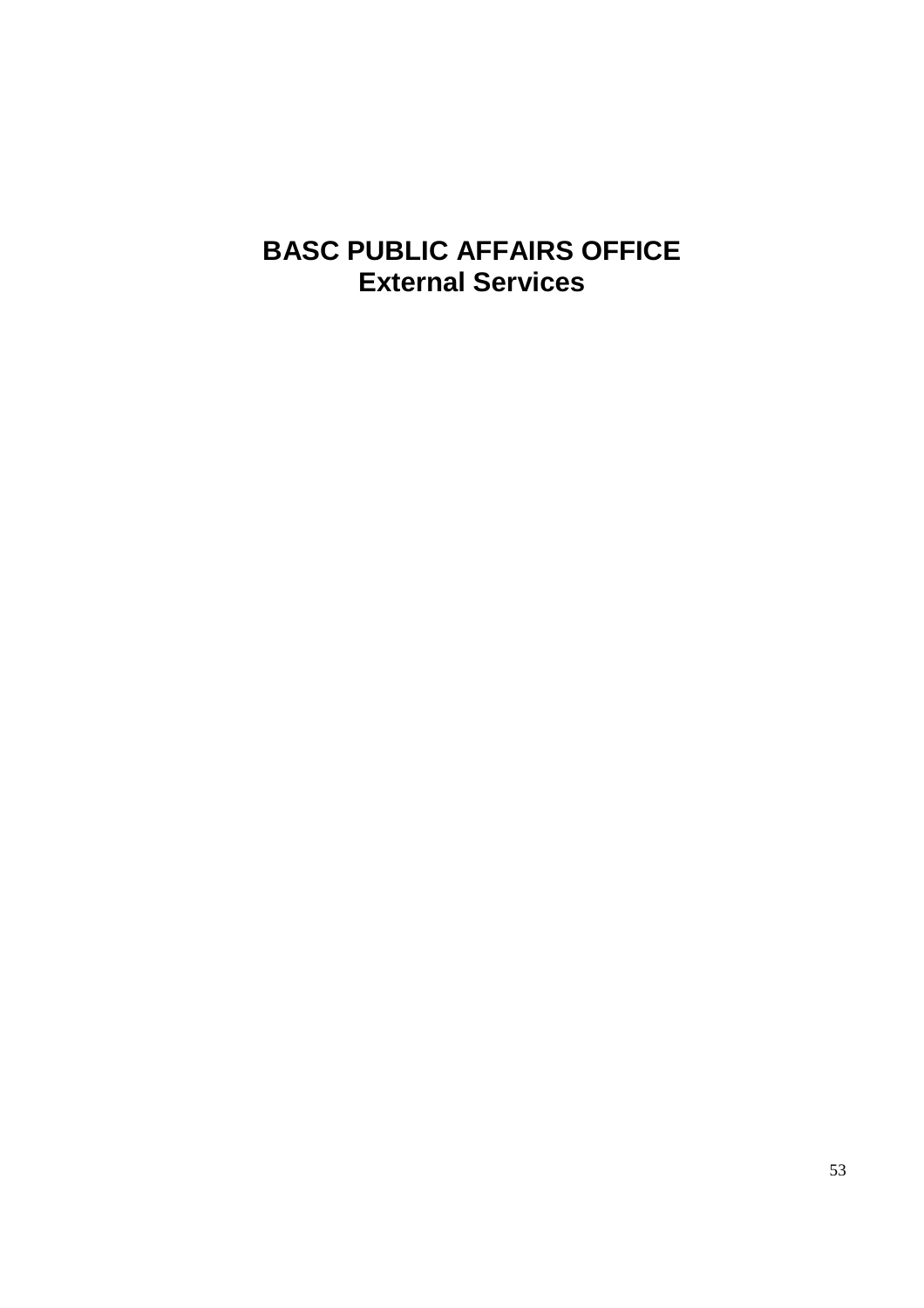# BASC PUBLIC AFFAIRS OFFICE
## External Services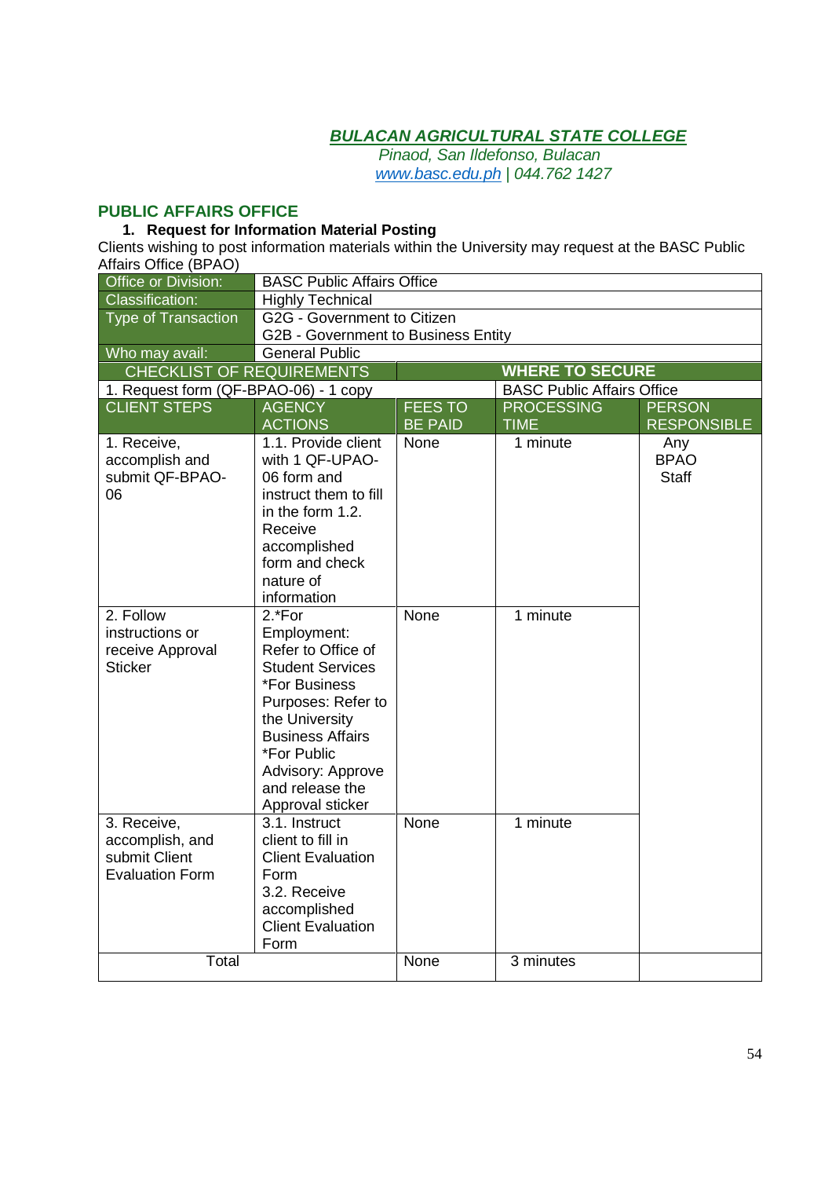**BULACAN AGRICULTURAL STATE COLLEGE**
*Pinaod, San Ildefonso, Bulacan*
*www.basc.edu.ph | 044.762 1427*

## PUBLIC AFFAIRS OFFICE

### 1. Request for Information Material Posting

Clients wishing to post information materials within the University may request at the BASC Public Affairs Office (BPAO)

| Office or Division: | BASC Public Affairs Office | | | |
|---|---|---|---|---|
| Classification: | Highly Technical | | | |
| Type of Transaction | G2G - Government to Citizen<br>G2B - Government to Business Entity | | | |
| Who may avail: | General Public | | | |
| CHECKLIST OF REQUIREMENTS | | WHERE TO SECURE | | |
| 1. Request form (QF-BPAO-06) - 1 copy | | | BASC Public Affairs Office | |
| CLIENT STEPS | AGENCY ACTIONS | FEES TO BE PAID | PROCESSING TIME | PERSON RESPONSIBLE |
| 1. Receive, accomplish and submit QF-BPAO-06 | 1.1. Provide client with 1 QF-UPAO-06 form and instruct them to fill in the form 1.2. Receive accomplished form and check nature of information | None | 1 minute | Any BPAO Staff |
| 2. Follow instructions or receive Approval Sticker | 2.*For Employment: Refer to Office of Student Services *For Business Purposes: Refer to the University Business Affairs *For Public Advisory: Approve and release the Approval sticker | None | 1 minute | |
| 3. Receive, accomplish, and submit Client Evaluation Form | 3.1. Instruct client to fill in Client Evaluation Form 3.2. Receive accomplished Client Evaluation Form | None | 1 minute | |
| Total | | None | 3 minutes | |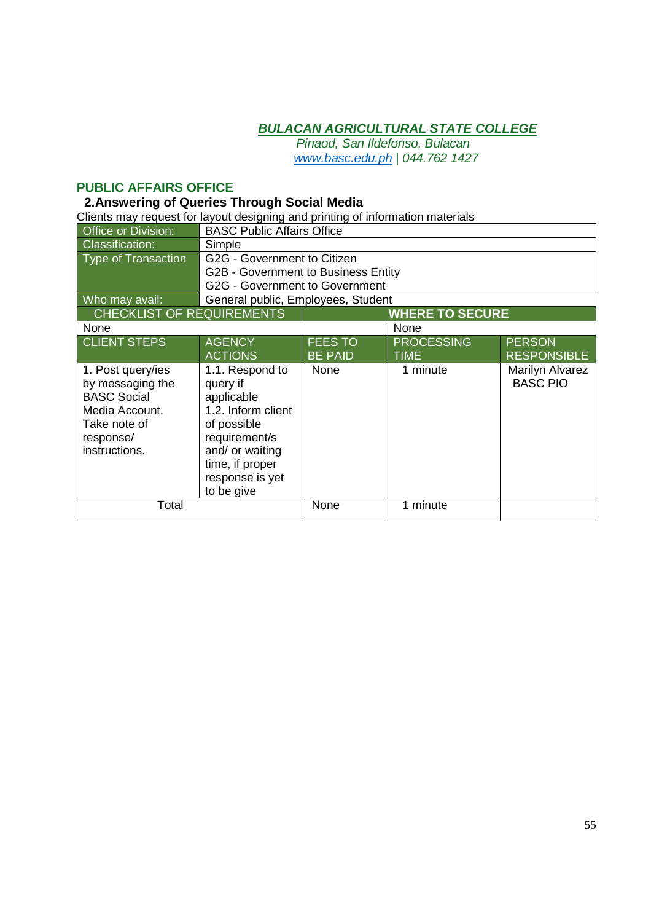***BULACAN AGRICULTURAL STATE COLLEGE***

*Pinaod, San Ildefonso, Bulacan*

*www.basc.edu.ph | 044.762 1427*

## PUBLIC AFFAIRS OFFICE

### 2.Answering of Queries Through Social Media

Clients may request for layout designing and printing of information materials

| Office or Division: | BASC Public Affairs Office | | | |
|---|---|---|---|---|
| Classification: | Simple | | | |
| Type of Transaction | G2G - Government to Citizen<br>G2B - Government to Business Entity<br>G2G - Government to Government | | | |
| Who may avail: | General public, Employees, Student | | | |
| **CHECKLIST OF REQUIREMENTS** | | | **WHERE TO SECURE** | |
| None | | | None | |
| **CLIENT STEPS** | **AGENCY ACTIONS** | **FEES TO BE PAID** | **PROCESSING TIME** | **PERSON RESPONSIBLE** |
| 1. Post query/ies by messaging the BASC Social Media Account. Take note of response/ instructions. | 1.1. Respond to query if applicable<br>1.2. Inform client of possible requirement/s and/ or waiting time, if proper response is yet to be give | None | 1 minute | Marilyn Alvarez BASC PIO |
| Total | | None | 1 minute | |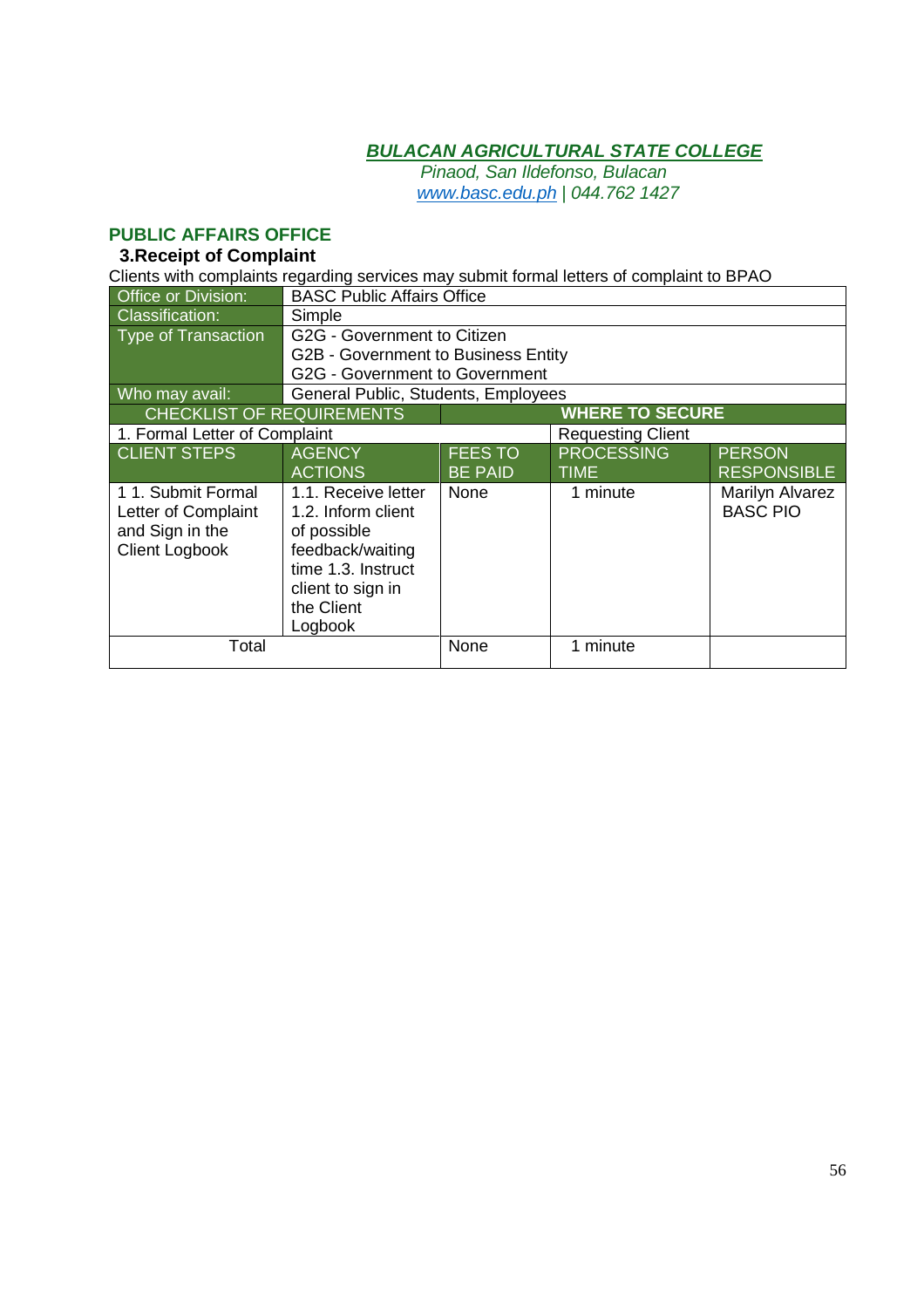***BULACAN AGRICULTURAL STATE COLLEGE***

*Pinaod, San Ildefonso, Bulacan*

*www.basc.edu.ph | 044.762 1427*

## PUBLIC AFFAIRS OFFICE

### 3.Receipt of Complaint

Clients with complaints regarding services may submit formal letters of complaint to BPAO

| Office or Division: | BASC Public Affairs Office | | | |
|---|---|---|---|---|
| Classification: | Simple | | | |
| Type of Transaction | G2G - Government to Citizen<br>G2B - Government to Business Entity<br>G2G - Government to Government | | | |
| Who may avail: | General Public, Students, Employees | | | |
| **CHECKLIST OF REQUIREMENTS** | | | **WHERE TO SECURE** | |
| 1. Formal Letter of Complaint | | | Requesting Client | |
| **CLIENT STEPS** | **AGENCY ACTIONS** | **FEES TO BE PAID** | **PROCESSING TIME** | **PERSON RESPONSIBLE** |
| 1 1. Submit Formal Letter of Complaint and Sign in the Client Logbook | 1.1. Receive letter 1.2. Inform client of possible feedback/waiting time 1.3. Instruct client to sign in the Client Logbook | None | 1 minute | Marilyn Alvarez BASC PIO |
| Total | | None | 1 minute | |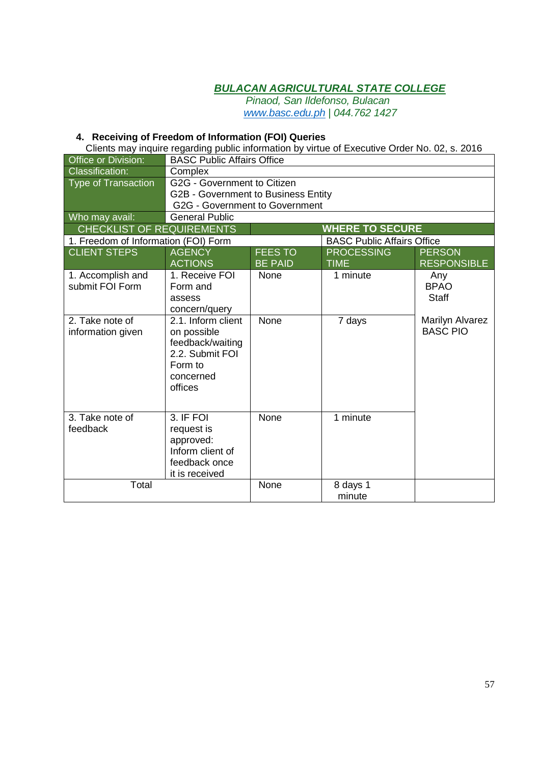**BULACAN AGRICULTURAL STATE COLLEGE**
*Pinaod, San Ildefonso, Bulacan*
*www.basc.edu.ph | 044.762 1427*

### 4. Receiving of Freedom of Information (FOI) Queries

Clients may inquire regarding public information by virtue of Executive Order No. 02, s. 2016

| Office or Division: | BASC Public Affairs Office | | | |
|---|---|---|---|---|
| Classification: | Complex | | | |
| Type of Transaction | G2G - Government to Citizen<br>G2B - Government to Business Entity<br>G2G - Government to Government | | | |
| Who may avail: | General Public | | | |
| **CHECKLIST OF REQUIREMENTS** | | | **WHERE TO SECURE** | |
| 1. Freedom of Information (FOI) Form | | | BASC Public Affairs Office | |
| **CLIENT STEPS** | **AGENCY ACTIONS** | **FEES TO BE PAID** | **PROCESSING TIME** | **PERSON RESPONSIBLE** |
| 1. Accomplish and submit FOI Form | 1. Receive FOI Form and assess concern/query | None | 1 minute | Any BPAO Staff |
| 2. Take note of information given | 2.1. Inform client on possible feedback/waiting<br>2.2. Submit FOI Form to concerned offices | None | 7 days | Marilyn Alvarez BASC PIO |
| 3. Take note of feedback | 3. IF FOI request is approved: Inform client of feedback once it is received | None | 1 minute | |
| Total | | None | 8 days 1 minute | |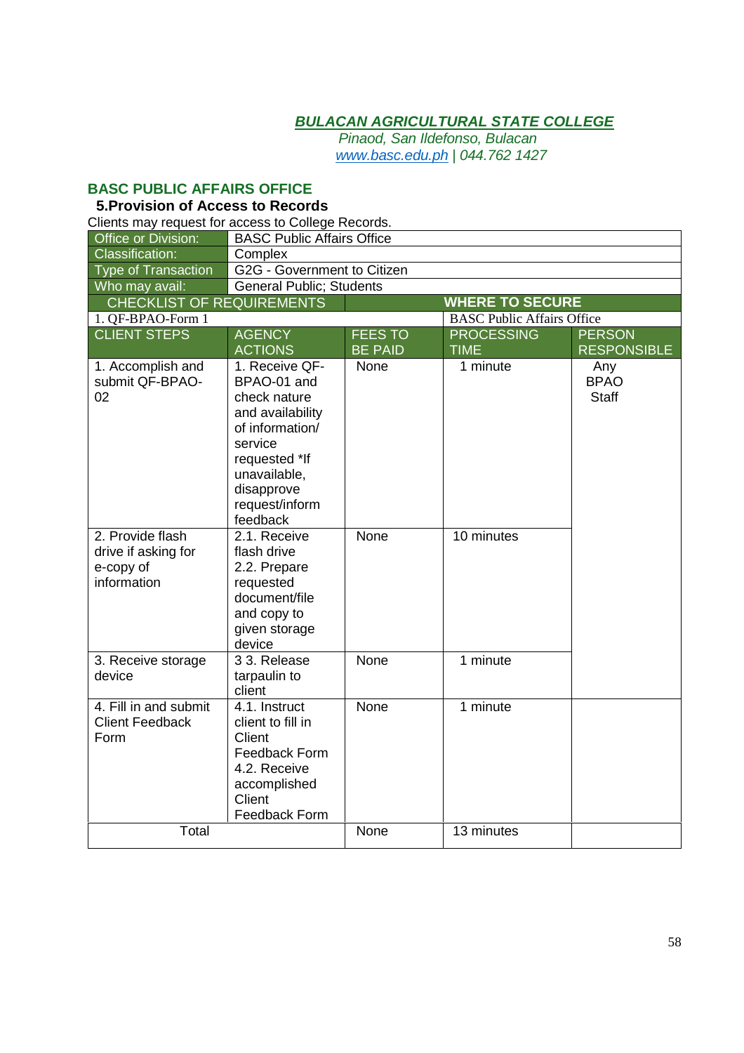***BULACAN AGRICULTURAL STATE COLLEGE***
*Pinaod, San Ildefonso, Bulacan*
*www.basc.edu.ph | 044.762 1427*

## BASC PUBLIC AFFAIRS OFFICE

### 5.Provision of Access to Records

Clients may request for access to College Records.

| Office or Division: | BASC Public Affairs Office | | | |
|---|---|---|---|---|
| Classification: | Complex | | | |
| Type of Transaction | G2G - Government to Citizen | | | |
| Who may avail: | General Public; Students | | | |
| **CHECKLIST OF REQUIREMENTS** | | | **WHERE TO SECURE** | |
| 1. QF-BPAO-Form 1 | | | BASC Public Affairs Office | |
| **CLIENT STEPS** | **AGENCY ACTIONS** | **FEES TO BE PAID** | **PROCESSING TIME** | **PERSON RESPONSIBLE** |
| 1. Accomplish and submit QF-BPAO-02 | 1. Receive QF-BPAO-01 and check nature and availability of information/ service requested *If unavailable, disapprove request/inform feedback | None | 1 minute | Any BPAO Staff |
| 2. Provide flash drive if asking for e-copy of information | 2.1. Receive flash drive 2.2. Prepare requested document/file and copy to given storage device | None | 10 minutes | |
| 3. Receive storage device | 3 3. Release tarpaulin to client | None | 1 minute | |
| 4. Fill in and submit Client Feedback Form | 4.1. Instruct client to fill in Client Feedback Form 4.2. Receive accomplished Client Feedback Form | None | 1 minute | |
| Total | | None | 13 minutes | |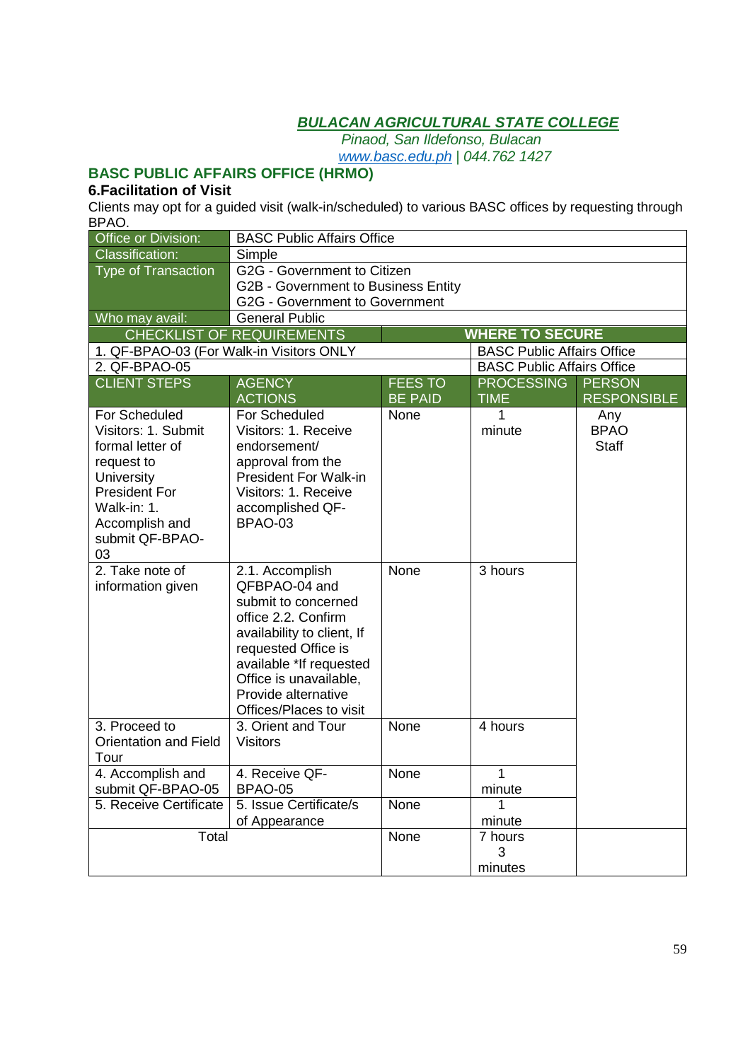***BULACAN AGRICULTURAL STATE COLLEGE***

*Pinaod, San Ildefonso, Bulacan*

*www.basc.edu.ph | 044.762 1427*

## BASC PUBLIC AFFAIRS OFFICE (HRMO)

### 6.Facilitation of Visit

Clients may opt for a guided visit (walk-in/scheduled) to various BASC offices by requesting through BPAO.

| Office or Division: | BASC Public Affairs Office | | | |
|---|---|---|---|---|
| Classification: | Simple | | | |
| Type of Transaction | G2G - Government to Citizen<br>G2B - Government to Business Entity<br>G2G - Government to Government | | | |
| Who may avail: | General Public | | | |
| **CHECKLIST OF REQUIREMENTS** | | | **WHERE TO SECURE** | |
| 1. QF-BPAO-03 (For Walk-in Visitors ONLY | | | BASC Public Affairs Office | |
| 2. QF-BPAO-05 | | | BASC Public Affairs Office | |
| **CLIENT STEPS** | **AGENCY ACTIONS** | **FEES TO BE PAID** | **PROCESSING TIME** | **PERSON RESPONSIBLE** |
| For Scheduled Visitors: 1. Submit formal letter of request to University President For Walk-in: 1. Accomplish and submit QF-BPAO-03 | For Scheduled Visitors: 1. Receive endorsement/ approval from the President For Walk-in Visitors: 1. Receive accomplished QF-BPAO-03 | None | 1 minute | Any BPAO Staff |
| 2. Take note of information given | 2.1. Accomplish QFBPAO-04 and submit to concerned office 2.2. Confirm availability to client, If requested Office is available *If requested Office is unavailable, Provide alternative Offices/Places to visit | None | 3 hours | |
| 3. Proceed to Orientation and Field Tour | 3. Orient and Tour Visitors | None | 4 hours | |
| 4. Accomplish and submit QF-BPAO-05 | 4. Receive QF-BPAO-05 | None | 1 minute | |
| 5. Receive Certificate | 5. Issue Certificate/s of Appearance | None | 1 minute | |
| Total | | None | 7 hours 3 minutes | |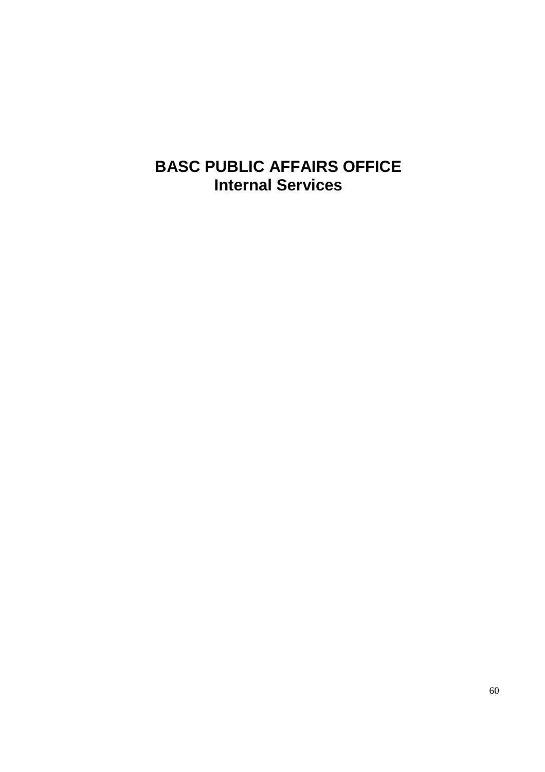# BASC PUBLIC AFFAIRS OFFICE
## Internal Services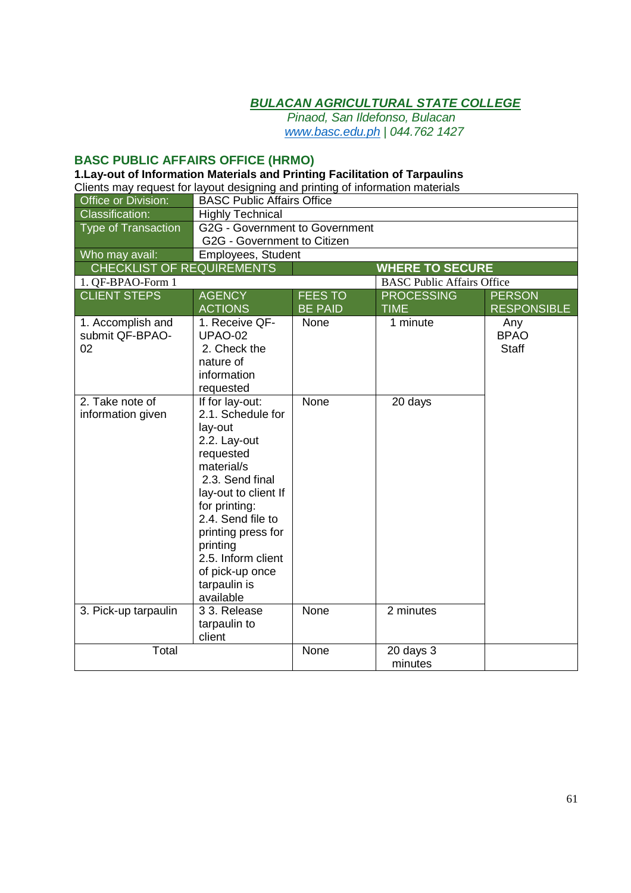**BULACAN AGRICULTURAL STATE COLLEGE**
*Pinaod, San Ildefonso, Bulacan*
*www.basc.edu.ph | 044.762 1427*

## BASC PUBLIC AFFAIRS OFFICE (HRMO)

### 1.Lay-out of Information Materials and Printing Facilitation of Tarpaulins

Clients may request for layout designing and printing of information materials

| Office or Division: | BASC Public Affairs Office | | | |
|---|---|---|---|---|
| Classification: | Highly Technical | | | |
| Type of Transaction | G2G - Government to Government<br>G2G - Government to Citizen | | | |
| Who may avail: | Employees, Student | | | |
| **CHECKLIST OF REQUIREMENTS** | | | **WHERE TO SECURE** | |
| 1. QF-BPAO-Form 1 | | | BASC Public Affairs Office | |
| **CLIENT STEPS** | **AGENCY ACTIONS** | **FEES TO BE PAID** | **PROCESSING TIME** | **PERSON RESPONSIBLE** |
| 1. Accomplish and submit QF-BPAO-02 | 1. Receive QF-UPAO-02<br>2. Check the nature of information requested | None | 1 minute | Any BPAO Staff |
| 2. Take note of information given | If for lay-out:<br>2.1. Schedule for lay-out<br>2.2. Lay-out requested material/s<br>2.3. Send final lay-out to client If for printing:<br>2.4. Send file to printing press for printing<br>2.5. Inform client of pick-up once tarpaulin is available | None | 20 days | |
| 3. Pick-up tarpaulin | 3 3. Release tarpaulin to client | None | 2 minutes | |
| Total | | None | 20 days 3 minutes | |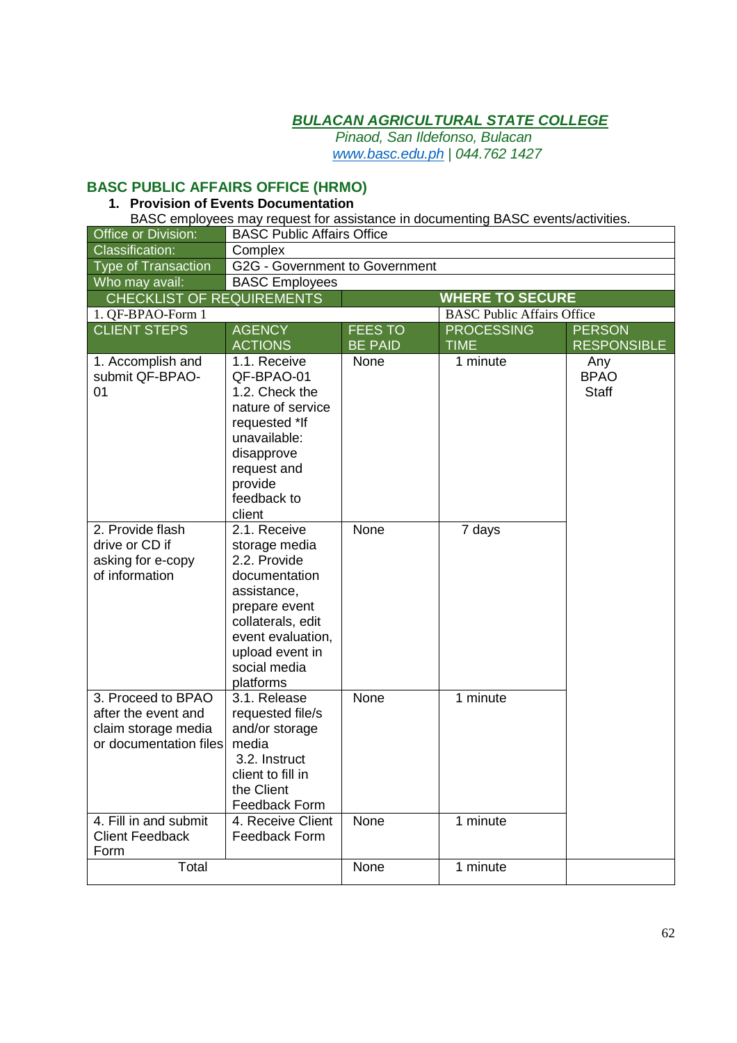***BULACAN AGRICULTURAL STATE COLLEGE***

*Pinaod, San Ildefonso, Bulacan*

*www.basc.edu.ph | 044.762 1427*

## BASC PUBLIC AFFAIRS OFFICE (HRMO)

### 1. Provision of Events Documentation

BASC employees may request for assistance in documenting BASC events/activities.

| Office or Division: | BASC Public Affairs Office | | | |
|---|---|---|---|---|
| Classification: | Complex | | | |
| Type of Transaction | G2G - Government to Government | | | |
| Who may avail: | BASC Employees | | | |
| **CHECKLIST OF REQUIREMENTS** | | | **WHERE TO SECURE** | |
| 1. QF-BPAO-Form 1 | | | BASC Public Affairs Office | |
| **CLIENT STEPS** | **AGENCY ACTIONS** | **FEES TO BE PAID** | **PROCESSING TIME** | **PERSON RESPONSIBLE** |
| 1. Accomplish and submit QF-BPAO-01 | 1.1. Receive QF-BPAO-01<br>1.2. Check the nature of service requested *If unavailable: disapprove request and provide feedback to client | None | 1 minute | Any BPAO Staff |
| 2. Provide flash drive or CD if asking for e-copy of information | 2.1. Receive storage media<br>2.2. Provide documentation assistance, prepare event collaterals, edit event evaluation, upload event in social media platforms | None | 7 days | |
| 3. Proceed to BPAO after the event and claim storage media or documentation files | 3.1. Release requested file/s and/or storage media<br>3.2. Instruct client to fill in the Client Feedback Form | None | 1 minute | |
| 4. Fill in and submit Client Feedback Form | 4. Receive Client Feedback Form | None | 1 minute | |
| Total | | None | 1 minute | |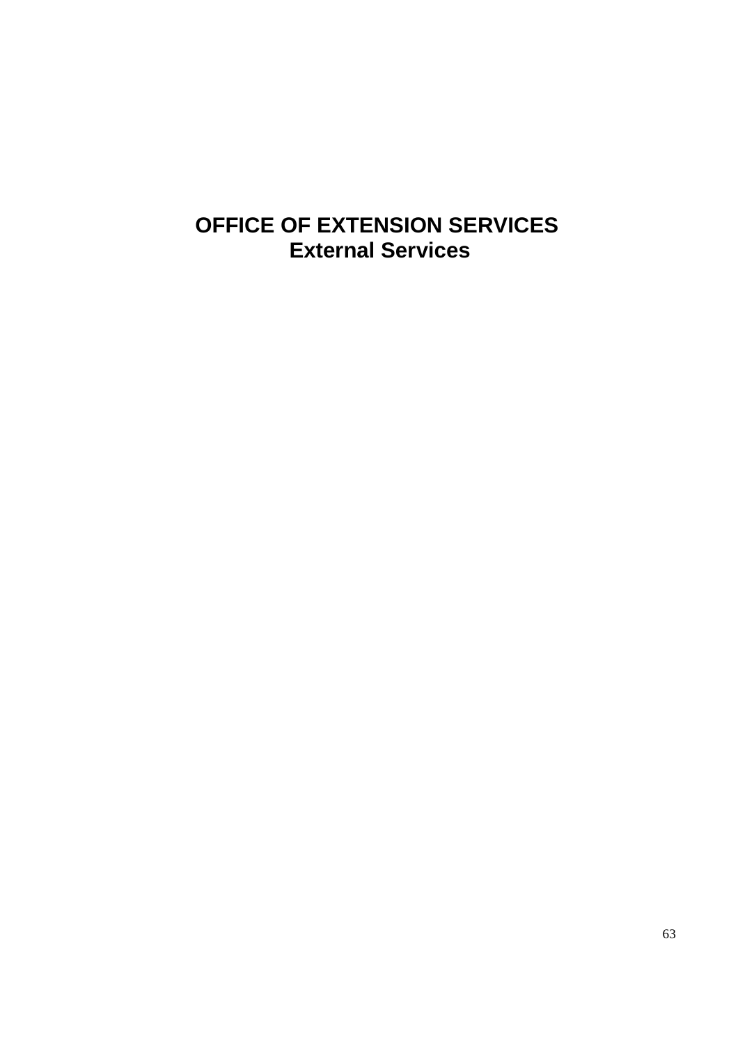# OFFICE OF EXTENSION SERVICES
## External Services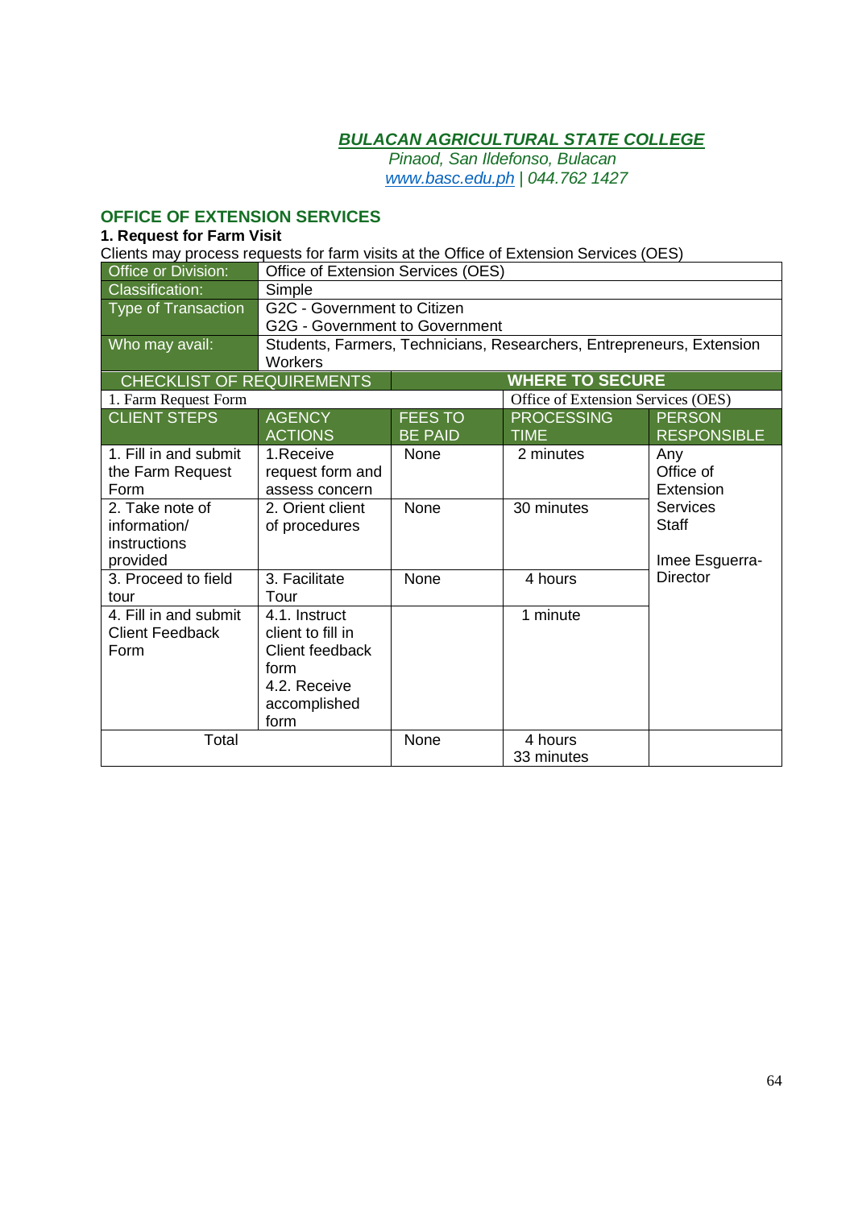***BULACAN AGRICULTURAL STATE COLLEGE***

*Pinaod, San Ildefonso, Bulacan*

*www.basc.edu.ph | 044.762 1427*

## OFFICE OF EXTENSION SERVICES

### 1. Request for Farm Visit

Clients may process requests for farm visits at the Office of Extension Services (OES)

| Office or Division: | Office of Extension Services (OES) |
|---|---|
| Classification: | Simple |
| Type of Transaction | G2C - Government to Citizen<br>G2G - Government to Government |
| Who may avail: | Students, Farmers, Technicians, Researchers, Entrepreneurs, Extension Workers |

| CHECKLIST OF REQUIREMENTS | WHERE TO SECURE |
|---|---|
| 1. Farm Request Form | Office of Extension Services (OES) |

| CLIENT STEPS | AGENCY ACTIONS | FEES TO BE PAID | PROCESSING TIME | PERSON RESPONSIBLE |
|---|---|---|---|---|
| 1. Fill in and submit the Farm Request Form | 1.Receive request form and assess concern | None | 2 minutes | Any Office of Extension Services Staff<br><br>Imee Esguerra-Director |
| 2. Take note of information/ instructions provided | 2. Orient client of procedures | None | 30 minutes | |
| 3. Proceed to field tour | 3. Facilitate Tour | None | 4 hours | |
| 4. Fill in and submit Client Feedback Form | 4.1. Instruct client to fill in Client feedback form<br>4.2. Receive accomplished form | | 1 minute | |
| Total | | None | 4 hours 33 minutes | |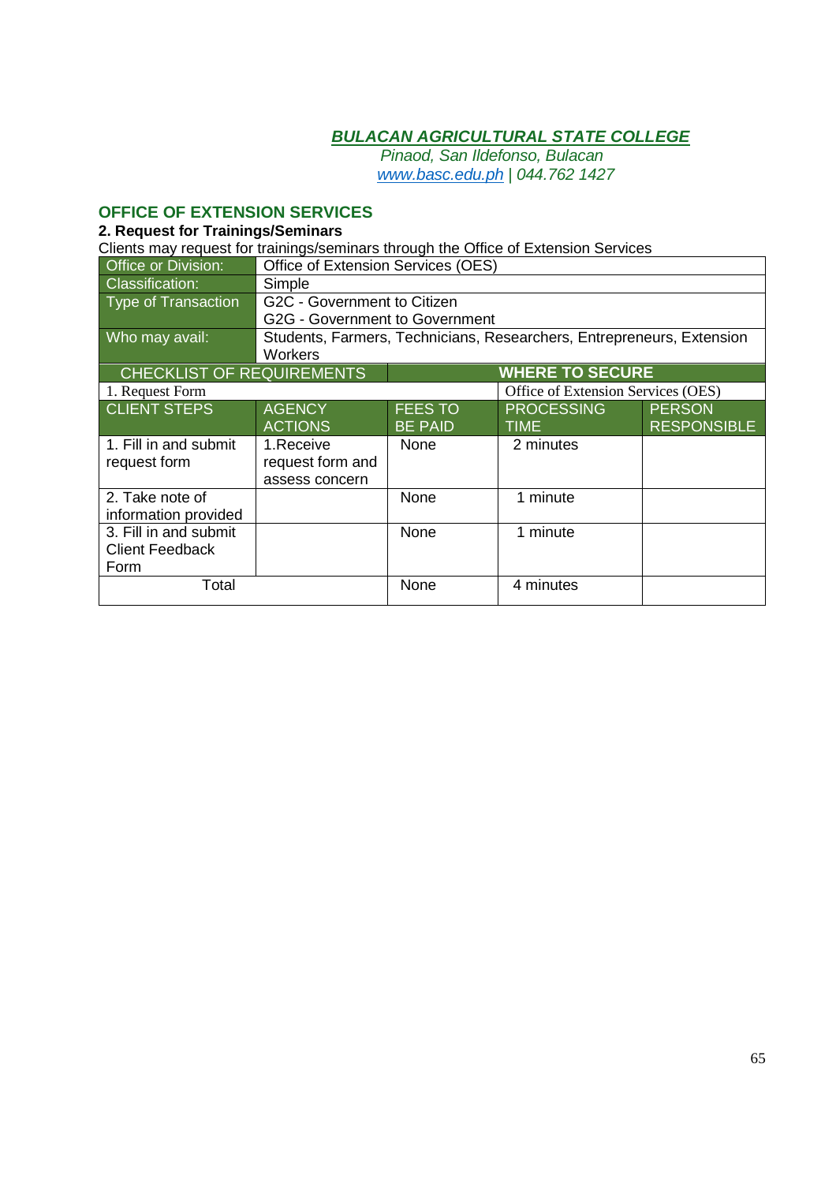**BULACAN AGRICULTURAL STATE COLLEGE**
*Pinaod, San Ildefonso, Bulacan*
*www.basc.edu.ph | 044.762 1427*

## OFFICE OF EXTENSION SERVICES

### 2. Request for Trainings/Seminars

Clients may request for trainings/seminars through the Office of Extension Services

| Office or Division: | Office of Extension Services (OES) | | | |
|---|---|---|---|---|
| Classification: | Simple | | | |
| Type of Transaction | G2C - Government to Citizen<br>G2G - Government to Government | | | |
| Who may avail: | Students, Farmers, Technicians, Researchers, Entrepreneurs, Extension Workers | | | |
| **CHECKLIST OF REQUIREMENTS** | | | **WHERE TO SECURE** | |
| 1. Request Form | | | Office of Extension Services (OES) | |
| **CLIENT STEPS** | **AGENCY ACTIONS** | **FEES TO BE PAID** | **PROCESSING TIME** | **PERSON RESPONSIBLE** |
| 1. Fill in and submit request form | 1.Receive request form and assess concern | None | 2 minutes | |
| 2. Take note of information provided | | None | 1 minute | |
| 3. Fill in and submit Client Feedback Form | | None | 1 minute | |
| Total | | None | 4 minutes | |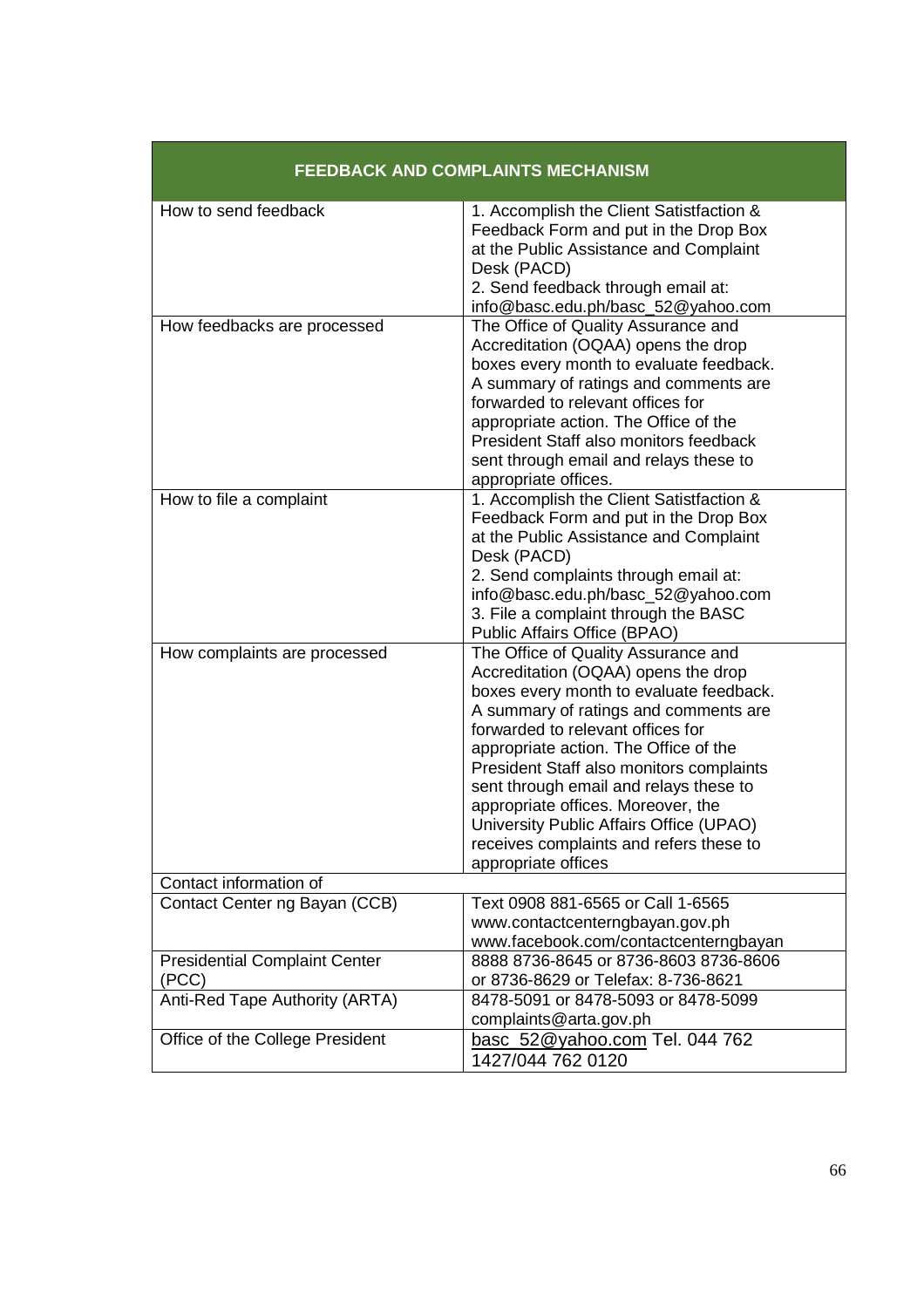| FEEDBACK AND COMPLAINTS MECHANISM | |
|---|---|
| How to send feedback | 1. Accomplish the Client Satistfaction & Feedback Form and put in the Drop Box at the Public Assistance and Complaint Desk (PACD)<br>2. Send feedback through email at: info@basc.edu.ph/basc_52@yahoo.com |
| How feedbacks are processed | The Office of Quality Assurance and Accreditation (OQAA) opens the drop boxes every month to evaluate feedback. A summary of ratings and comments are forwarded to relevant offices for appropriate action. The Office of the President Staff also monitors feedback sent through email and relays these to appropriate offices. |
| How to file a complaint | 1. Accomplish the Client Satistfaction & Feedback Form and put in the Drop Box at the Public Assistance and Complaint Desk (PACD)<br>2. Send complaints through email at: info@basc.edu.ph/basc_52@yahoo.com<br>3. File a complaint through the BASC Public Affairs Office (BPAO) |
| How complaints are processed | The Office of Quality Assurance and Accreditation (OQAA) opens the drop boxes every month to evaluate feedback. A summary of ratings and comments are forwarded to relevant offices for appropriate action. The Office of the President Staff also monitors complaints sent through email and relays these to appropriate offices. Moreover, the University Public Affairs Office (UPAO) receives complaints and refers these to appropriate offices |
| Contact information of | |
| Contact Center ng Bayan (CCB) | Text 0908 881-6565 or Call 1-6565<br>www.contactcenterngbayan.gov.ph<br>www.facebook.com/contactcenterngbayan |
| Presidential Complaint Center (PCC) | 8888 8736-8645 or 8736-8603 8736-8606 or 8736-8629 or Telefax: 8-736-8621 |
| Anti-Red Tape Authority (ARTA) | 8478-5091 or 8478-5093 or 8478-5099<br>complaints@arta.gov.ph |
| Office of the College President | basc_52@yahoo.com Tel. 044 762 1427/044 762 0120 |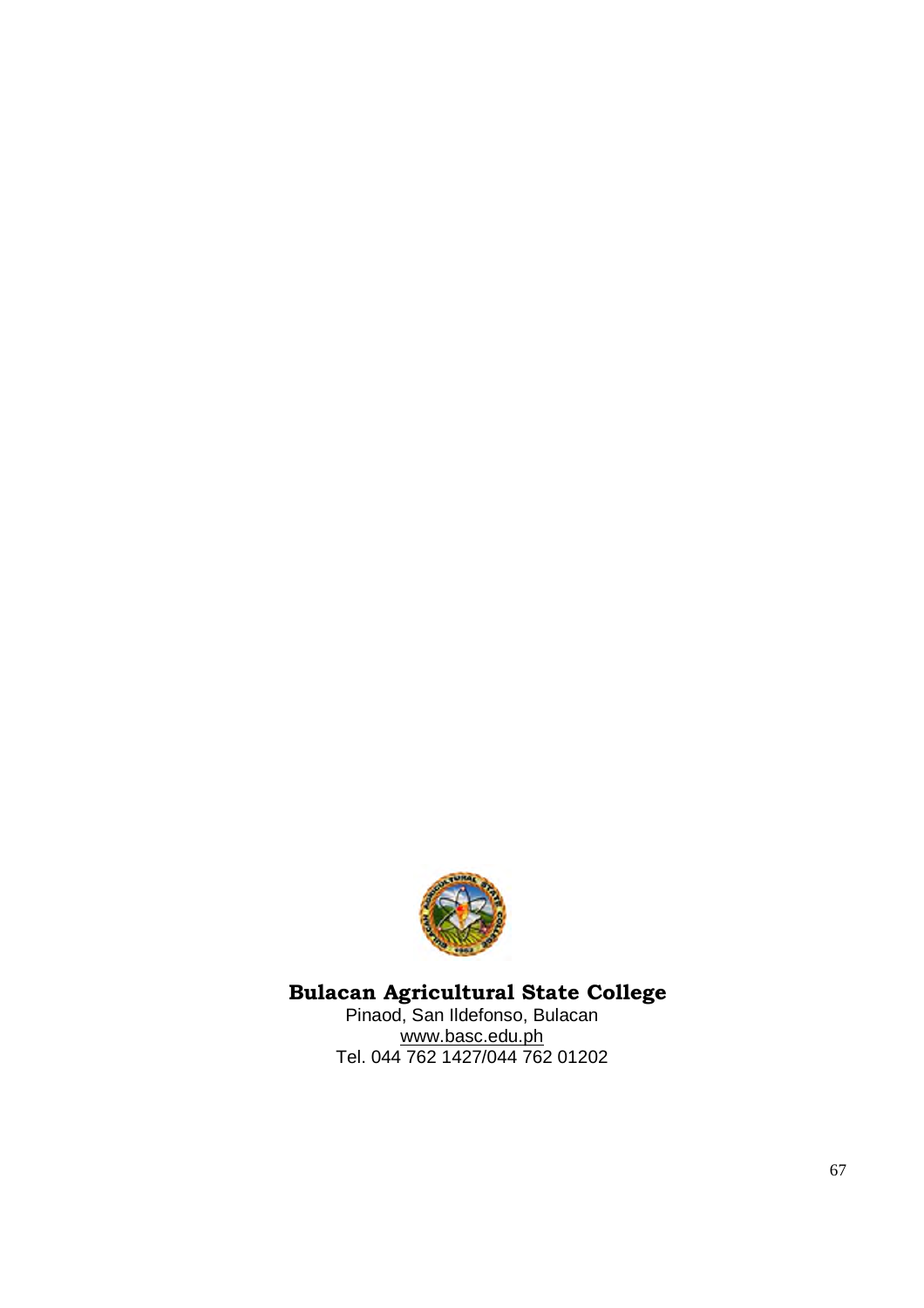**Bulacan Agricultural State College**

Pinaod, San Ildefonso, Bulacan

www.basc.edu.ph

Tel. 044 762 1427/044 762 01202